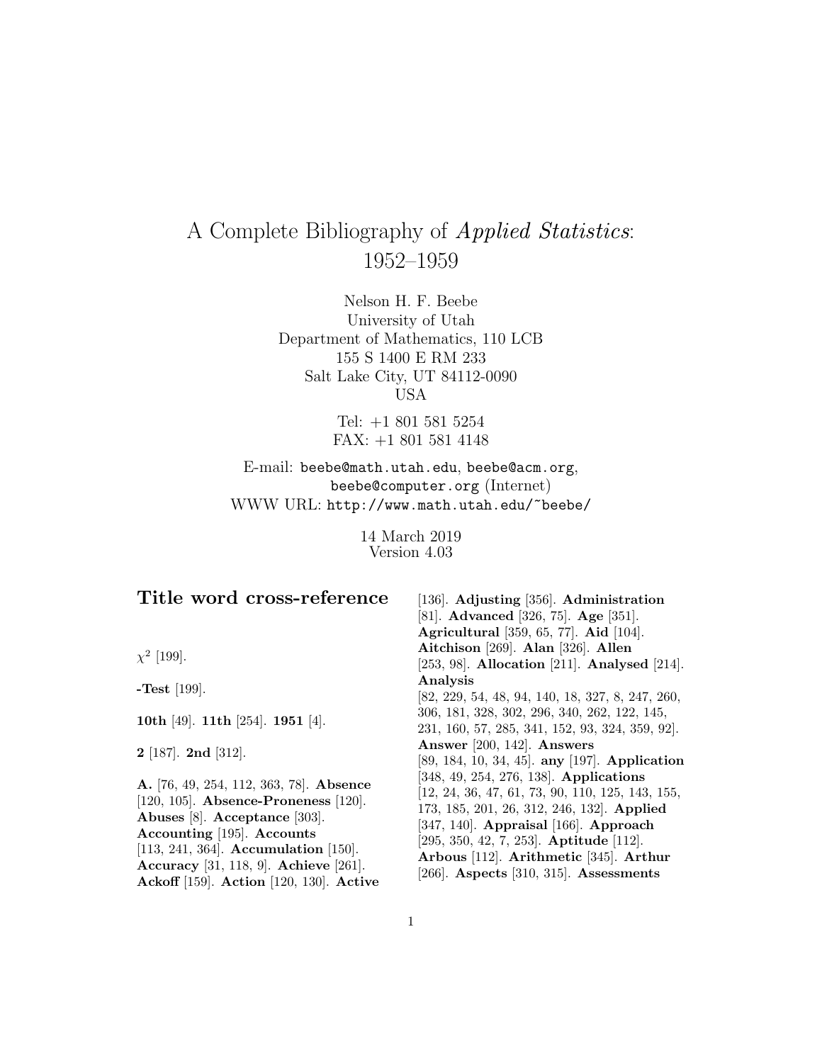# A Complete Bibliography of *Applied Statistics*: 1952–1959

Nelson H. F. Beebe
University of Utah
Department of Mathematics, 110 LCB
155 S 1400 E RM 233
Salt Lake City, UT 84112-0090
USA

Tel: +1 801 581 5254
FAX: +1 801 581 4148

E-mail: `beebe@math.utah.edu`, `beebe@acm.org`, `beebe@computer.org` (Internet)
WWW URL: `http://www.math.utah.edu/~beebe/`

14 March 2019
Version 4.03

## Title word cross-reference

$\chi^2$ [199].

**-Test** [199].

**10th** [49]. **11th** [254]. **1951** [4].

**2** [187]. **2nd** [312].

**A.** [76, 49, 254, 112, 363, 78]. **Absence** [120, 105]. **Absence-Proneness** [120]. **Abuses** [8]. **Acceptance** [303]. **Accounting** [195]. **Accounts** [113, 241, 364]. **Accumulation** [150]. **Accuracy** [31, 118, 9]. **Achieve** [261]. **Ackoff** [159]. **Action** [120, 130]. **Active** [136]. **Adjusting** [356]. **Administration** [81]. **Advanced** [326, 75]. **Age** [351]. **Agricultural** [359, 65, 77]. **Aid** [104]. **Aitchison** [269]. **Alan** [326]. **Allen** [253, 98]. **Allocation** [211]. **Analysed** [214]. **Analysis** [82, 229, 54, 48, 94, 140, 18, 327, 8, 247, 260, 306, 181, 328, 302, 296, 340, 262, 122, 145, 231, 160, 57, 285, 341, 152, 93, 324, 359, 92]. **Answer** [200, 142]. **Answers** [89, 184, 10, 34, 45]. **any** [197]. **Application** [348, 49, 254, 276, 138]. **Applications** [12, 24, 36, 47, 61, 73, 90, 110, 125, 143, 155, 173, 185, 201, 26, 312, 246, 132]. **Applied** [347, 140]. **Appraisal** [166]. **Approach** [295, 350, 42, 7, 253]. **Aptitude** [112]. **Arbous** [112]. **Arithmetic** [345]. **Arthur** [266]. **Aspects** [310, 315]. **Assessments**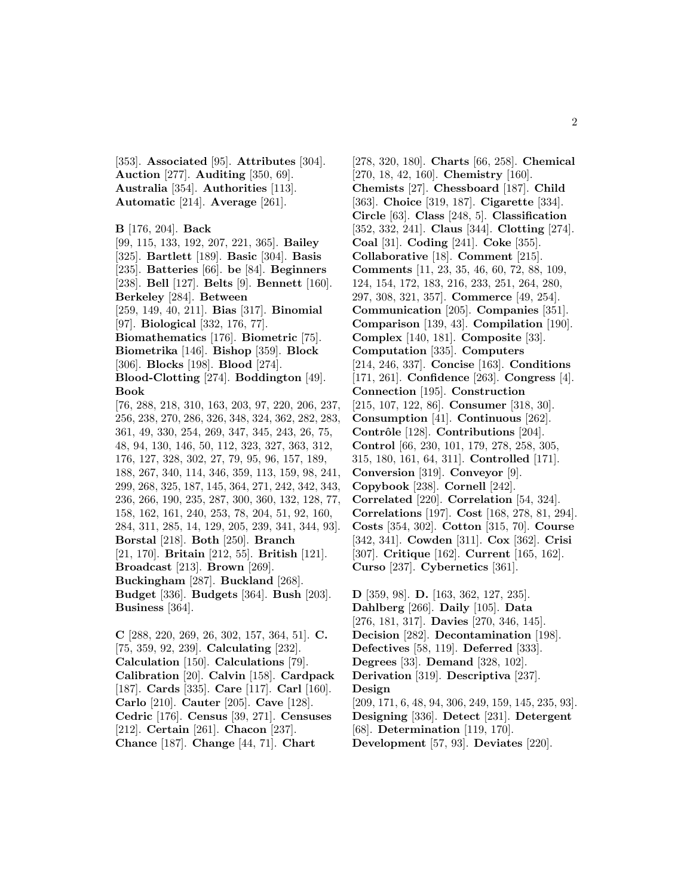[353]. **Associated** [95]. **Attributes** [304]. **Auction** [277]. **Auditing** [350, 69]. **Australia** [354]. **Authorities** [113]. **Automatic** [214]. **Average** [261].

**B** [176, 204]. **Back** [99, 115, 133, 192, 207, 221, 365]. **Bailey** [325]. **Bartlett** [189]. **Basic** [304]. **Basis** [235]. **Batteries** [66]. **be** [84]. **Beginners** [238]. **Bell** [127]. **Belts** [9]. **Bennett** [160]. **Berkeley** [284]. **Between** [259, 149, 40, 211]. **Bias** [317]. **Binomial** [97]. **Biological** [332, 176, 77]. **Biomathematics** [176]. **Biometric** [75]. **Biometrika** [146]. **Bishop** [359]. **Block** [306]. **Blocks** [198]. **Blood** [274]. **Blood-Clotting** [274]. **Boddington** [49]. **Book** [76, 288, 218, 310, 163, 203, 97, 220, 206, 237, 256, 238, 270, 286, 326, 348, 324, 362, 282, 283, 361, 49, 330, 254, 269, 347, 345, 243, 26, 75, 48, 94, 130, 146, 50, 112, 323, 327, 363, 312, 176, 127, 328, 302, 27, 79, 95, 96, 157, 189, 188, 267, 340, 114, 346, 359, 113, 159, 98, 241, 299, 268, 325, 187, 145, 364, 271, 242, 342, 343, 236, 266, 190, 235, 287, 300, 360, 132, 128, 77, 158, 162, 161, 240, 253, 78, 204, 51, 92, 160, 284, 311, 285, 14, 129, 205, 239, 341, 344, 93]. **Borstal** [218]. **Both** [250]. **Branch** [21, 170]. **Britain** [212, 55]. **British** [121]. **Broadcast** [213]. **Brown** [269]. **Buckingham** [287]. **Buckland** [268]. **Budget** [336]. **Budgets** [364]. **Bush** [203]. **Business** [364].

**C** [288, 220, 269, 26, 302, 157, 364, 51]. **C.** [75, 359, 92, 239]. **Calculating** [232]. **Calculation** [150]. **Calculations** [79]. **Calibration** [20]. **Calvin** [158]. **Cardpack** [187]. **Cards** [335]. **Care** [117]. **Carl** [160]. **Carlo** [210]. **Cauter** [205]. **Cave** [128]. **Cedric** [176]. **Census** [39, 271]. **Censuses** [212]. **Certain** [261]. **Chacon** [237]. **Chance** [187]. **Change** [44, 71]. **Chart** [278, 320, 180]. **Charts** [66, 258]. **Chemical** [270, 18, 42, 160]. **Chemistry** [160]. **Chemists** [27]. **Chessboard** [187]. **Child** [363]. **Choice** [319, 187]. **Cigarette** [334]. **Circle** [63]. **Class** [248, 5]. **Classification** [352, 332, 241]. **Claus** [344]. **Clotting** [274]. **Coal** [31]. **Coding** [241]. **Coke** [355]. **Collaborative** [18]. **Comment** [215]. **Comments** [11, 23, 35, 46, 60, 72, 88, 109, 124, 154, 172, 183, 216, 233, 251, 264, 280, 297, 308, 321, 357]. **Commerce** [49, 254]. **Communication** [205]. **Companies** [351]. **Comparison** [139, 43]. **Compilation** [190]. **Complex** [140, 181]. **Composite** [33]. **Computation** [335]. **Computers** [214, 246, 337]. **Concise** [163]. **Conditions** [171, 261]. **Confidence** [263]. **Congress** [4]. **Connection** [195]. **Construction** [215, 107, 122, 86]. **Consumer** [318, 30]. **Consumption** [41]. **Continuous** [262]. **Contrôle** [128]. **Contributions** [204]. **Control** [66, 230, 101, 179, 278, 258, 305, 315, 180, 161, 64, 311]. **Controlled** [171]. **Conversion** [319]. **Conveyor** [9]. **Copybook** [238]. **Cornell** [242]. **Correlated** [220]. **Correlation** [54, 324]. **Correlations** [197]. **Cost** [168, 278, 81, 294]. **Costs** [354, 302]. **Cotton** [315, 70]. **Course** [342, 341]. **Cowden** [311]. **Cox** [362]. **Crisi** [307]. **Critique** [162]. **Current** [165, 162]. **Curso** [237]. **Cybernetics** [361].

**D** [359, 98]. **D.** [163, 362, 127, 235]. **Dahlberg** [266]. **Daily** [105]. **Data** [276, 181, 317]. **Davies** [270, 346, 145]. **Decision** [282]. **Decontamination** [198]. **Defectives** [58, 119]. **Deferred** [333]. **Degrees** [33]. **Demand** [328, 102]. **Derivation** [319]. **Descriptiva** [237]. **Design** [209, 171, 6, 48, 94, 306, 249, 159, 145, 235, 93]. **Designing** [336]. **Detect** [231]. **Detergent** [68]. **Determination** [119, 170]. **Development** [57, 93]. **Deviates** [220].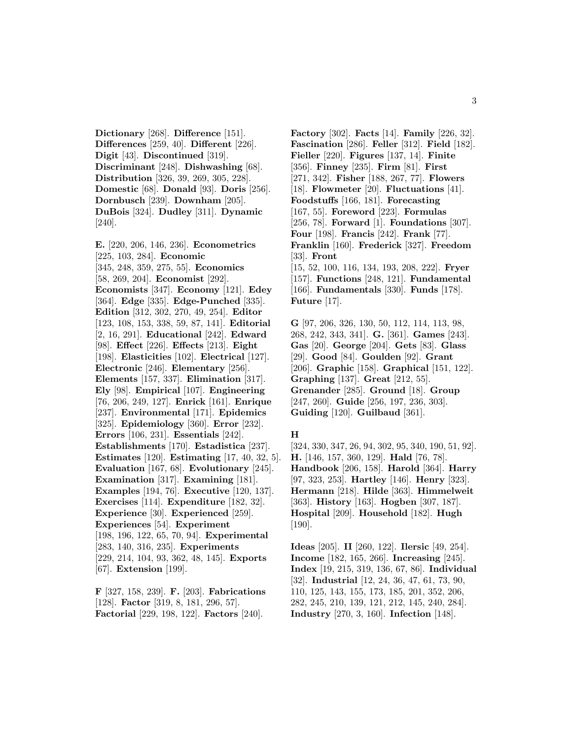**Dictionary** [268]. **Difference** [151]. **Differences** [259, 40]. **Different** [226]. **Digit** [43]. **Discontinued** [319]. **Discriminant** [248]. **Dishwashing** [68]. **Distribution** [326, 39, 269, 305, 228]. **Domestic** [68]. **Donald** [93]. **Doris** [256]. **Dornbusch** [239]. **Downham** [205]. **DuBois** [324]. **Dudley** [311]. **Dynamic** [240].

**E.** [220, 206, 146, 236]. **Econometrics** [225, 103, 284]. **Economic** [345, 248, 359, 275, 55]. **Economics** [58, 269, 204]. **Economist** [292]. **Economists** [347]. **Economy** [121]. **Edey** [364]. **Edge** [335]. **Edge-Punched** [335]. **Edition** [312, 302, 270, 49, 254]. **Editor** [123, 108, 153, 338, 59, 87, 141]. **Editorial** [2, 16, 291]. **Educational** [242]. **Edward** [98]. **Effect** [226]. **Effects** [213]. **Eight** [198]. **Elasticities** [102]. **Electrical** [127]. **Electronic** [246]. **Elementary** [256]. **Elements** [157, 337]. **Elimination** [317]. **Ely** [98]. **Empirical** [107]. **Engineering** [76, 206, 249, 127]. **Enrick** [161]. **Enrique** [237]. **Environmental** [171]. **Epidemics** [325]. **Epidemiology** [360]. **Error** [232]. **Errors** [106, 231]. **Essentials** [242]. **Establishments** [170]. **Estadistica** [237]. **Estimates** [120]. **Estimating** [17, 40, 32, 5]. **Evaluation** [167, 68]. **Evolutionary** [245]. **Examination** [317]. **Examining** [181]. **Examples** [194, 76]. **Executive** [120, 137]. **Exercises** [114]. **Expenditure** [182, 32]. **Experience** [30]. **Experienced** [259]. **Experiences** [54]. **Experiment** [198, 196, 122, 65, 70, 94]. **Experimental** [283, 140, 316, 235]. **Experiments** [229, 214, 104, 93, 362, 48, 145]. **Exports** [67]. **Extension** [199].

**F** [327, 158, 239]. **F.** [203]. **Fabrications** [128]. **Factor** [319, 8, 181, 296, 57]. **Factorial** [229, 198, 122]. **Factors** [240]. **Factory** [302]. **Facts** [14]. **Family** [226, 32]. **Fascination** [286]. **Feller** [312]. **Field** [182]. **Fieller** [220]. **Figures** [137, 14]. **Finite** [356]. **Finney** [235]. **Firm** [81]. **First** [271, 342]. **Fisher** [188, 267, 77]. **Flowers** [18]. **Flowmeter** [20]. **Fluctuations** [41]. **Foodstuffs** [166, 181]. **Forecasting** [167, 55]. **Foreword** [223]. **Formulas** [256, 78]. **Forward** [1]. **Foundations** [307]. **Four** [198]. **Francis** [242]. **Frank** [77]. **Franklin** [160]. **Frederick** [327]. **Freedom** [33]. **Front** [15, 52, 100, 116, 134, 193, 208, 222]. **Fryer** [157]. **Functions** [248, 121]. **Fundamental** [166]. **Fundamentals** [330]. **Funds** [178]. **Future** [17].

**G** [97, 206, 326, 130, 50, 112, 114, 113, 98, 268, 242, 343, 341]. **G.** [361]. **Games** [243]. **Gas** [20]. **George** [204]. **Gets** [83]. **Glass** [29]. **Good** [84]. **Goulden** [92]. **Grant** [206]. **Graphic** [158]. **Graphical** [151, 122]. **Graphing** [137]. **Great** [212, 55]. **Grenander** [285]. **Ground** [18]. **Group** [247, 260]. **Guide** [256, 197, 236, 303]. **Guiding** [120]. **Guilbaud** [361].

**H** [324, 330, 347, 26, 94, 302, 95, 340, 190, 51, 92]. **H.** [146, 157, 360, 129]. **Hald** [76, 78]. **Handbook** [206, 158]. **Harold** [364]. **Harry** [97, 323, 253]. **Hartley** [146]. **Henry** [323]. **Hermann** [218]. **Hilde** [363]. **Himmelweit** [363]. **History** [163]. **Hogben** [307, 187]. **Hospital** [209]. **Household** [182]. **Hugh** [190].

**Ideas** [205]. **II** [260, 122]. **Ilersic** [49, 254]. **Income** [182, 165, 266]. **Increasing** [245]. **Index** [19, 215, 319, 136, 67, 86]. **Individual** [32]. **Industrial** [12, 24, 36, 47, 61, 73, 90, 110, 125, 143, 155, 173, 185, 201, 352, 206, 282, 245, 210, 139, 121, 212, 145, 240, 284]. **Industry** [270, 3, 160]. **Infection** [148].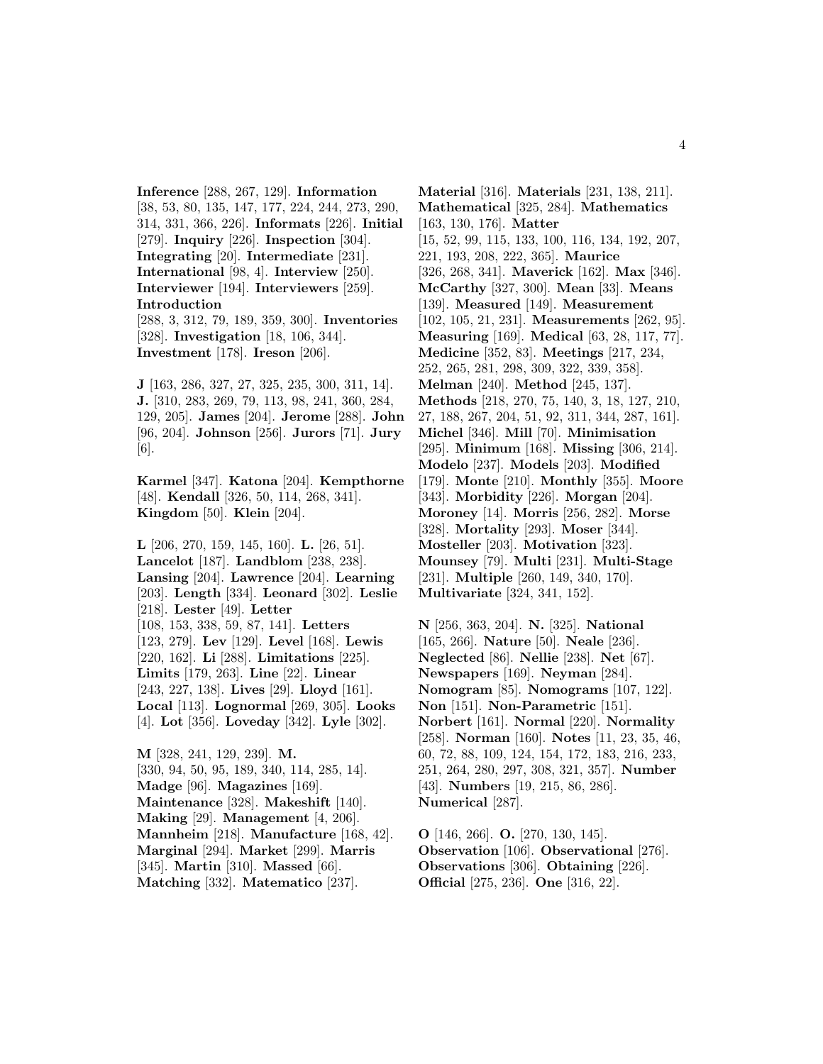**Inference** [288, 267, 129]. **Information** [38, 53, 80, 135, 147, 177, 224, 244, 273, 290, 314, 331, 366, 226]. **Informats** [226]. **Initial** [279]. **Inquiry** [226]. **Inspection** [304]. **Integrating** [20]. **Intermediate** [231]. **International** [98, 4]. **Interview** [250]. **Interviewer** [194]. **Interviewers** [259]. **Introduction** [288, 3, 312, 79, 189, 359, 300]. **Inventories** [328]. **Investigation** [18, 106, 344]. **Investment** [178]. **Ireson** [206].

**J** [163, 286, 327, 27, 325, 235, 300, 311, 14]. **J.** [310, 283, 269, 79, 113, 98, 241, 360, 284, 129, 205]. **James** [204]. **Jerome** [288]. **John** [96, 204]. **Johnson** [256]. **Jurors** [71]. **Jury** [6].

**Karmel** [347]. **Katona** [204]. **Kempthorne** [48]. **Kendall** [326, 50, 114, 268, 341]. **Kingdom** [50]. **Klein** [204].

**L** [206, 270, 159, 145, 160]. **L.** [26, 51]. **Lancelot** [187]. **Landblom** [238, 238]. **Lansing** [204]. **Lawrence** [204]. **Learning** [203]. **Length** [334]. **Leonard** [302]. **Leslie** [218]. **Lester** [49]. **Letter** [108, 153, 338, 59, 87, 141]. **Letters** [123, 279]. **Lev** [129]. **Level** [168]. **Lewis** [220, 162]. **Li** [288]. **Limitations** [225]. **Limits** [179, 263]. **Line** [22]. **Linear** [243, 227, 138]. **Lives** [29]. **Lloyd** [161]. **Local** [113]. **Lognormal** [269, 305]. **Looks** [4]. **Lot** [356]. **Loveday** [342]. **Lyle** [302].

**M** [328, 241, 129, 239]. **M.** [330, 94, 50, 95, 189, 340, 114, 285, 14]. **Madge** [96]. **Magazines** [169]. **Maintenance** [328]. **Makeshift** [140]. **Making** [29]. **Management** [4, 206]. **Mannheim** [218]. **Manufacture** [168, 42]. **Marginal** [294]. **Market** [299]. **Marris** [345]. **Martin** [310]. **Massed** [66]. **Matching** [332]. **Matematico** [237].

**Material** [316]. **Materials** [231, 138, 211]. **Mathematical** [325, 284]. **Mathematics** [163, 130, 176]. **Matter** [15, 52, 99, 115, 133, 100, 116, 134, 192, 207, 221, 193, 208, 222, 365]. **Maurice** [326, 268, 341]. **Maverick** [162]. **Max** [346]. **McCarthy** [327, 300]. **Mean** [33]. **Means** [139]. **Measured** [149]. **Measurement** [102, 105, 21, 231]. **Measurements** [262, 95]. **Measuring** [169]. **Medical** [63, 28, 117, 77]. **Medicine** [352, 83]. **Meetings** [217, 234, 252, 265, 281, 298, 309, 322, 339, 358]. **Melman** [240]. **Method** [245, 137]. **Methods** [218, 270, 75, 140, 3, 18, 127, 210, 27, 188, 267, 204, 51, 92, 311, 344, 287, 161]. **Michel** [346]. **Mill** [70]. **Minimisation** [295]. **Minimum** [168]. **Missing** [306, 214]. **Modelo** [237]. **Models** [203]. **Modified** [179]. **Monte** [210]. **Monthly** [355]. **Moore** [343]. **Morbidity** [226]. **Morgan** [204]. **Moroney** [14]. **Morris** [256, 282]. **Morse** [328]. **Mortality** [293]. **Moser** [344]. **Mosteller** [203]. **Motivation** [323]. **Mounsey** [79]. **Multi** [231]. **Multi-Stage** [231]. **Multiple** [260, 149, 340, 170]. **Multivariate** [324, 341, 152].

**N** [256, 363, 204]. **N.** [325]. **National** [165, 266]. **Nature** [50]. **Neale** [236]. **Neglected** [86]. **Nellie** [238]. **Net** [67]. **Newspapers** [169]. **Neyman** [284]. **Nomogram** [85]. **Nomograms** [107, 122]. **Non** [151]. **Non-Parametric** [151]. **Norbert** [161]. **Normal** [220]. **Normality** [258]. **Norman** [160]. **Notes** [11, 23, 35, 46, 60, 72, 88, 109, 124, 154, 172, 183, 216, 233, 251, 264, 280, 297, 308, 321, 357]. **Number** [43]. **Numbers** [19, 215, 86, 286]. **Numerical** [287].

**O** [146, 266]. **O.** [270, 130, 145]. **Observation** [106]. **Observational** [276]. **Observations** [306]. **Obtaining** [226]. **Official** [275, 236]. **One** [316, 22].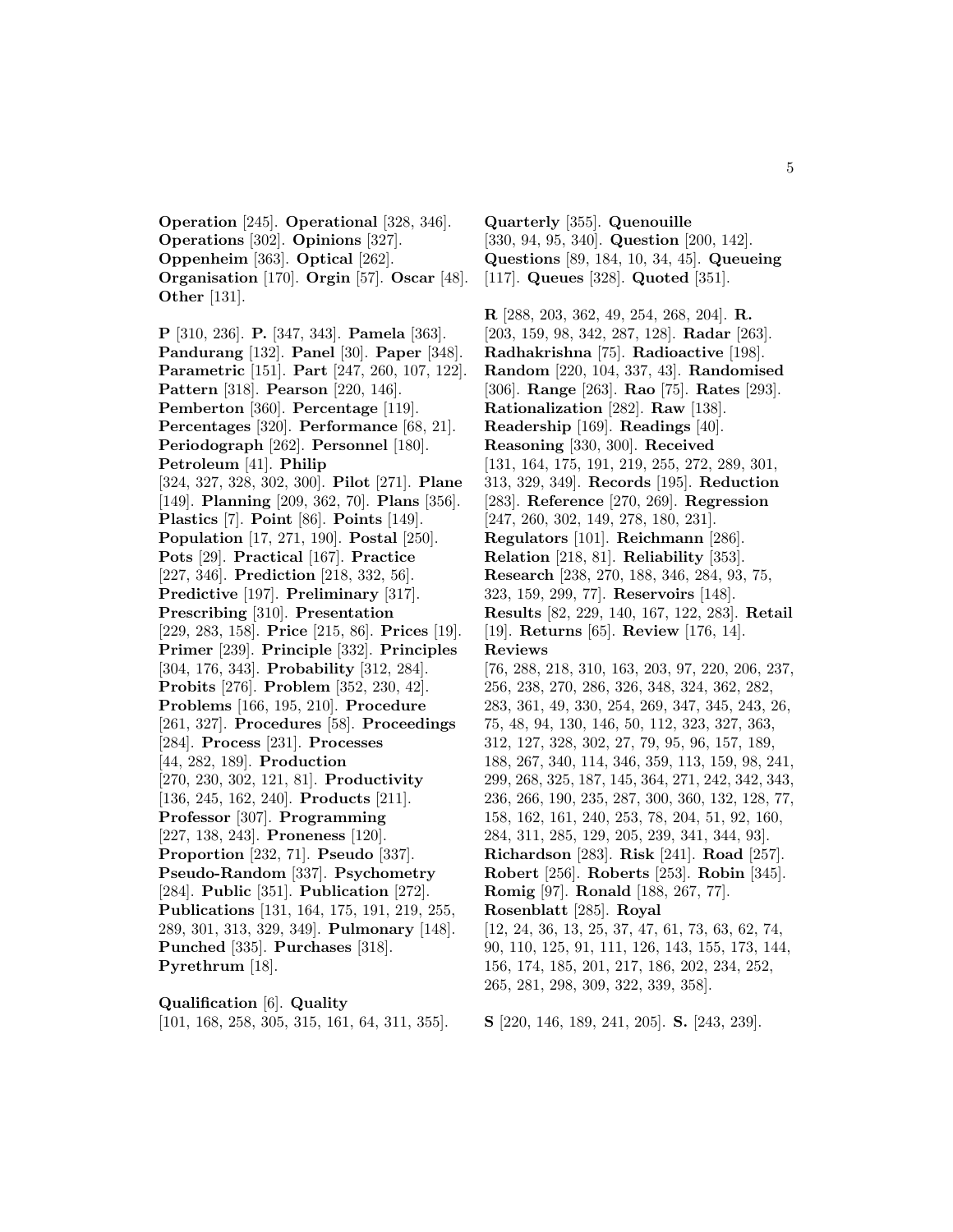**Operation** [245]. **Operational** [328, 346]. **Operations** [302]. **Opinions** [327]. **Oppenheim** [363]. **Optical** [262]. **Organisation** [170]. **Orgin** [57]. **Oscar** [48]. **Other** [131].

**P** [310, 236]. **P.** [347, 343]. **Pamela** [363]. **Pandurang** [132]. **Panel** [30]. **Paper** [348]. **Parametric** [151]. **Part** [247, 260, 107, 122]. **Pattern** [318]. **Pearson** [220, 146]. **Pemberton** [360]. **Percentage** [119]. **Percentages** [320]. **Performance** [68, 21]. **Periodograph** [262]. **Personnel** [180]. **Petroleum** [41]. **Philip** [324, 327, 328, 302, 300]. **Pilot** [271]. **Plane** [149]. **Planning** [209, 362, 70]. **Plans** [356]. **Plastics** [7]. **Point** [86]. **Points** [149]. **Population** [17, 271, 190]. **Postal** [250]. **Pots** [29]. **Practical** [167]. **Practice** [227, 346]. **Prediction** [218, 332, 56]. **Predictive** [197]. **Preliminary** [317]. **Prescribing** [310]. **Presentation** [229, 283, 158]. **Price** [215, 86]. **Prices** [19]. **Primer** [239]. **Principle** [332]. **Principles** [304, 176, 343]. **Probability** [312, 284]. **Probits** [276]. **Problem** [352, 230, 42]. **Problems** [166, 195, 210]. **Procedure** [261, 327]. **Procedures** [58]. **Proceedings** [284]. **Process** [231]. **Processes** [44, 282, 189]. **Production** [270, 230, 302, 121, 81]. **Productivity** [136, 245, 162, 240]. **Products** [211]. **Professor** [307]. **Programming** [227, 138, 243]. **Proneness** [120]. **Proportion** [232, 71]. **Pseudo** [337]. **Pseudo-Random** [337]. **Psychometry** [284]. **Public** [351]. **Publication** [272]. **Publications** [131, 164, 175, 191, 219, 255, 289, 301, 313, 329, 349]. **Pulmonary** [148]. **Punched** [335]. **Purchases** [318]. **Pyrethrum** [18].

**Qualification** [6]. **Quality** [101, 168, 258, 305, 315, 161, 64, 311, 355]. **Quarterly** [355]. **Quenouille** [330, 94, 95, 340]. **Question** [200, 142]. **Questions** [89, 184, 10, 34, 45]. **Queueing** [117]. **Queues** [328]. **Quoted** [351].

**R** [288, 203, 362, 49, 254, 268, 204]. **R.** [203, 159, 98, 342, 287, 128]. **Radar** [263]. **Radhakrishna** [75]. **Radioactive** [198]. **Random** [220, 104, 337, 43]. **Randomised** [306]. **Range** [263]. **Rao** [75]. **Rates** [293]. **Rationalization** [282]. **Raw** [138]. **Readership** [169]. **Readings** [40]. **Reasoning** [330, 300]. **Received** [131, 164, 175, 191, 219, 255, 272, 289, 301, 313, 329, 349]. **Records** [195]. **Reduction** [283]. **Reference** [270, 269]. **Regression** [247, 260, 302, 149, 278, 180, 231]. **Regulators** [101]. **Reichmann** [286]. **Relation** [218, 81]. **Reliability** [353]. **Research** [238, 270, 188, 346, 284, 93, 75, 323, 159, 299, 77]. **Reservoirs** [148]. **Results** [82, 229, 140, 167, 122, 283]. **Retail** [19]. **Returns** [65]. **Review** [176, 14]. **Reviews** [76, 288, 218, 310, 163, 203, 97, 220, 206, 237, 256, 238, 270, 286, 326, 348, 324, 362, 282, 283, 361, 49, 330, 254, 269, 347, 345, 243, 26, 75, 48, 94, 130, 146, 50, 112, 323, 327, 363, 312, 127, 328, 302, 27, 79, 95, 96, 157, 189, 188, 267, 340, 114, 346, 359, 113, 159, 98, 241, 299, 268, 325, 187, 145, 364, 271, 242, 342, 343, 236, 266, 190, 235, 287, 300, 360, 132, 128, 77, 158, 162, 161, 240, 253, 78, 204, 51, 92, 160, 284, 311, 285, 129, 205, 239, 341, 344, 93]. **Richardson** [283]. **Risk** [241]. **Road** [257]. **Robert** [256]. **Roberts** [253]. **Robin** [345]. **Romig** [97]. **Ronald** [188, 267, 77]. **Rosenblatt** [285]. **Royal** [12, 24, 36, 13, 25, 37, 47, 61, 73, 63, 62, 74, 90, 110, 125, 91, 111, 126, 143, 155, 173, 144, 156, 174, 185, 201, 217, 186, 202, 234, 252, 265, 281, 298, 309, 322, 339, 358].

**S** [220, 146, 189, 241, 205]. **S.** [243, 239].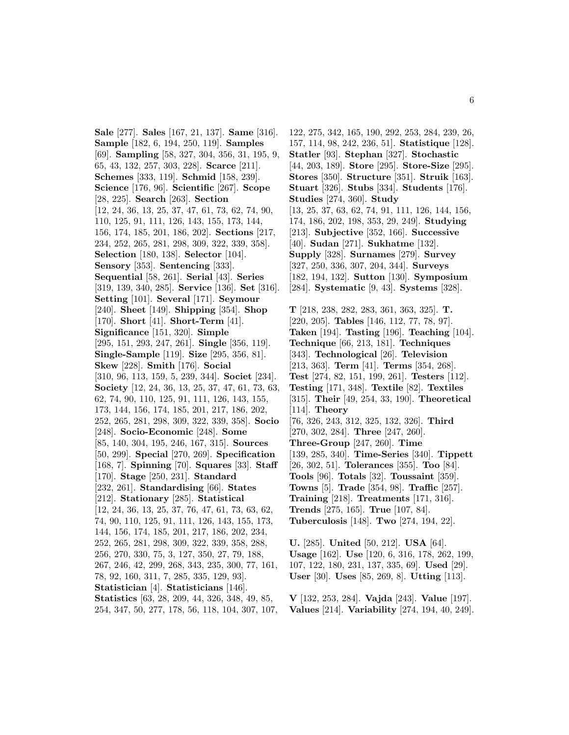**Sale** [277]. **Sales** [167, 21, 137]. **Same** [316]. **Sample** [182, 6, 194, 250, 119]. **Samples** [69]. **Sampling** [58, 327, 304, 356, 31, 195, 9, 65, 43, 132, 257, 303, 228]. **Scarce** [211]. **Schemes** [333, 119]. **Schmid** [158, 239]. **Science** [176, 96]. **Scientific** [267]. **Scope** [28, 225]. **Search** [263]. **Section** [12, 24, 36, 13, 25, 37, 47, 61, 73, 62, 74, 90, 110, 125, 91, 111, 126, 143, 155, 173, 144, 156, 174, 185, 201, 186, 202]. **Sections** [217, 234, 252, 265, 281, 298, 309, 322, 339, 358]. **Selection** [180, 138]. **Selector** [104]. **Sensory** [353]. **Sentencing** [333]. **Sequential** [58, 261]. **Serial** [43]. **Series** [319, 139, 340, 285]. **Service** [136]. **Set** [316]. **Setting** [101]. **Several** [171]. **Seymour** [240]. **Sheet** [149]. **Shipping** [354]. **Shop** [170]. **Short** [41]. **Short-Term** [41]. **Significance** [151, 320]. **Simple** [295, 151, 293, 247, 261]. **Single** [356, 119]. **Single-Sample** [119]. **Size** [295, 356, 81]. **Skew** [228]. **Smith** [176]. **Social** [310, 96, 113, 159, 5, 239, 344]. **Societ** [234]. **Society** [12, 24, 36, 13, 25, 37, 47, 61, 73, 63, 62, 74, 90, 110, 125, 91, 111, 126, 143, 155, 173, 144, 156, 174, 185, 201, 217, 186, 202, 252, 265, 281, 298, 309, 322, 339, 358]. **Socio** [248]. **Socio-Economic** [248]. **Some** [85, 140, 304, 195, 246, 167, 315]. **Sources** [50, 299]. **Special** [270, 269]. **Specification** [168, 7]. **Spinning** [70]. **Squares** [33]. **Staff** [170]. **Stage** [250, 231]. **Standard** [232, 261]. **Standardising** [66]. **States** [212]. **Stationary** [285]. **Statistical** [12, 24, 36, 13, 25, 37, 76, 47, 61, 73, 63, 62, 74, 90, 110, 125, 91, 111, 126, 143, 155, 173, 144, 156, 174, 185, 201, 217, 186, 202, 234, 252, 265, 281, 298, 309, 322, 339, 358, 288, 256, 270, 330, 75, 3, 127, 350, 27, 79, 188, 267, 246, 42, 299, 268, 343, 235, 300, 77, 161, 78, 92, 160, 311, 7, 285, 335, 129, 93]. **Statistician** [4]. **Statisticians** [146]. **Statistics** [63, 28, 209, 44, 326, 348, 49, 85, 254, 347, 50, 277, 178, 56, 118, 104, 307, 107, 122, 275, 342, 165, 190, 292, 253, 284, 239, 26, 157, 114, 98, 242, 236, 51]. **Statistique** [128]. **Statler** [93]. **Stephan** [327]. **Stochastic** [44, 203, 189]. **Store** [295]. **Store-Size** [295]. **Stores** [350]. **Structure** [351]. **Struik** [163]. **Stuart** [326]. **Stubs** [334]. **Students** [176]. **Studies** [274, 360]. **Study** [13, 25, 37, 63, 62, 74, 91, 111, 126, 144, 156, 174, 186, 202, 198, 353, 29, 249]. **Studying** [213]. **Subjective** [352, 166]. **Successive** [40]. **Sudan** [271]. **Sukhatme** [132]. **Supply** [328]. **Surnames** [279]. **Survey** [327, 250, 336, 307, 204, 344]. **Surveys** [182, 194, 132]. **Sutton** [130]. **Symposium** [284]. **Systematic** [9, 43]. **Systems** [328].

**T** [218, 238, 282, 283, 361, 363, 325]. **T.** [220, 205]. **Tables** [146, 112, 77, 78, 97]. **Taken** [194]. **Tasting** [196]. **Teaching** [104]. **Technique** [66, 213, 181]. **Techniques** [343]. **Technological** [26]. **Television** [213, 363]. **Term** [41]. **Terms** [354, 268]. **Test** [274, 82, 151, 199, 261]. **Testers** [112]. **Testing** [171, 348]. **Textile** [82]. **Textiles** [315]. **Their** [49, 254, 33, 190]. **Theoretical** [114]. **Theory** [76, 326, 243, 312, 325, 132, 326]. **Third** [270, 302, 284]. **Three** [247, 260]. **Three-Group** [247, 260]. **Time** [139, 285, 340]. **Time-Series** [340]. **Tippett** [26, 302, 51]. **Tolerances** [355]. **Too** [84]. **Tools** [96]. **Totals** [32]. **Toussaint** [359]. **Towns** [5]. **Trade** [354, 98]. **Traffic** [257]. **Training** [218]. **Treatments** [171, 316]. **Trends** [275, 165]. **True** [107, 84]. **Tuberculosis** [148]. **Two** [274, 194, 22].

**U.** [285]. **United** [50, 212]. **USA** [64]. **Usage** [162]. **Use** [120, 6, 316, 178, 262, 199, 107, 122, 180, 231, 137, 335, 69]. **Used** [29]. **User** [30]. **Uses** [85, 269, 8]. **Utting** [113].

**V** [132, 253, 284]. **Vajda** [243]. **Value** [197]. **Values** [214]. **Variability** [274, 194, 40, 249].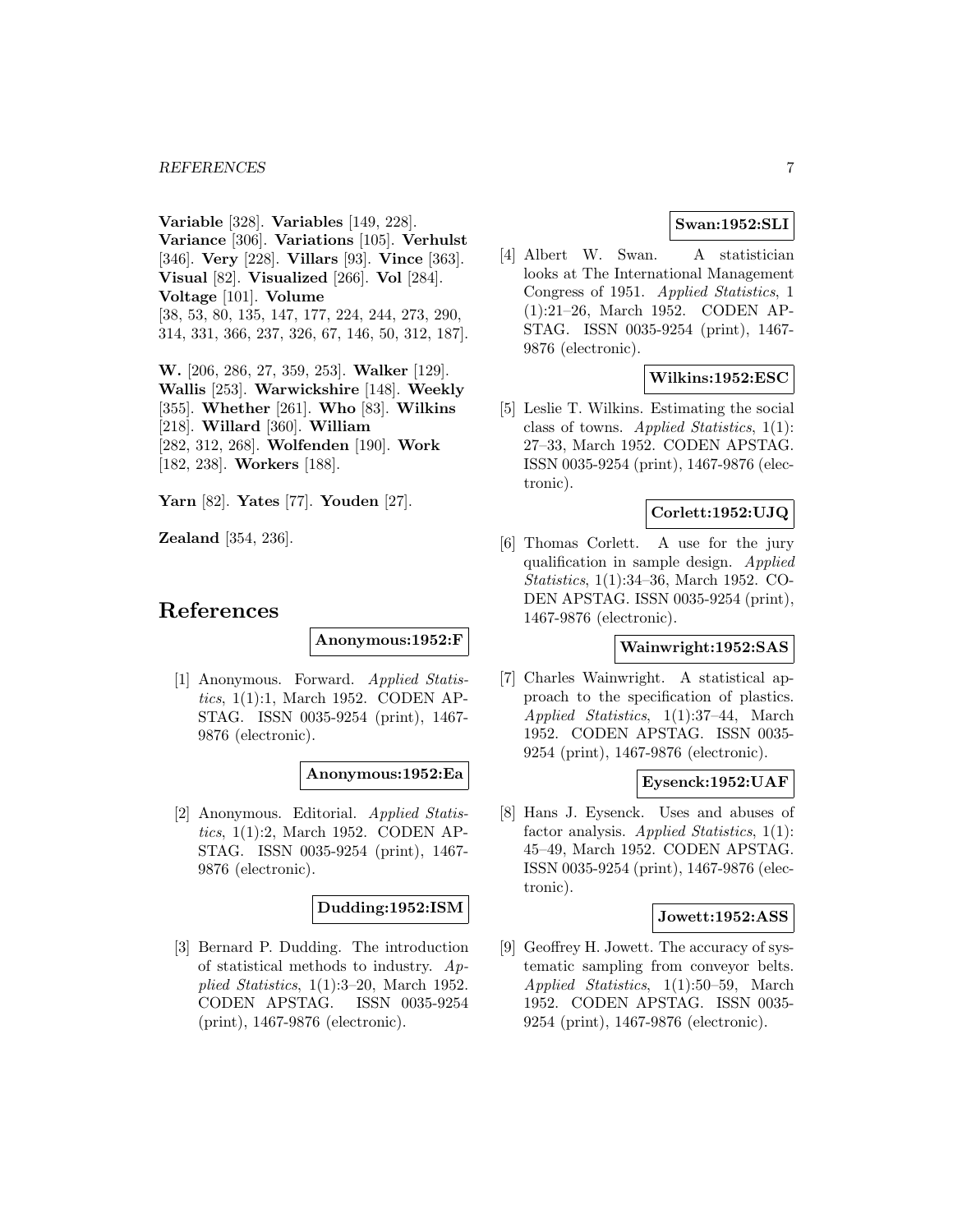**Variable** [328]. **Variables** [149, 228]. **Variance** [306]. **Variations** [105]. **Verhulst** [346]. **Very** [228]. **Villars** [93]. **Vince** [363]. **Visual** [82]. **Visualized** [266]. **Vol** [284]. **Voltage** [101]. **Volume** [38, 53, 80, 135, 147, 177, 224, 244, 273, 290, 314, 331, 366, 237, 326, 67, 146, 50, 312, 187].

**W.** [206, 286, 27, 359, 253]. **Walker** [129]. **Wallis** [253]. **Warwickshire** [148]. **Weekly** [355]. **Whether** [261]. **Who** [83]. **Wilkins** [218]. **Willard** [360]. **William** [282, 312, 268]. **Wolfenden** [190]. **Work** [182, 238]. **Workers** [188].

**Yarn** [82]. **Yates** [77]. **Youden** [27].

**Zealand** [354, 236].

# References

**Anonymous:1952:F**

[1] Anonymous. Forward. *Applied Statistics*, 1(1):1, March 1952. CODEN APSTAG. ISSN 0035-9254 (print), 1467-9876 (electronic).

**Anonymous:1952:Ea**

[2] Anonymous. Editorial. *Applied Statistics*, 1(1):2, March 1952. CODEN APSTAG. ISSN 0035-9254 (print), 1467-9876 (electronic).

**Dudding:1952:ISM**

[3] Bernard P. Dudding. The introduction of statistical methods to industry. *Applied Statistics*, 1(1):3–20, March 1952. CODEN APSTAG. ISSN 0035-9254 (print), 1467-9876 (electronic).

**Swan:1952:SLI**

[4] Albert W. Swan. A statistician looks at The International Management Congress of 1951. *Applied Statistics*, 1 (1):21–26, March 1952. CODEN APSTAG. ISSN 0035-9254 (print), 1467-9876 (electronic).

**Wilkins:1952:ESC**

[5] Leslie T. Wilkins. Estimating the social class of towns. *Applied Statistics*, 1(1): 27–33, March 1952. CODEN APSTAG. ISSN 0035-9254 (print), 1467-9876 (electronic).

**Corlett:1952:UJQ**

[6] Thomas Corlett. A use for the jury qualification in sample design. *Applied Statistics*, 1(1):34–36, March 1952. CODEN APSTAG. ISSN 0035-9254 (print), 1467-9876 (electronic).

**Wainwright:1952:SAS**

[7] Charles Wainwright. A statistical approach to the specification of plastics. *Applied Statistics*, 1(1):37–44, March 1952. CODEN APSTAG. ISSN 0035-9254 (print), 1467-9876 (electronic).

**Eysenck:1952:UAF**

[8] Hans J. Eysenck. Uses and abuses of factor analysis. *Applied Statistics*, 1(1): 45–49, March 1952. CODEN APSTAG. ISSN 0035-9254 (print), 1467-9876 (electronic).

**Jowett:1952:ASS**

[9] Geoffrey H. Jowett. The accuracy of systematic sampling from conveyor belts. *Applied Statistics*, 1(1):50–59, March 1952. CODEN APSTAG. ISSN 0035-9254 (print), 1467-9876 (electronic).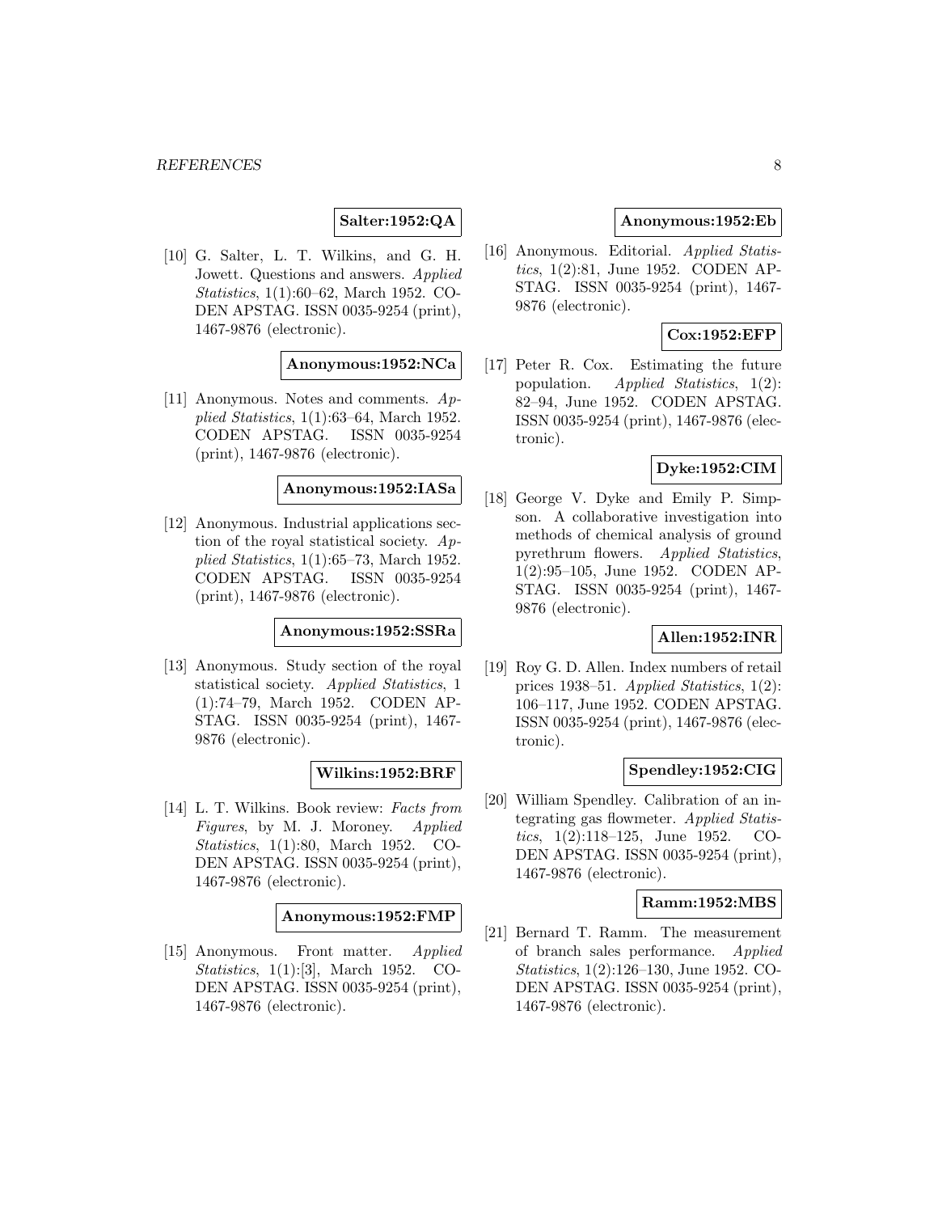**Salter:1952:QA**

[10] G. Salter, L. T. Wilkins, and G. H. Jowett. Questions and answers. *Applied Statistics*, 1(1):60–62, March 1952. CODEN APSTAG. ISSN 0035-9254 (print), 1467-9876 (electronic).

**Anonymous:1952:NCa**

[11] Anonymous. Notes and comments. *Applied Statistics*, 1(1):63–64, March 1952. CODEN APSTAG. ISSN 0035-9254 (print), 1467-9876 (electronic).

**Anonymous:1952:IASa**

[12] Anonymous. Industrial applications section of the royal statistical society. *Applied Statistics*, 1(1):65–73, March 1952. CODEN APSTAG. ISSN 0035-9254 (print), 1467-9876 (electronic).

**Anonymous:1952:SSRa**

[13] Anonymous. Study section of the royal statistical society. *Applied Statistics*, 1 (1):74–79, March 1952. CODEN APSTAG. ISSN 0035-9254 (print), 1467-9876 (electronic).

**Wilkins:1952:BRF**

[14] L. T. Wilkins. Book review: *Facts from Figures*, by M. J. Moroney. *Applied Statistics*, 1(1):80, March 1952. CODEN APSTAG. ISSN 0035-9254 (print), 1467-9876 (electronic).

**Anonymous:1952:FMP**

[15] Anonymous. Front matter. *Applied Statistics*, 1(1):[3], March 1952. CODEN APSTAG. ISSN 0035-9254 (print), 1467-9876 (electronic).

**Anonymous:1952:Eb**

[16] Anonymous. Editorial. *Applied Statistics*, 1(2):81, June 1952. CODEN APSTAG. ISSN 0035-9254 (print), 1467-9876 (electronic).

**Cox:1952:EFP**

[17] Peter R. Cox. Estimating the future population. *Applied Statistics*, 1(2): 82–94, June 1952. CODEN APSTAG. ISSN 0035-9254 (print), 1467-9876 (electronic).

**Dyke:1952:CIM**

[18] George V. Dyke and Emily P. Simpson. A collaborative investigation into methods of chemical analysis of ground pyrethrum flowers. *Applied Statistics*, 1(2):95–105, June 1952. CODEN APSTAG. ISSN 0035-9254 (print), 1467-9876 (electronic).

**Allen:1952:INR**

[19] Roy G. D. Allen. Index numbers of retail prices 1938–51. *Applied Statistics*, 1(2): 106–117, June 1952. CODEN APSTAG. ISSN 0035-9254 (print), 1467-9876 (electronic).

**Spendley:1952:CIG**

[20] William Spendley. Calibration of an integrating gas flowmeter. *Applied Statistics*, 1(2):118–125, June 1952. CODEN APSTAG. ISSN 0035-9254 (print), 1467-9876 (electronic).

**Ramm:1952:MBS**

[21] Bernard T. Ramm. The measurement of branch sales performance. *Applied Statistics*, 1(2):126–130, June 1952. CODEN APSTAG. ISSN 0035-9254 (print), 1467-9876 (electronic).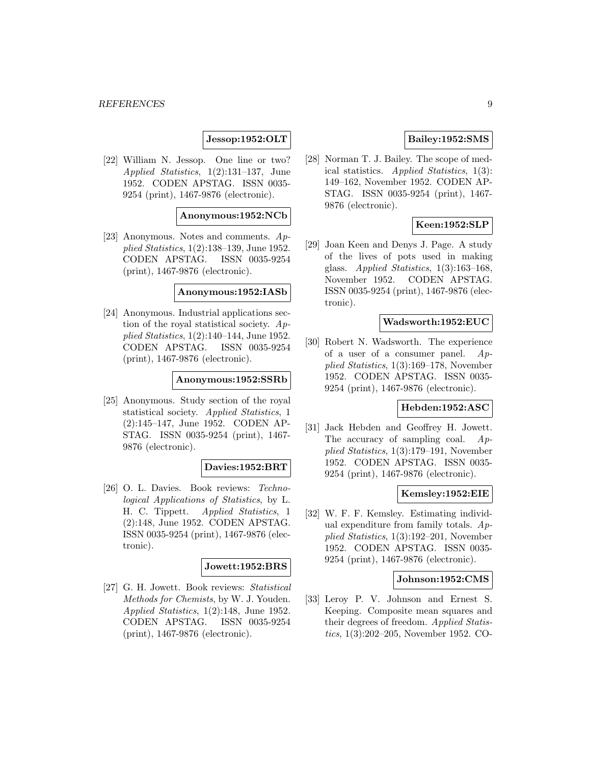**Jessop:1952:OLT**

[22] William N. Jessop. One line or two? *Applied Statistics*, 1(2):131–137, June 1952. CODEN APSTAG. ISSN 0035-9254 (print), 1467-9876 (electronic).

**Anonymous:1952:NCb**

[23] Anonymous. Notes and comments. *Applied Statistics*, 1(2):138–139, June 1952. CODEN APSTAG. ISSN 0035-9254 (print), 1467-9876 (electronic).

**Anonymous:1952:IASb**

[24] Anonymous. Industrial applications section of the royal statistical society. *Applied Statistics*, 1(2):140–144, June 1952. CODEN APSTAG. ISSN 0035-9254 (print), 1467-9876 (electronic).

**Anonymous:1952:SSRb**

[25] Anonymous. Study section of the royal statistical society. *Applied Statistics*, 1 (2):145–147, June 1952. CODEN APSTAG. ISSN 0035-9254 (print), 1467-9876 (electronic).

**Davies:1952:BRT**

[26] O. L. Davies. Book reviews: *Technological Applications of Statistics*, by L. H. C. Tippett. *Applied Statistics*, 1 (2):148, June 1952. CODEN APSTAG. ISSN 0035-9254 (print), 1467-9876 (electronic).

**Jowett:1952:BRS**

[27] G. H. Jowett. Book reviews: *Statistical Methods for Chemists*, by W. J. Youden. *Applied Statistics*, 1(2):148, June 1952. CODEN APSTAG. ISSN 0035-9254 (print), 1467-9876 (electronic).

**Bailey:1952:SMS**

[28] Norman T. J. Bailey. The scope of medical statistics. *Applied Statistics*, 1(3): 149–162, November 1952. CODEN APSTAG. ISSN 0035-9254 (print), 1467-9876 (electronic).

**Keen:1952:SLP**

[29] Joan Keen and Denys J. Page. A study of the lives of pots used in making glass. *Applied Statistics*, 1(3):163–168, November 1952. CODEN APSTAG. ISSN 0035-9254 (print), 1467-9876 (electronic).

**Wadsworth:1952:EUC**

[30] Robert N. Wadsworth. The experience of a user of a consumer panel. *Applied Statistics*, 1(3):169–178, November 1952. CODEN APSTAG. ISSN 0035-9254 (print), 1467-9876 (electronic).

**Hebden:1952:ASC**

[31] Jack Hebden and Geoffrey H. Jowett. The accuracy of sampling coal. *Applied Statistics*, 1(3):179–191, November 1952. CODEN APSTAG. ISSN 0035-9254 (print), 1467-9876 (electronic).

**Kemsley:1952:EIE**

[32] W. F. F. Kemsley. Estimating individual expenditure from family totals. *Applied Statistics*, 1(3):192–201, November 1952. CODEN APSTAG. ISSN 0035-9254 (print), 1467-9876 (electronic).

**Johnson:1952:CMS**

[33] Leroy P. V. Johnson and Ernest S. Keeping. Composite mean squares and their degrees of freedom. *Applied Statistics*, 1(3):202–205, November 1952. CO-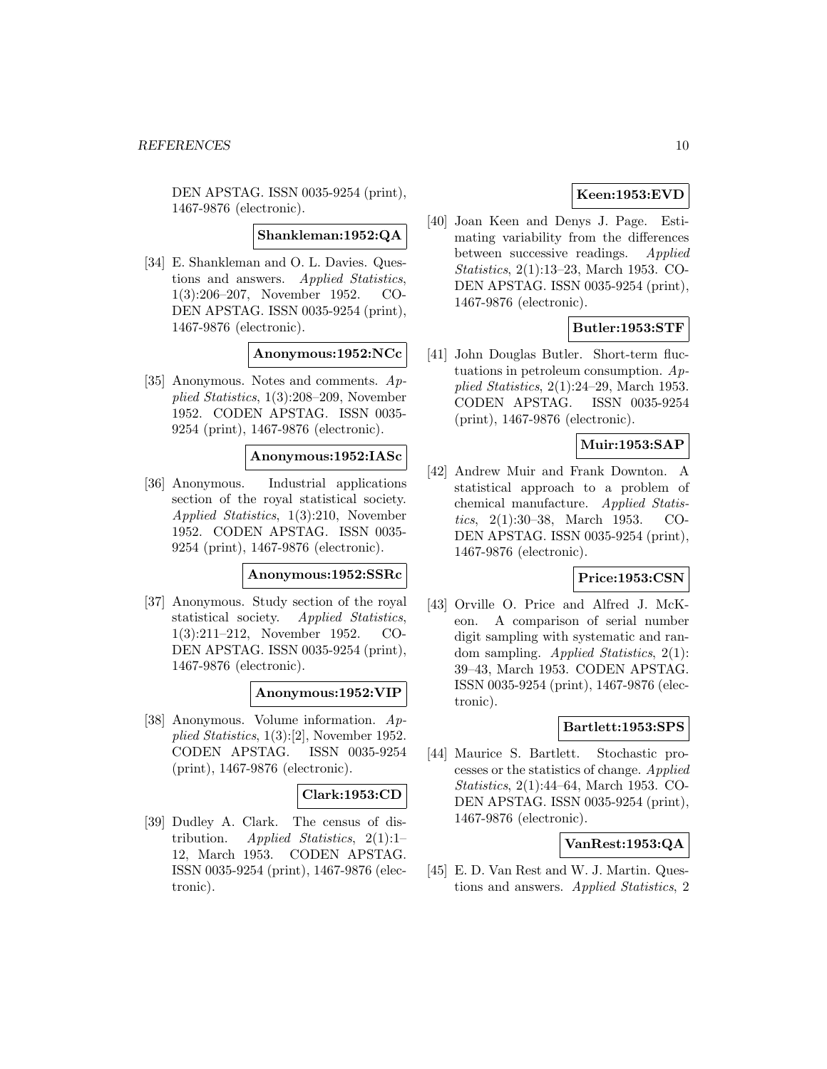DEN APSTAG. ISSN 0035-9254 (print), 1467-9876 (electronic).

**Shankleman:1952:QA**

[34] E. Shankleman and O. L. Davies. Questions and answers. *Applied Statistics*, 1(3):206–207, November 1952. CODEN APSTAG. ISSN 0035-9254 (print), 1467-9876 (electronic).

**Anonymous:1952:NCc**

[35] Anonymous. Notes and comments. *Applied Statistics*, 1(3):208–209, November 1952. CODEN APSTAG. ISSN 0035-9254 (print), 1467-9876 (electronic).

**Anonymous:1952:IASc**

[36] Anonymous. Industrial applications section of the royal statistical society. *Applied Statistics*, 1(3):210, November 1952. CODEN APSTAG. ISSN 0035-9254 (print), 1467-9876 (electronic).

**Anonymous:1952:SSRc**

[37] Anonymous. Study section of the royal statistical society. *Applied Statistics*, 1(3):211–212, November 1952. CODEN APSTAG. ISSN 0035-9254 (print), 1467-9876 (electronic).

**Anonymous:1952:VIP**

[38] Anonymous. Volume information. *Applied Statistics*, 1(3):[2], November 1952. CODEN APSTAG. ISSN 0035-9254 (print), 1467-9876 (electronic).

**Clark:1953:CD**

[39] Dudley A. Clark. The census of distribution. *Applied Statistics*, 2(1):1–12, March 1953. CODEN APSTAG. ISSN 0035-9254 (print), 1467-9876 (electronic).

**Keen:1953:EVD**

[40] Joan Keen and Denys J. Page. Estimating variability from the differences between successive readings. *Applied Statistics*, 2(1):13–23, March 1953. CODEN APSTAG. ISSN 0035-9254 (print), 1467-9876 (electronic).

**Butler:1953:STF**

[41] John Douglas Butler. Short-term fluctuations in petroleum consumption. *Applied Statistics*, 2(1):24–29, March 1953. CODEN APSTAG. ISSN 0035-9254 (print), 1467-9876 (electronic).

**Muir:1953:SAP**

[42] Andrew Muir and Frank Downton. A statistical approach to a problem of chemical manufacture. *Applied Statistics*, 2(1):30–38, March 1953. CODEN APSTAG. ISSN 0035-9254 (print), 1467-9876 (electronic).

**Price:1953:CSN**

[43] Orville O. Price and Alfred J. McKeon. A comparison of serial number digit sampling with systematic and random sampling. *Applied Statistics*, 2(1): 39–43, March 1953. CODEN APSTAG. ISSN 0035-9254 (print), 1467-9876 (electronic).

**Bartlett:1953:SPS**

[44] Maurice S. Bartlett. Stochastic processes or the statistics of change. *Applied Statistics*, 2(1):44–64, March 1953. CODEN APSTAG. ISSN 0035-9254 (print), 1467-9876 (electronic).

**VanRest:1953:QA**

[45] E. D. Van Rest and W. J. Martin. Questions and answers. *Applied Statistics*, 2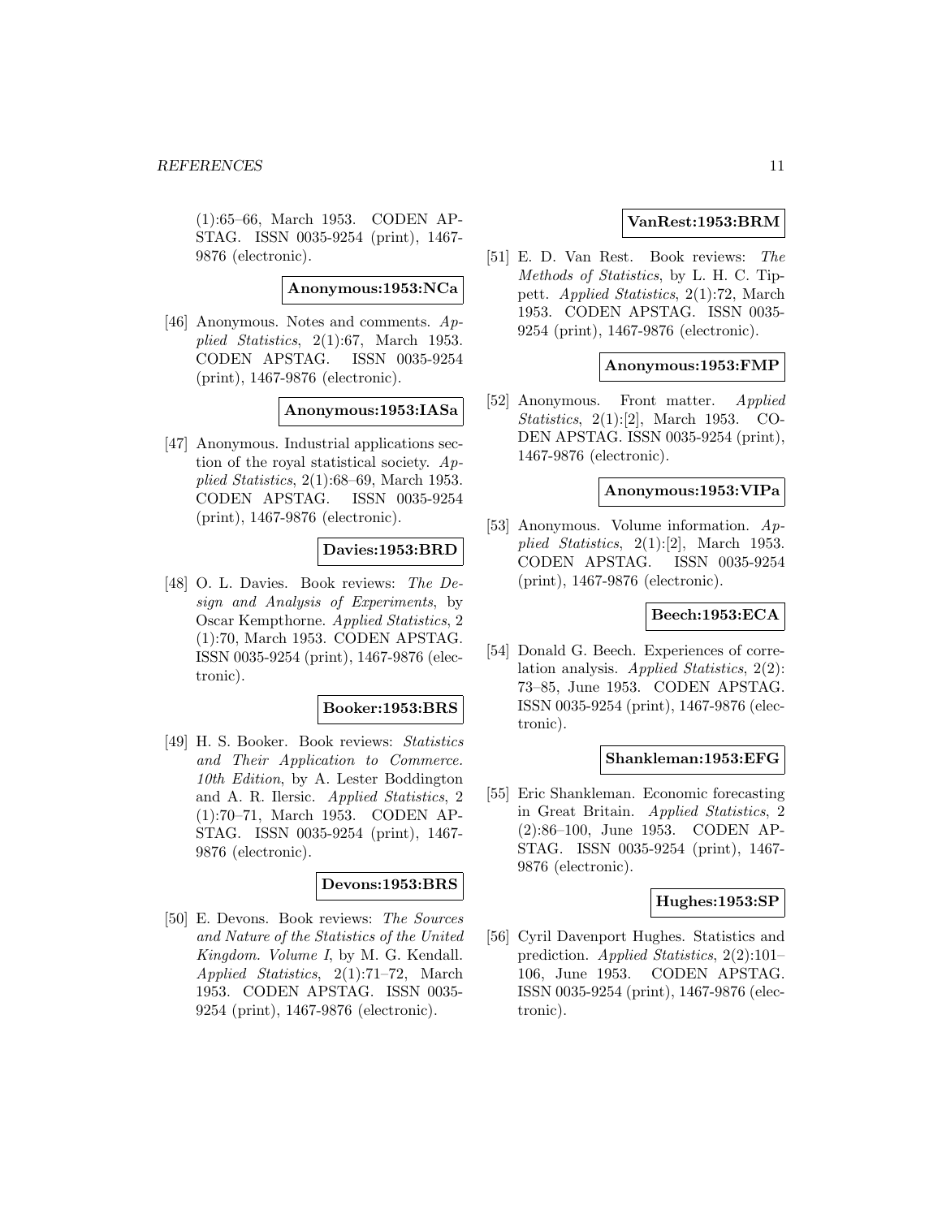(1):65–66, March 1953. CODEN APSTAG. ISSN 0035-9254 (print), 1467-9876 (electronic).

**Anonymous:1953:NCa**

[46] Anonymous. Notes and comments. *Applied Statistics*, 2(1):67, March 1953. CODEN APSTAG. ISSN 0035-9254 (print), 1467-9876 (electronic).

**Anonymous:1953:IASa**

[47] Anonymous. Industrial applications section of the royal statistical society. *Applied Statistics*, 2(1):68–69, March 1953. CODEN APSTAG. ISSN 0035-9254 (print), 1467-9876 (electronic).

**Davies:1953:BRD**

[48] O. L. Davies. Book reviews: *The Design and Analysis of Experiments*, by Oscar Kempthorne. *Applied Statistics*, 2 (1):70, March 1953. CODEN APSTAG. ISSN 0035-9254 (print), 1467-9876 (electronic).

**Booker:1953:BRS**

[49] H. S. Booker. Book reviews: *Statistics and Their Application to Commerce. 10th Edition*, by A. Lester Boddington and A. R. Ilersic. *Applied Statistics*, 2 (1):70–71, March 1953. CODEN APSTAG. ISSN 0035-9254 (print), 1467-9876 (electronic).

**Devons:1953:BRS**

[50] E. Devons. Book reviews: *The Sources and Nature of the Statistics of the United Kingdom. Volume I*, by M. G. Kendall. *Applied Statistics*, 2(1):71–72, March 1953. CODEN APSTAG. ISSN 0035-9254 (print), 1467-9876 (electronic).

**VanRest:1953:BRM**

[51] E. D. Van Rest. Book reviews: *The Methods of Statistics*, by L. H. C. Tippett. *Applied Statistics*, 2(1):72, March 1953. CODEN APSTAG. ISSN 0035-9254 (print), 1467-9876 (electronic).

**Anonymous:1953:FMP**

[52] Anonymous. Front matter. *Applied Statistics*, 2(1):[2], March 1953. CODEN APSTAG. ISSN 0035-9254 (print), 1467-9876 (electronic).

**Anonymous:1953:VIPa**

[53] Anonymous. Volume information. *Applied Statistics*, 2(1):[2], March 1953. CODEN APSTAG. ISSN 0035-9254 (print), 1467-9876 (electronic).

**Beech:1953:ECA**

[54] Donald G. Beech. Experiences of correlation analysis. *Applied Statistics*, 2(2): 73–85, June 1953. CODEN APSTAG. ISSN 0035-9254 (print), 1467-9876 (electronic).

**Shankleman:1953:EFG**

[55] Eric Shankleman. Economic forecasting in Great Britain. *Applied Statistics*, 2 (2):86–100, June 1953. CODEN APSTAG. ISSN 0035-9254 (print), 1467-9876 (electronic).

**Hughes:1953:SP**

[56] Cyril Davenport Hughes. Statistics and prediction. *Applied Statistics*, 2(2):101–106, June 1953. CODEN APSTAG. ISSN 0035-9254 (print), 1467-9876 (electronic).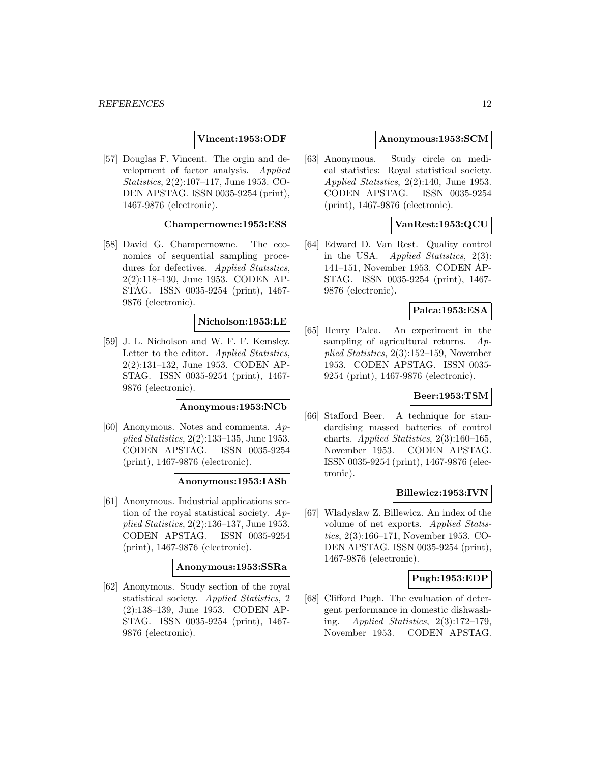**Vincent:1953:ODF**

[57] Douglas F. Vincent. The orgin and development of factor analysis. *Applied Statistics*, 2(2):107–117, June 1953. CODEN APSTAG. ISSN 0035-9254 (print), 1467-9876 (electronic).

**Champernowne:1953:ESS**

[58] David G. Champernowne. The economics of sequential sampling procedures for defectives. *Applied Statistics*, 2(2):118–130, June 1953. CODEN APSTAG. ISSN 0035-9254 (print), 1467-9876 (electronic).

**Nicholson:1953:LE**

[59] J. L. Nicholson and W. F. F. Kemsley. Letter to the editor. *Applied Statistics*, 2(2):131–132, June 1953. CODEN APSTAG. ISSN 0035-9254 (print), 1467-9876 (electronic).

**Anonymous:1953:NCb**

[60] Anonymous. Notes and comments. *Applied Statistics*, 2(2):133–135, June 1953. CODEN APSTAG. ISSN 0035-9254 (print), 1467-9876 (electronic).

**Anonymous:1953:IASb**

[61] Anonymous. Industrial applications section of the royal statistical society. *Applied Statistics*, 2(2):136–137, June 1953. CODEN APSTAG. ISSN 0035-9254 (print), 1467-9876 (electronic).

**Anonymous:1953:SSRa**

[62] Anonymous. Study section of the royal statistical society. *Applied Statistics*, 2 (2):138–139, June 1953. CODEN APSTAG. ISSN 0035-9254 (print), 1467-9876 (electronic).

**Anonymous:1953:SCM**

[63] Anonymous. Study circle on medical statistics: Royal statistical society. *Applied Statistics*, 2(2):140, June 1953. CODEN APSTAG. ISSN 0035-9254 (print), 1467-9876 (electronic).

**VanRest:1953:QCU**

[64] Edward D. Van Rest. Quality control in the USA. *Applied Statistics*, 2(3): 141–151, November 1953. CODEN APSTAG. ISSN 0035-9254 (print), 1467-9876 (electronic).

**Palca:1953:ESA**

[65] Henry Palca. An experiment in the sampling of agricultural returns. *Applied Statistics*, 2(3):152–159, November 1953. CODEN APSTAG. ISSN 0035-9254 (print), 1467-9876 (electronic).

**Beer:1953:TSM**

[66] Stafford Beer. A technique for standardising massed batteries of control charts. *Applied Statistics*, 2(3):160–165, November 1953. CODEN APSTAG. ISSN 0035-9254 (print), 1467-9876 (electronic).

**Billewicz:1953:IVN**

[67] Wladyslaw Z. Billewicz. An index of the volume of net exports. *Applied Statistics*, 2(3):166–171, November 1953. CODEN APSTAG. ISSN 0035-9254 (print), 1467-9876 (electronic).

**Pugh:1953:EDP**

[68] Clifford Pugh. The evaluation of detergent performance in domestic dishwashing. *Applied Statistics*, 2(3):172–179, November 1953. CODEN APSTAG.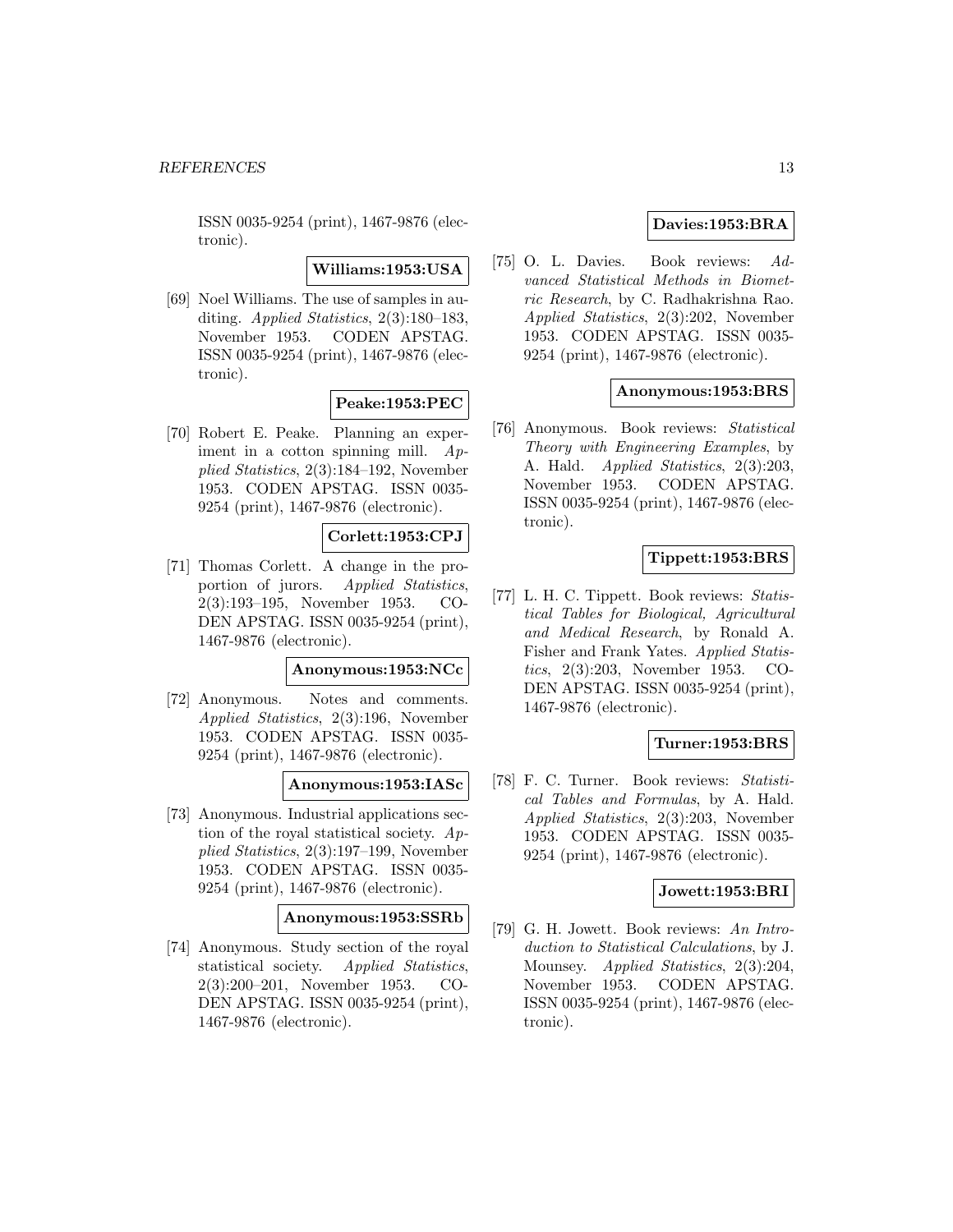ISSN 0035-9254 (print), 1467-9876 (electronic).

**Williams:1953:USA**

[69] Noel Williams. The use of samples in auditing. *Applied Statistics*, 2(3):180–183, November 1953. CODEN APSTAG. ISSN 0035-9254 (print), 1467-9876 (electronic).

**Peake:1953:PEC**

[70] Robert E. Peake. Planning an experiment in a cotton spinning mill. *Applied Statistics*, 2(3):184–192, November 1953. CODEN APSTAG. ISSN 0035-9254 (print), 1467-9876 (electronic).

**Corlett:1953:CPJ**

[71] Thomas Corlett. A change in the proportion of jurors. *Applied Statistics*, 2(3):193–195, November 1953. CODEN APSTAG. ISSN 0035-9254 (print), 1467-9876 (electronic).

**Anonymous:1953:NCc**

[72] Anonymous. Notes and comments. *Applied Statistics*, 2(3):196, November 1953. CODEN APSTAG. ISSN 0035-9254 (print), 1467-9876 (electronic).

**Anonymous:1953:IASc**

[73] Anonymous. Industrial applications section of the royal statistical society. *Applied Statistics*, 2(3):197–199, November 1953. CODEN APSTAG. ISSN 0035-9254 (print), 1467-9876 (electronic).

**Anonymous:1953:SSRb**

[74] Anonymous. Study section of the royal statistical society. *Applied Statistics*, 2(3):200–201, November 1953. CODEN APSTAG. ISSN 0035-9254 (print), 1467-9876 (electronic).

**Davies:1953:BRA**

[75] O. L. Davies. Book reviews: *Advanced Statistical Methods in Biometric Research*, by C. Radhakrishna Rao. *Applied Statistics*, 2(3):202, November 1953. CODEN APSTAG. ISSN 0035-9254 (print), 1467-9876 (electronic).

**Anonymous:1953:BRS**

[76] Anonymous. Book reviews: *Statistical Theory with Engineering Examples*, by A. Hald. *Applied Statistics*, 2(3):203, November 1953. CODEN APSTAG. ISSN 0035-9254 (print), 1467-9876 (electronic).

**Tippett:1953:BRS**

[77] L. H. C. Tippett. Book reviews: *Statistical Tables for Biological, Agricultural and Medical Research*, by Ronald A. Fisher and Frank Yates. *Applied Statistics*, 2(3):203, November 1953. CODEN APSTAG. ISSN 0035-9254 (print), 1467-9876 (electronic).

**Turner:1953:BRS**

[78] F. C. Turner. Book reviews: *Statistical Tables and Formulas*, by A. Hald. *Applied Statistics*, 2(3):203, November 1953. CODEN APSTAG. ISSN 0035-9254 (print), 1467-9876 (electronic).

**Jowett:1953:BRI**

[79] G. H. Jowett. Book reviews: *An Introduction to Statistical Calculations*, by J. Mounsey. *Applied Statistics*, 2(3):204, November 1953. CODEN APSTAG. ISSN 0035-9254 (print), 1467-9876 (electronic).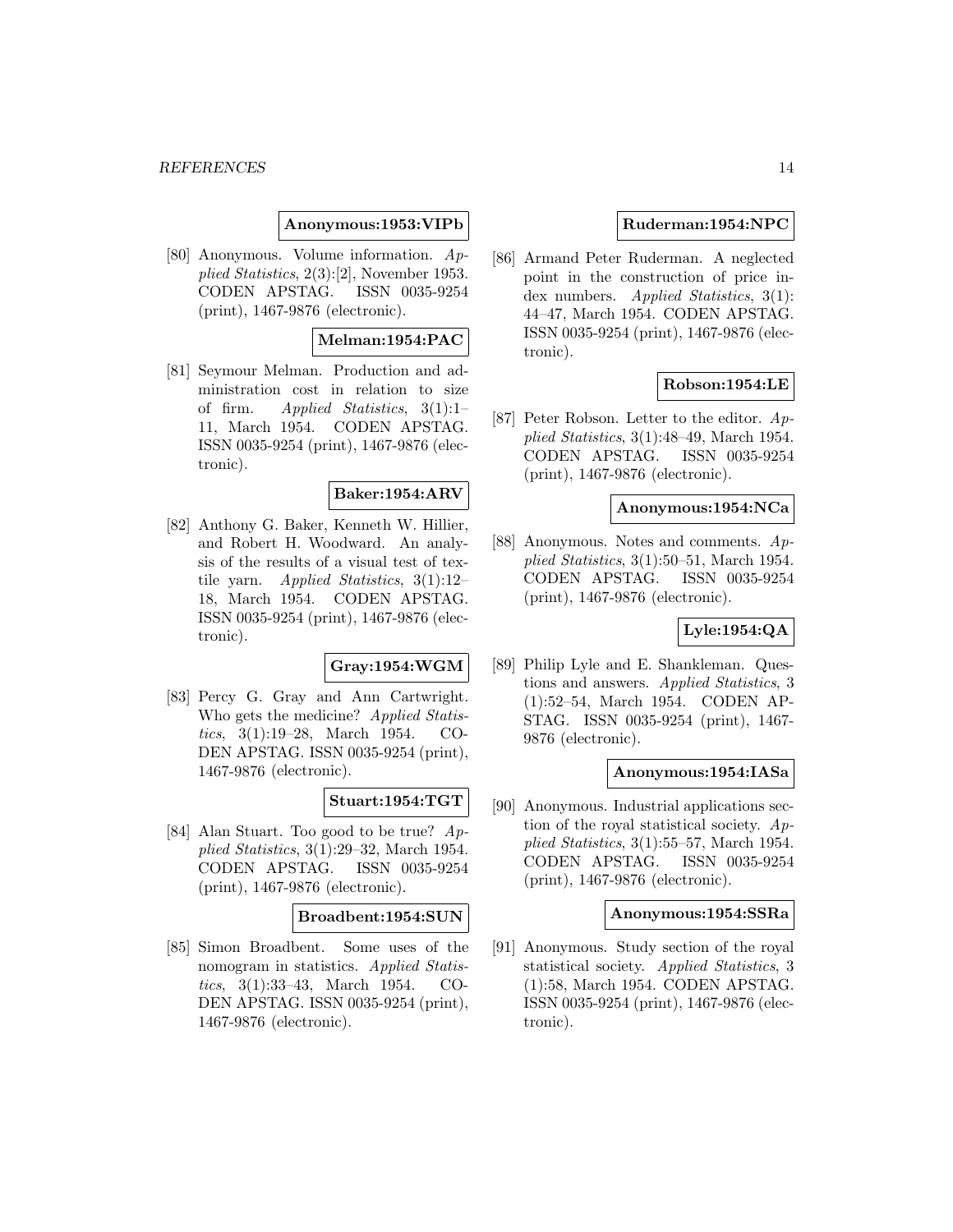**Anonymous:1953:VIPb**

[80] Anonymous. Volume information. *Applied Statistics*, 2(3):[2], November 1953. CODEN APSTAG. ISSN 0035-9254 (print), 1467-9876 (electronic).

**Melman:1954:PAC**

[81] Seymour Melman. Production and administration cost in relation to size of firm. *Applied Statistics*, 3(1):1–11, March 1954. CODEN APSTAG. ISSN 0035-9254 (print), 1467-9876 (electronic).

**Baker:1954:ARV**

[82] Anthony G. Baker, Kenneth W. Hillier, and Robert H. Woodward. An analysis of the results of a visual test of textile yarn. *Applied Statistics*, 3(1):12–18, March 1954. CODEN APSTAG. ISSN 0035-9254 (print), 1467-9876 (electronic).

**Gray:1954:WGM**

[83] Percy G. Gray and Ann Cartwright. Who gets the medicine? *Applied Statistics*, 3(1):19–28, March 1954. CODEN APSTAG. ISSN 0035-9254 (print), 1467-9876 (electronic).

**Stuart:1954:TGT**

[84] Alan Stuart. Too good to be true? *Applied Statistics*, 3(1):29–32, March 1954. CODEN APSTAG. ISSN 0035-9254 (print), 1467-9876 (electronic).

**Broadbent:1954:SUN**

[85] Simon Broadbent. Some uses of the nomogram in statistics. *Applied Statistics*, 3(1):33–43, March 1954. CODEN APSTAG. ISSN 0035-9254 (print), 1467-9876 (electronic).

**Ruderman:1954:NPC**

[86] Armand Peter Ruderman. A neglected point in the construction of price index numbers. *Applied Statistics*, 3(1):44–47, March 1954. CODEN APSTAG. ISSN 0035-9254 (print), 1467-9876 (electronic).

**Robson:1954:LE**

[87] Peter Robson. Letter to the editor. *Applied Statistics*, 3(1):48–49, March 1954. CODEN APSTAG. ISSN 0035-9254 (print), 1467-9876 (electronic).

**Anonymous:1954:NCa**

[88] Anonymous. Notes and comments. *Applied Statistics*, 3(1):50–51, March 1954. CODEN APSTAG. ISSN 0035-9254 (print), 1467-9876 (electronic).

**Lyle:1954:QA**

[89] Philip Lyle and E. Shankleman. Questions and answers. *Applied Statistics*, 3 (1):52–54, March 1954. CODEN APSTAG. ISSN 0035-9254 (print), 1467-9876 (electronic).

**Anonymous:1954:IASa**

[90] Anonymous. Industrial applications section of the royal statistical society. *Applied Statistics*, 3(1):55–57, March 1954. CODEN APSTAG. ISSN 0035-9254 (print), 1467-9876 (electronic).

**Anonymous:1954:SSRa**

[91] Anonymous. Study section of the royal statistical society. *Applied Statistics*, 3 (1):58, March 1954. CODEN APSTAG. ISSN 0035-9254 (print), 1467-9876 (electronic).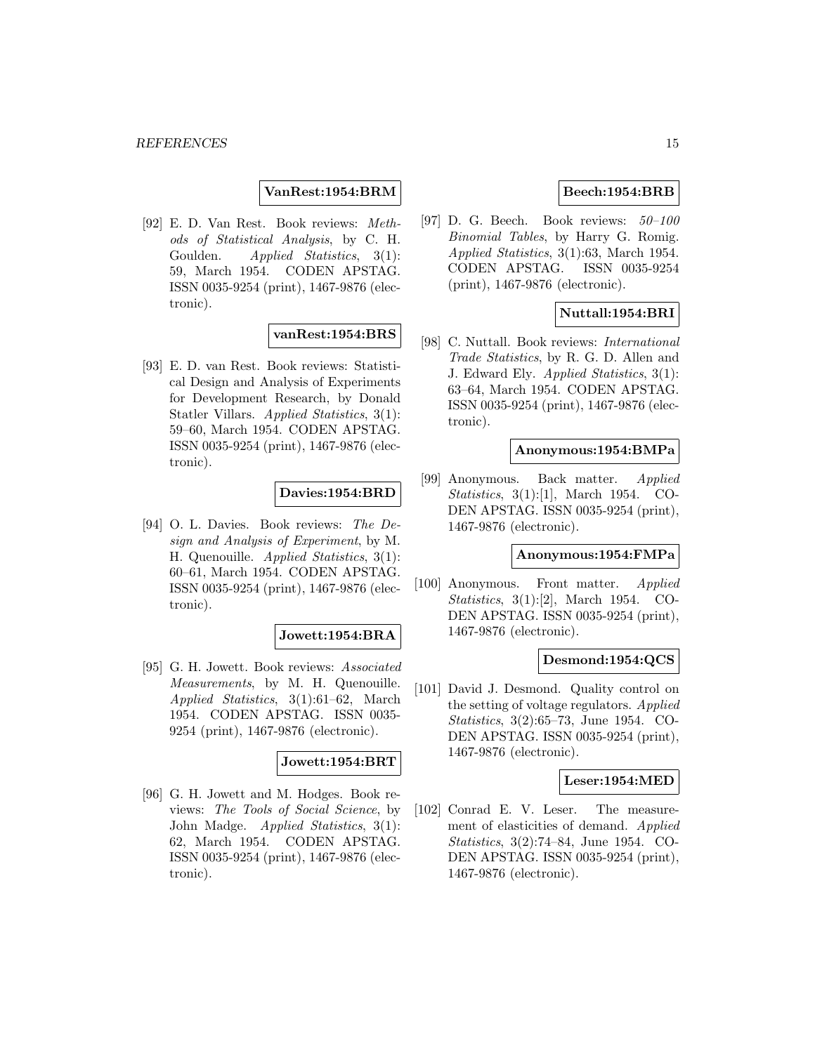**VanRest:1954:BRM**

[92] E. D. Van Rest. Book reviews: *Methods of Statistical Analysis*, by C. H. Goulden. *Applied Statistics*, 3(1): 59, March 1954. CODEN APSTAG. ISSN 0035-9254 (print), 1467-9876 (electronic).

**vanRest:1954:BRS**

[93] E. D. van Rest. Book reviews: Statistical Design and Analysis of Experiments for Development Research, by Donald Statler Villars. *Applied Statistics*, 3(1): 59–60, March 1954. CODEN APSTAG. ISSN 0035-9254 (print), 1467-9876 (electronic).

**Davies:1954:BRD**

[94] O. L. Davies. Book reviews: *The Design and Analysis of Experiment*, by M. H. Quenouille. *Applied Statistics*, 3(1): 60–61, March 1954. CODEN APSTAG. ISSN 0035-9254 (print), 1467-9876 (electronic).

**Jowett:1954:BRA**

[95] G. H. Jowett. Book reviews: *Associated Measurements*, by M. H. Quenouille. *Applied Statistics*, 3(1):61–62, March 1954. CODEN APSTAG. ISSN 0035-9254 (print), 1467-9876 (electronic).

**Jowett:1954:BRT**

[96] G. H. Jowett and M. Hodges. Book reviews: *The Tools of Social Science*, by John Madge. *Applied Statistics*, 3(1): 62, March 1954. CODEN APSTAG. ISSN 0035-9254 (print), 1467-9876 (electronic).

**Beech:1954:BRB**

[97] D. G. Beech. Book reviews: *50–100 Binomial Tables*, by Harry G. Romig. *Applied Statistics*, 3(1):63, March 1954. CODEN APSTAG. ISSN 0035-9254 (print), 1467-9876 (electronic).

**Nuttall:1954:BRI**

[98] C. Nuttall. Book reviews: *International Trade Statistics*, by R. G. D. Allen and J. Edward Ely. *Applied Statistics*, 3(1): 63–64, March 1954. CODEN APSTAG. ISSN 0035-9254 (print), 1467-9876 (electronic).

**Anonymous:1954:BMPa**

[99] Anonymous. Back matter. *Applied Statistics*, 3(1):[1], March 1954. CODEN APSTAG. ISSN 0035-9254 (print), 1467-9876 (electronic).

**Anonymous:1954:FMPa**

[100] Anonymous. Front matter. *Applied Statistics*, 3(1):[2], March 1954. CODEN APSTAG. ISSN 0035-9254 (print), 1467-9876 (electronic).

**Desmond:1954:QCS**

[101] David J. Desmond. Quality control on the setting of voltage regulators. *Applied Statistics*, 3(2):65–73, June 1954. CODEN APSTAG. ISSN 0035-9254 (print), 1467-9876 (electronic).

**Leser:1954:MED**

[102] Conrad E. V. Leser. The measurement of elasticities of demand. *Applied Statistics*, 3(2):74–84, June 1954. CODEN APSTAG. ISSN 0035-9254 (print), 1467-9876 (electronic).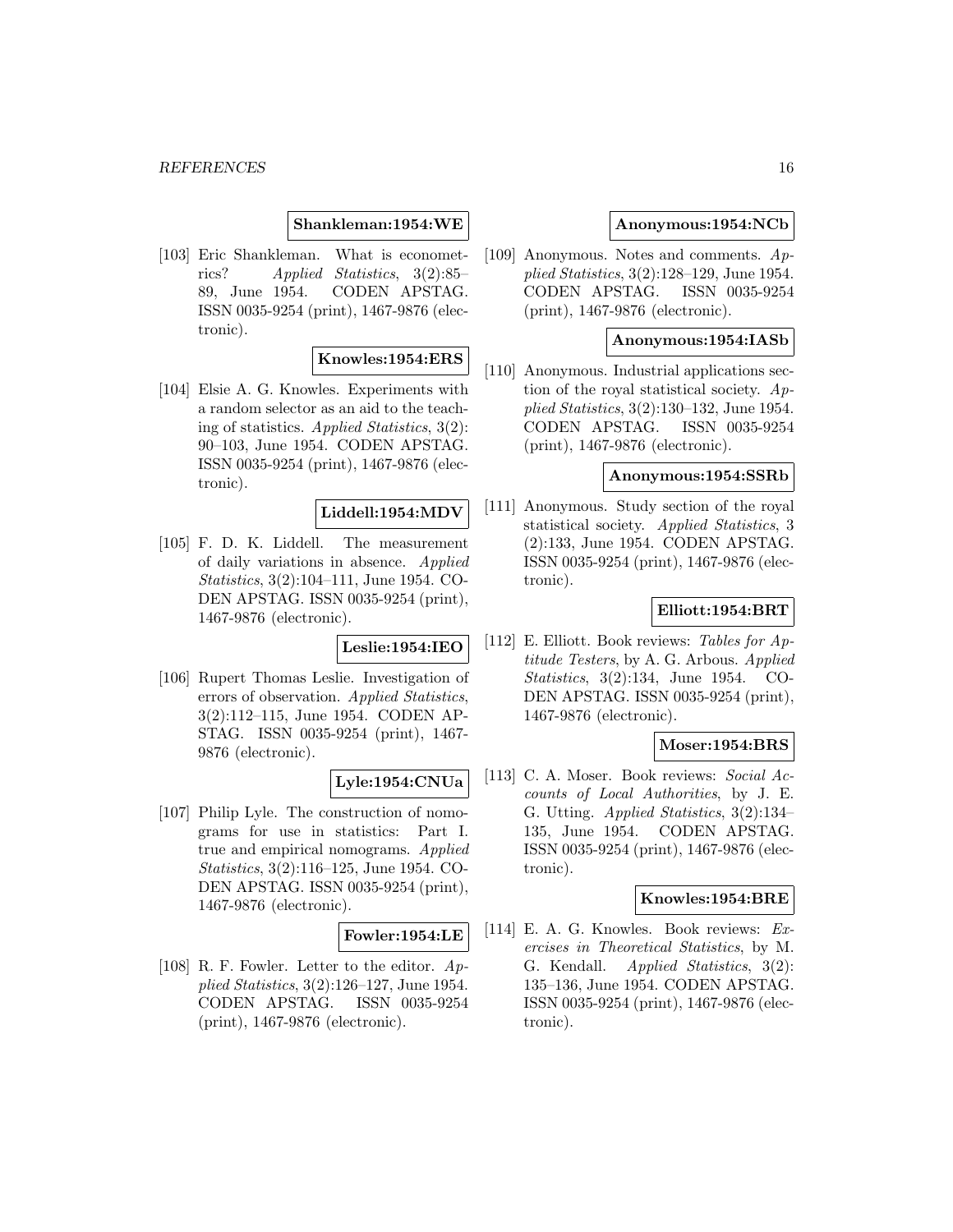**Shankleman:1954:WE**

[103] Eric Shankleman. What is econometrics? *Applied Statistics*, 3(2):85–89, June 1954. CODEN APSTAG. ISSN 0035-9254 (print), 1467-9876 (electronic).

**Knowles:1954:ERS**

[104] Elsie A. G. Knowles. Experiments with a random selector as an aid to the teaching of statistics. *Applied Statistics*, 3(2): 90–103, June 1954. CODEN APSTAG. ISSN 0035-9254 (print), 1467-9876 (electronic).

**Liddell:1954:MDV**

[105] F. D. K. Liddell. The measurement of daily variations in absence. *Applied Statistics*, 3(2):104–111, June 1954. CODEN APSTAG. ISSN 0035-9254 (print), 1467-9876 (electronic).

**Leslie:1954:IEO**

[106] Rupert Thomas Leslie. Investigation of errors of observation. *Applied Statistics*, 3(2):112–115, June 1954. CODEN APSTAG. ISSN 0035-9254 (print), 1467-9876 (electronic).

**Lyle:1954:CNUa**

[107] Philip Lyle. The construction of nomograms for use in statistics: Part I. true and empirical nomograms. *Applied Statistics*, 3(2):116–125, June 1954. CODEN APSTAG. ISSN 0035-9254 (print), 1467-9876 (electronic).

**Fowler:1954:LE**

[108] R. F. Fowler. Letter to the editor. *Applied Statistics*, 3(2):126–127, June 1954. CODEN APSTAG. ISSN 0035-9254 (print), 1467-9876 (electronic).

**Anonymous:1954:NCb**

[109] Anonymous. Notes and comments. *Applied Statistics*, 3(2):128–129, June 1954. CODEN APSTAG. ISSN 0035-9254 (print), 1467-9876 (electronic).

**Anonymous:1954:IASb**

[110] Anonymous. Industrial applications section of the royal statistical society. *Applied Statistics*, 3(2):130–132, June 1954. CODEN APSTAG. ISSN 0035-9254 (print), 1467-9876 (electronic).

**Anonymous:1954:SSRb**

[111] Anonymous. Study section of the royal statistical society. *Applied Statistics*, 3 (2):133, June 1954. CODEN APSTAG. ISSN 0035-9254 (print), 1467-9876 (electronic).

**Elliott:1954:BRT**

[112] E. Elliott. Book reviews: *Tables for Aptitude Testers*, by A. G. Arbous. *Applied Statistics*, 3(2):134, June 1954. CODEN APSTAG. ISSN 0035-9254 (print), 1467-9876 (electronic).

**Moser:1954:BRS**

[113] C. A. Moser. Book reviews: *Social Accounts of Local Authorities*, by J. E. G. Utting. *Applied Statistics*, 3(2):134–135, June 1954. CODEN APSTAG. ISSN 0035-9254 (print), 1467-9876 (electronic).

**Knowles:1954:BRE**

[114] E. A. G. Knowles. Book reviews: *Exercises in Theoretical Statistics*, by M. G. Kendall. *Applied Statistics*, 3(2): 135–136, June 1954. CODEN APSTAG. ISSN 0035-9254 (print), 1467-9876 (electronic).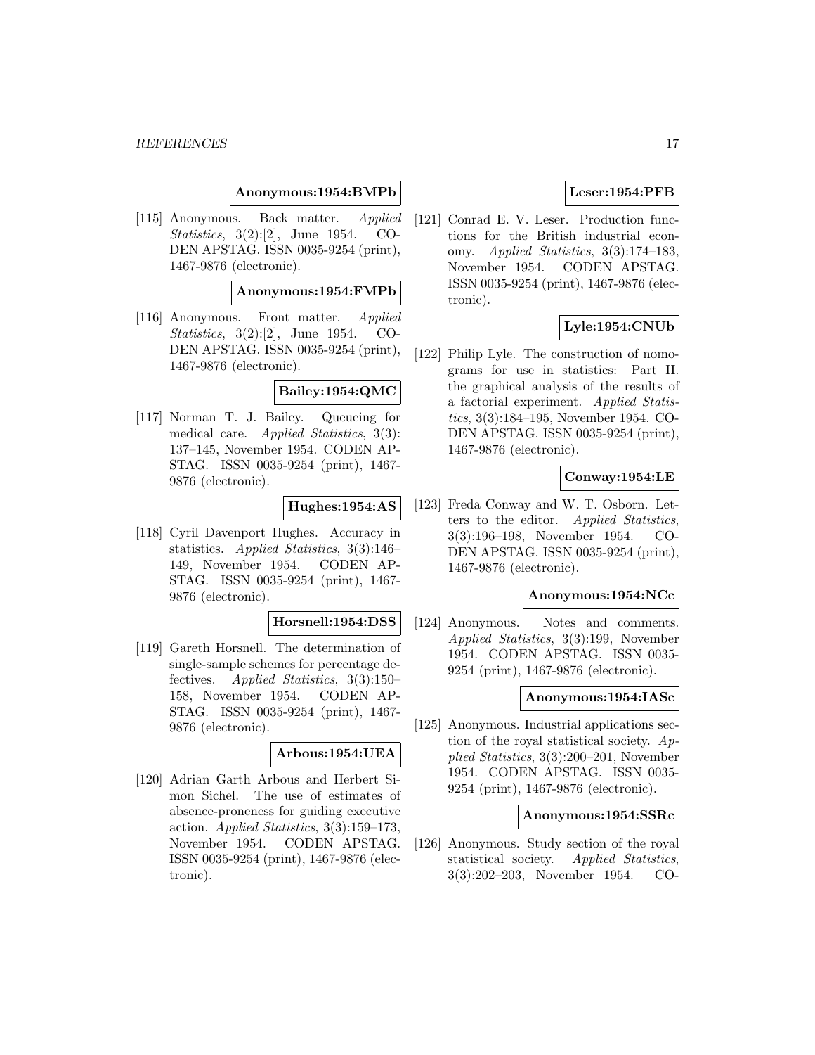**Anonymous:1954:BMPb**

[115] Anonymous. Back matter. *Applied Statistics*, 3(2):[2], June 1954. CODEN APSTAG. ISSN 0035-9254 (print), 1467-9876 (electronic).

**Anonymous:1954:FMPb**

[116] Anonymous. Front matter. *Applied Statistics*, 3(2):[2], June 1954. CODEN APSTAG. ISSN 0035-9254 (print), 1467-9876 (electronic).

**Bailey:1954:QMC**

[117] Norman T. J. Bailey. Queueing for medical care. *Applied Statistics*, 3(3): 137–145, November 1954. CODEN APSTAG. ISSN 0035-9254 (print), 1467-9876 (electronic).

**Hughes:1954:AS**

[118] Cyril Davenport Hughes. Accuracy in statistics. *Applied Statistics*, 3(3):146–149, November 1954. CODEN APSTAG. ISSN 0035-9254 (print), 1467-9876 (electronic).

**Horsnell:1954:DSS**

[119] Gareth Horsnell. The determination of single-sample schemes for percentage defectives. *Applied Statistics*, 3(3):150–158, November 1954. CODEN APSTAG. ISSN 0035-9254 (print), 1467-9876 (electronic).

**Arbous:1954:UEA**

[120] Adrian Garth Arbous and Herbert Simon Sichel. The use of estimates of absence-proneness for guiding executive action. *Applied Statistics*, 3(3):159–173, November 1954. CODEN APSTAG. ISSN 0035-9254 (print), 1467-9876 (electronic).

**Leser:1954:PFB**

[121] Conrad E. V. Leser. Production functions for the British industrial economy. *Applied Statistics*, 3(3):174–183, November 1954. CODEN APSTAG. ISSN 0035-9254 (print), 1467-9876 (electronic).

**Lyle:1954:CNUb**

[122] Philip Lyle. The construction of nomograms for use in statistics: Part II. the graphical analysis of the results of a factorial experiment. *Applied Statistics*, 3(3):184–195, November 1954. CODEN APSTAG. ISSN 0035-9254 (print), 1467-9876 (electronic).

**Conway:1954:LE**

[123] Freda Conway and W. T. Osborn. Letters to the editor. *Applied Statistics*, 3(3):196–198, November 1954. CODEN APSTAG. ISSN 0035-9254 (print), 1467-9876 (electronic).

**Anonymous:1954:NCc**

[124] Anonymous. Notes and comments. *Applied Statistics*, 3(3):199, November 1954. CODEN APSTAG. ISSN 0035-9254 (print), 1467-9876 (electronic).

**Anonymous:1954:IASc**

[125] Anonymous. Industrial applications section of the royal statistical society. *Applied Statistics*, 3(3):200–201, November 1954. CODEN APSTAG. ISSN 0035-9254 (print), 1467-9876 (electronic).

**Anonymous:1954:SSRc**

[126] Anonymous. Study section of the royal statistical society. *Applied Statistics*, 3(3):202–203, November 1954. CO-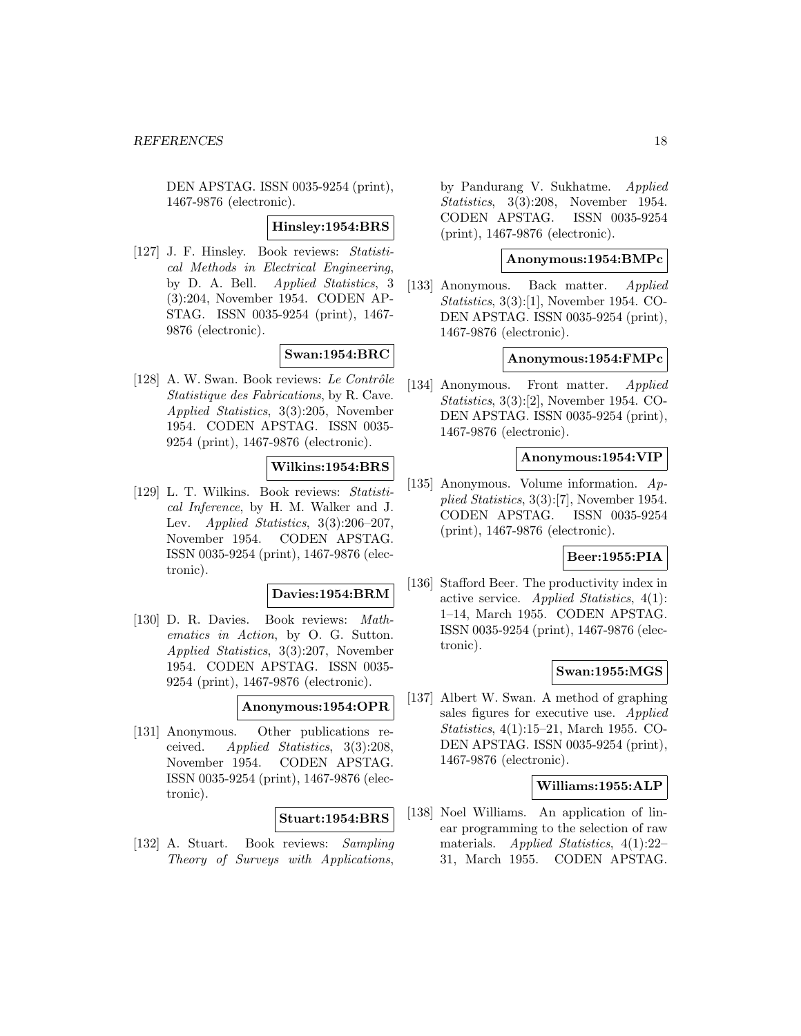DEN APSTAG. ISSN 0035-9254 (print), 1467-9876 (electronic).

**Hinsley:1954:BRS**

[127] J. F. Hinsley. Book reviews: *Statistical Methods in Electrical Engineering*, by D. A. Bell. *Applied Statistics*, 3 (3):204, November 1954. CODEN APSTAG. ISSN 0035-9254 (print), 1467-9876 (electronic).

**Swan:1954:BRC**

[128] A. W. Swan. Book reviews: *Le Contrôle Statistique des Fabrications*, by R. Cave. *Applied Statistics*, 3(3):205, November 1954. CODEN APSTAG. ISSN 0035-9254 (print), 1467-9876 (electronic).

**Wilkins:1954:BRS**

[129] L. T. Wilkins. Book reviews: *Statistical Inference*, by H. M. Walker and J. Lev. *Applied Statistics*, 3(3):206–207, November 1954. CODEN APSTAG. ISSN 0035-9254 (print), 1467-9876 (electronic).

**Davies:1954:BRM**

[130] D. R. Davies. Book reviews: *Mathematics in Action*, by O. G. Sutton. *Applied Statistics*, 3(3):207, November 1954. CODEN APSTAG. ISSN 0035-9254 (print), 1467-9876 (electronic).

**Anonymous:1954:OPR**

[131] Anonymous. Other publications received. *Applied Statistics*, 3(3):208, November 1954. CODEN APSTAG. ISSN 0035-9254 (print), 1467-9876 (electronic).

**Stuart:1954:BRS**

[132] A. Stuart. Book reviews: *Sampling Theory of Surveys with Applications*, by Pandurang V. Sukhatme. *Applied Statistics*, 3(3):208, November 1954. CODEN APSTAG. ISSN 0035-9254 (print), 1467-9876 (electronic).

**Anonymous:1954:BMPc**

[133] Anonymous. Back matter. *Applied Statistics*, 3(3):[1], November 1954. CODEN APSTAG. ISSN 0035-9254 (print), 1467-9876 (electronic).

**Anonymous:1954:FMPc**

[134] Anonymous. Front matter. *Applied Statistics*, 3(3):[2], November 1954. CODEN APSTAG. ISSN 0035-9254 (print), 1467-9876 (electronic).

**Anonymous:1954:VIP**

[135] Anonymous. Volume information. *Applied Statistics*, 3(3):[7], November 1954. CODEN APSTAG. ISSN 0035-9254 (print), 1467-9876 (electronic).

**Beer:1955:PIA**

[136] Stafford Beer. The productivity index in active service. *Applied Statistics*, 4(1): 1–14, March 1955. CODEN APSTAG. ISSN 0035-9254 (print), 1467-9876 (electronic).

**Swan:1955:MGS**

[137] Albert W. Swan. A method of graphing sales figures for executive use. *Applied Statistics*, 4(1):15–21, March 1955. CODEN APSTAG. ISSN 0035-9254 (print), 1467-9876 (electronic).

**Williams:1955:ALP**

[138] Noel Williams. An application of linear programming to the selection of raw materials. *Applied Statistics*, 4(1):22–31, March 1955. CODEN APSTAG.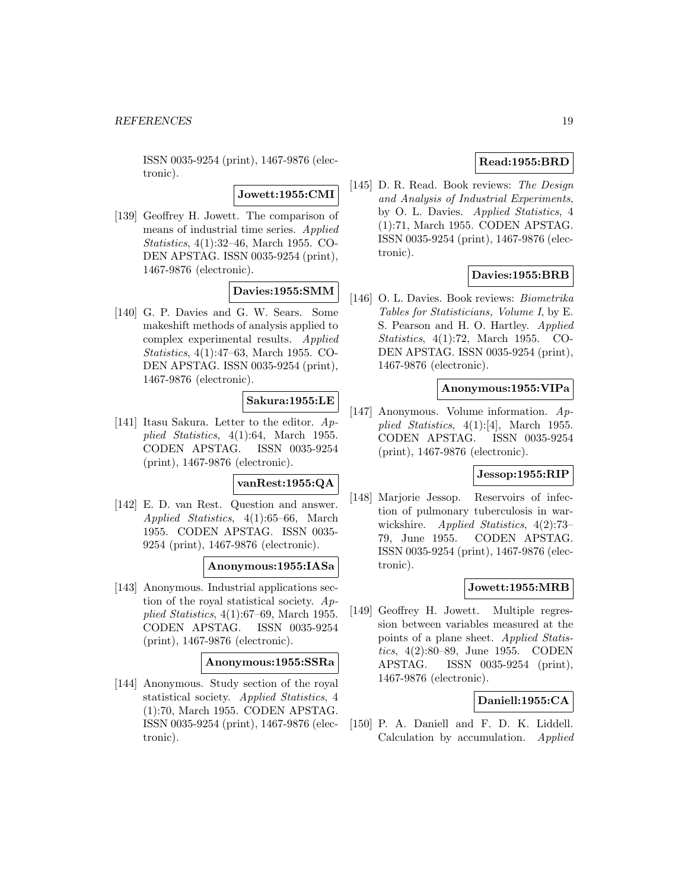ISSN 0035-9254 (print), 1467-9876 (electronic).

**Jowett:1955:CMI**

[139] Geoffrey H. Jowett. The comparison of means of industrial time series. *Applied Statistics*, 4(1):32–46, March 1955. CODEN APSTAG. ISSN 0035-9254 (print), 1467-9876 (electronic).

**Davies:1955:SMM**

[140] G. P. Davies and G. W. Sears. Some makeshift methods of analysis applied to complex experimental results. *Applied Statistics*, 4(1):47–63, March 1955. CODEN APSTAG. ISSN 0035-9254 (print), 1467-9876 (electronic).

**Sakura:1955:LE**

[141] Itasu Sakura. Letter to the editor. *Applied Statistics*, 4(1):64, March 1955. CODEN APSTAG. ISSN 0035-9254 (print), 1467-9876 (electronic).

**vanRest:1955:QA**

[142] E. D. van Rest. Question and answer. *Applied Statistics*, 4(1):65–66, March 1955. CODEN APSTAG. ISSN 0035-9254 (print), 1467-9876 (electronic).

**Anonymous:1955:IASa**

[143] Anonymous. Industrial applications section of the royal statistical society. *Applied Statistics*, 4(1):67–69, March 1955. CODEN APSTAG. ISSN 0035-9254 (print), 1467-9876 (electronic).

**Anonymous:1955:SSRa**

[144] Anonymous. Study section of the royal statistical society. *Applied Statistics*, 4 (1):70, March 1955. CODEN APSTAG. ISSN 0035-9254 (print), 1467-9876 (electronic).

**Read:1955:BRD**

[145] D. R. Read. Book reviews: *The Design and Analysis of Industrial Experiments*, by O. L. Davies. *Applied Statistics*, 4 (1):71, March 1955. CODEN APSTAG. ISSN 0035-9254 (print), 1467-9876 (electronic).

**Davies:1955:BRB**

[146] O. L. Davies. Book reviews: *Biometrika Tables for Statisticians, Volume I*, by E. S. Pearson and H. O. Hartley. *Applied Statistics*, 4(1):72, March 1955. CODEN APSTAG. ISSN 0035-9254 (print), 1467-9876 (electronic).

**Anonymous:1955:VIPa**

[147] Anonymous. Volume information. *Applied Statistics*, 4(1):[4], March 1955. CODEN APSTAG. ISSN 0035-9254 (print), 1467-9876 (electronic).

**Jessop:1955:RIP**

[148] Marjorie Jessop. Reservoirs of infection of pulmonary tuberculosis in warwickshire. *Applied Statistics*, 4(2):73–79, June 1955. CODEN APSTAG. ISSN 0035-9254 (print), 1467-9876 (electronic).

**Jowett:1955:MRB**

[149] Geoffrey H. Jowett. Multiple regression between variables measured at the points of a plane sheet. *Applied Statistics*, 4(2):80–89, June 1955. CODEN APSTAG. ISSN 0035-9254 (print), 1467-9876 (electronic).

**Daniell:1955:CA**

[150] P. A. Daniell and F. D. K. Liddell. Calculation by accumulation. *Applied*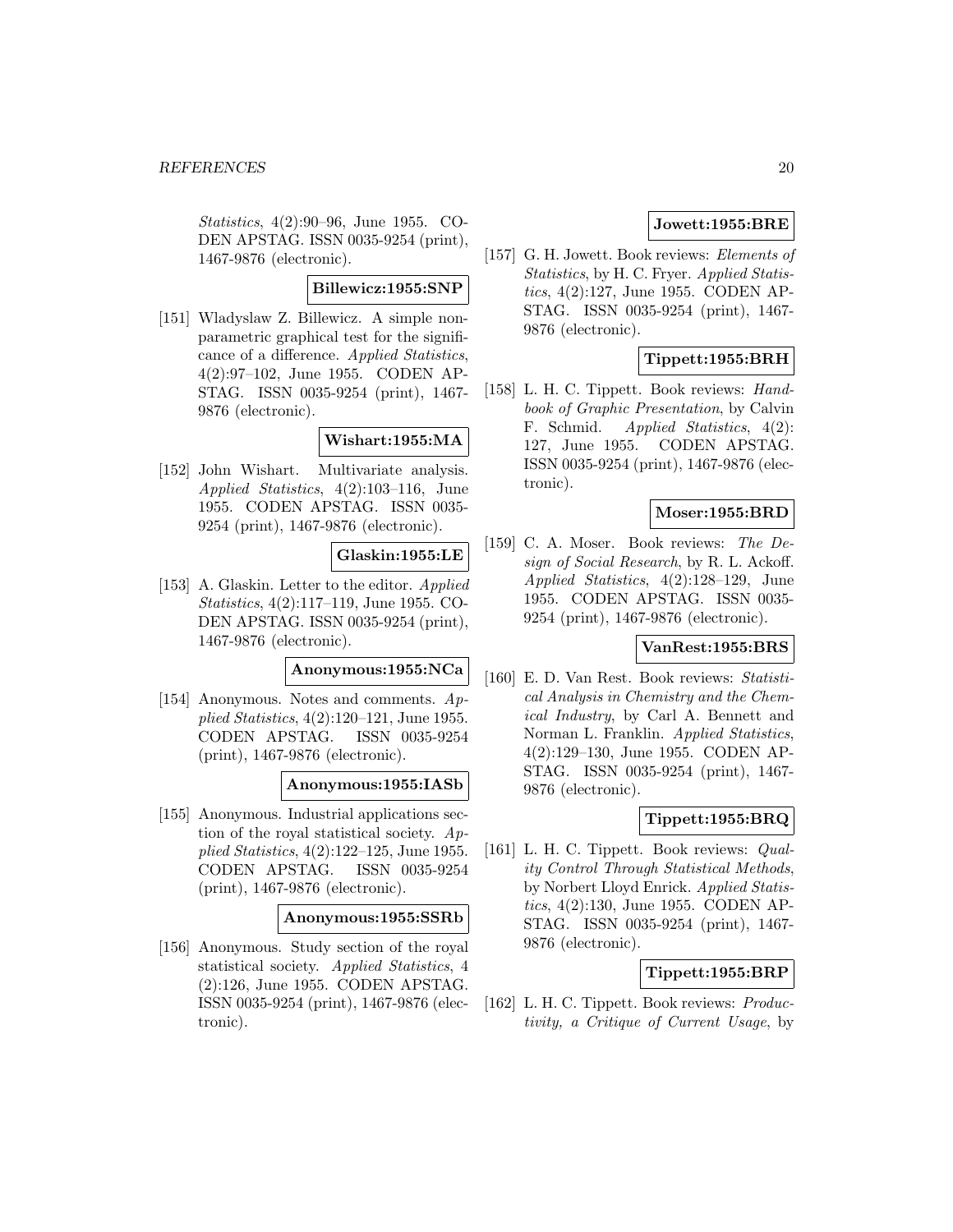*Statistics*, 4(2):90–96, June 1955. CODEN APSTAG. ISSN 0035-9254 (print), 1467-9876 (electronic).

**Billewicz:1955:SNP**

[151] Wladyslaw Z. Billewicz. A simple nonparametric graphical test for the significance of a difference. *Applied Statistics*, 4(2):97–102, June 1955. CODEN APSTAG. ISSN 0035-9254 (print), 1467-9876 (electronic).

**Wishart:1955:MA**

[152] John Wishart. Multivariate analysis. *Applied Statistics*, 4(2):103–116, June 1955. CODEN APSTAG. ISSN 0035-9254 (print), 1467-9876 (electronic).

**Glaskin:1955:LE**

[153] A. Glaskin. Letter to the editor. *Applied Statistics*, 4(2):117–119, June 1955. CODEN APSTAG. ISSN 0035-9254 (print), 1467-9876 (electronic).

**Anonymous:1955:NCa**

[154] Anonymous. Notes and comments. *Applied Statistics*, 4(2):120–121, June 1955. CODEN APSTAG. ISSN 0035-9254 (print), 1467-9876 (electronic).

**Anonymous:1955:IASb**

[155] Anonymous. Industrial applications section of the royal statistical society. *Applied Statistics*, 4(2):122–125, June 1955. CODEN APSTAG. ISSN 0035-9254 (print), 1467-9876 (electronic).

**Anonymous:1955:SSRb**

[156] Anonymous. Study section of the royal statistical society. *Applied Statistics*, 4 (2):126, June 1955. CODEN APSTAG. ISSN 0035-9254 (print), 1467-9876 (electronic).

**Jowett:1955:BRE**

[157] G. H. Jowett. Book reviews: *Elements of Statistics*, by H. C. Fryer. *Applied Statistics*, 4(2):127, June 1955. CODEN APSTAG. ISSN 0035-9254 (print), 1467-9876 (electronic).

**Tippett:1955:BRH**

[158] L. H. C. Tippett. Book reviews: *Handbook of Graphic Presentation*, by Calvin F. Schmid. *Applied Statistics*, 4(2): 127, June 1955. CODEN APSTAG. ISSN 0035-9254 (print), 1467-9876 (electronic).

**Moser:1955:BRD**

[159] C. A. Moser. Book reviews: *The Design of Social Research*, by R. L. Ackoff. *Applied Statistics*, 4(2):128–129, June 1955. CODEN APSTAG. ISSN 0035-9254 (print), 1467-9876 (electronic).

**VanRest:1955:BRS**

[160] E. D. Van Rest. Book reviews: *Statistical Analysis in Chemistry and the Chemical Industry*, by Carl A. Bennett and Norman L. Franklin. *Applied Statistics*, 4(2):129–130, June 1955. CODEN APSTAG. ISSN 0035-9254 (print), 1467-9876 (electronic).

**Tippett:1955:BRQ**

[161] L. H. C. Tippett. Book reviews: *Quality Control Through Statistical Methods*, by Norbert Lloyd Enrick. *Applied Statistics*, 4(2):130, June 1955. CODEN APSTAG. ISSN 0035-9254 (print), 1467-9876 (electronic).

**Tippett:1955:BRP**

[162] L. H. C. Tippett. Book reviews: *Productivity, a Critique of Current Usage*, by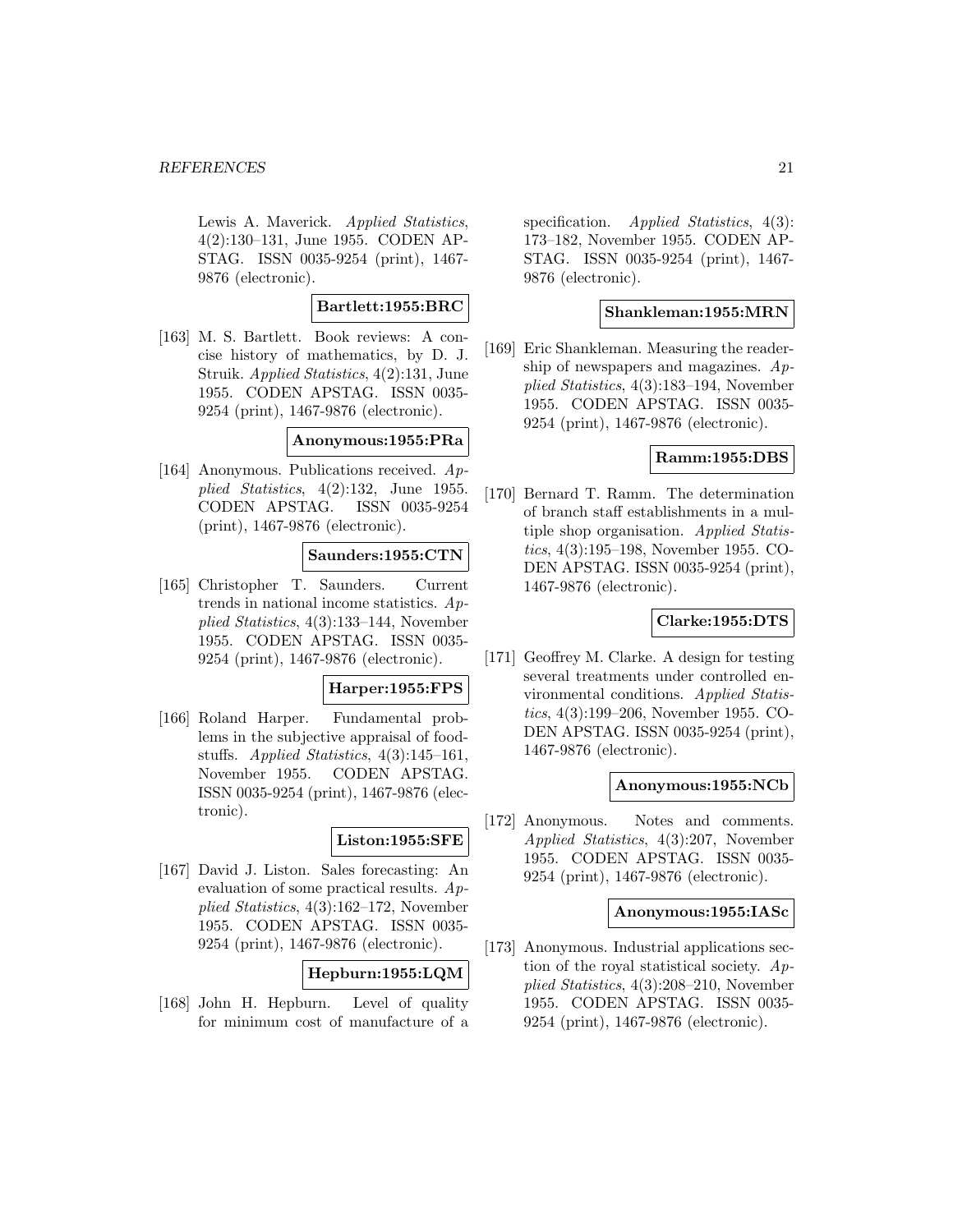Lewis A. Maverick. *Applied Statistics*, 4(2):130–131, June 1955. CODEN APSTAG. ISSN 0035-9254 (print), 1467-9876 (electronic).

**Bartlett:1955:BRC**

[163] M. S. Bartlett. Book reviews: A concise history of mathematics, by D. J. Struik. *Applied Statistics*, 4(2):131, June 1955. CODEN APSTAG. ISSN 0035-9254 (print), 1467-9876 (electronic).

**Anonymous:1955:PRa**

[164] Anonymous. Publications received. *Applied Statistics*, 4(2):132, June 1955. CODEN APSTAG. ISSN 0035-9254 (print), 1467-9876 (electronic).

**Saunders:1955:CTN**

[165] Christopher T. Saunders. Current trends in national income statistics. *Applied Statistics*, 4(3):133–144, November 1955. CODEN APSTAG. ISSN 0035-9254 (print), 1467-9876 (electronic).

**Harper:1955:FPS**

[166] Roland Harper. Fundamental problems in the subjective appraisal of foodstuffs. *Applied Statistics*, 4(3):145–161, November 1955. CODEN APSTAG. ISSN 0035-9254 (print), 1467-9876 (electronic).

**Liston:1955:SFE**

[167] David J. Liston. Sales forecasting: An evaluation of some practical results. *Applied Statistics*, 4(3):162–172, November 1955. CODEN APSTAG. ISSN 0035-9254 (print), 1467-9876 (electronic).

**Hepburn:1955:LQM**

[168] John H. Hepburn. Level of quality for minimum cost of manufacture of a specification. *Applied Statistics*, 4(3): 173–182, November 1955. CODEN APSTAG. ISSN 0035-9254 (print), 1467-9876 (electronic).

**Shankleman:1955:MRN**

[169] Eric Shankleman. Measuring the readership of newspapers and magazines. *Applied Statistics*, 4(3):183–194, November 1955. CODEN APSTAG. ISSN 0035-9254 (print), 1467-9876 (electronic).

**Ramm:1955:DBS**

[170] Bernard T. Ramm. The determination of branch staff establishments in a multiple shop organisation. *Applied Statistics*, 4(3):195–198, November 1955. CODEN APSTAG. ISSN 0035-9254 (print), 1467-9876 (electronic).

**Clarke:1955:DTS**

[171] Geoffrey M. Clarke. A design for testing several treatments under controlled environmental conditions. *Applied Statistics*, 4(3):199–206, November 1955. CODEN APSTAG. ISSN 0035-9254 (print), 1467-9876 (electronic).

**Anonymous:1955:NCb**

[172] Anonymous. Notes and comments. *Applied Statistics*, 4(3):207, November 1955. CODEN APSTAG. ISSN 0035-9254 (print), 1467-9876 (electronic).

**Anonymous:1955:IASc**

[173] Anonymous. Industrial applications section of the royal statistical society. *Applied Statistics*, 4(3):208–210, November 1955. CODEN APSTAG. ISSN 0035-9254 (print), 1467-9876 (electronic).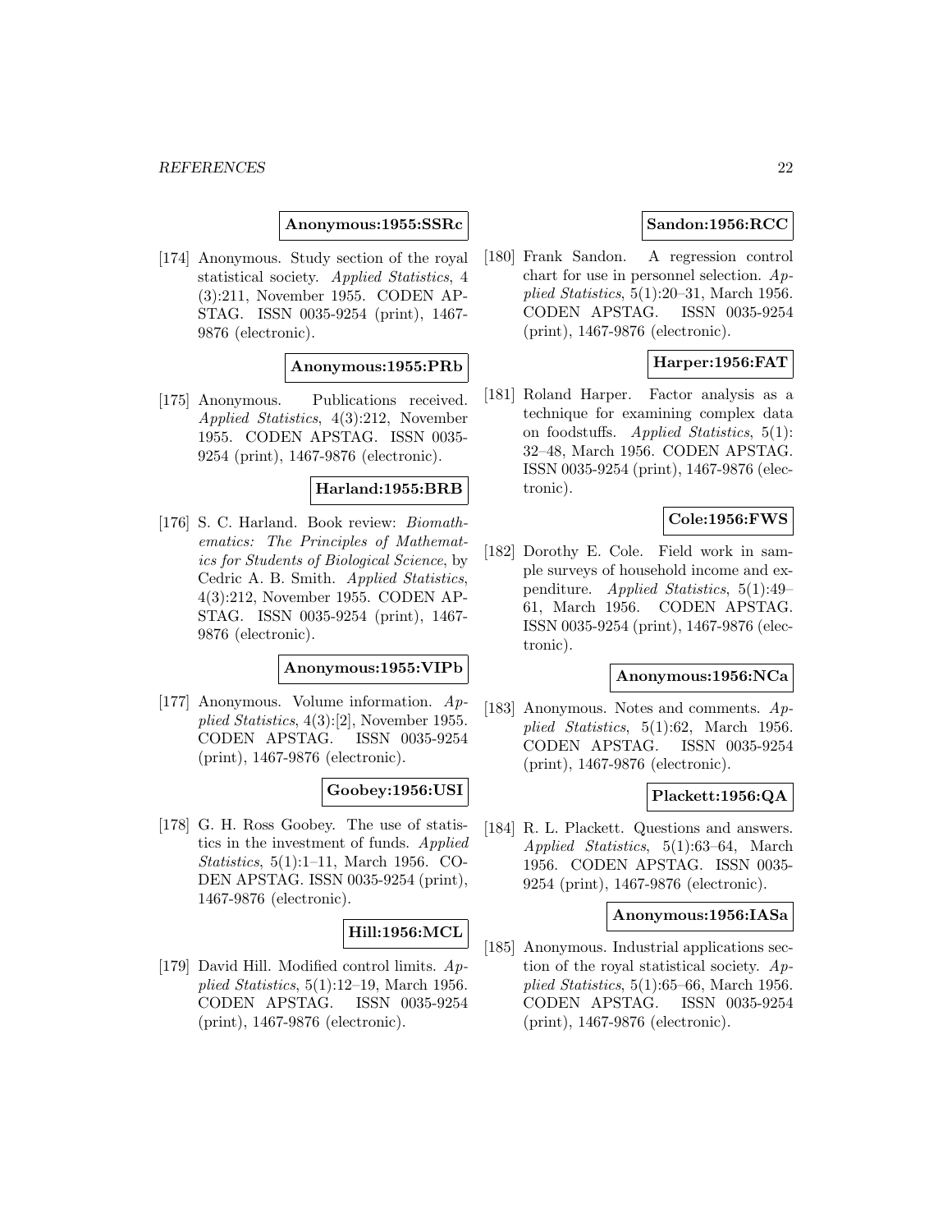**Anonymous:1955:SSRc**

[174] Anonymous. Study section of the royal statistical society. *Applied Statistics*, 4 (3):211, November 1955. CODEN APSTAG. ISSN 0035-9254 (print), 1467-9876 (electronic).

**Anonymous:1955:PRb**

[175] Anonymous. Publications received. *Applied Statistics*, 4(3):212, November 1955. CODEN APSTAG. ISSN 0035-9254 (print), 1467-9876 (electronic).

**Harland:1955:BRB**

[176] S. C. Harland. Book review: *Biomathematics: The Principles of Mathematics for Students of Biological Science*, by Cedric A. B. Smith. *Applied Statistics*, 4(3):212, November 1955. CODEN APSTAG. ISSN 0035-9254 (print), 1467-9876 (electronic).

**Anonymous:1955:VIPb**

[177] Anonymous. Volume information. *Applied Statistics*, 4(3):[2], November 1955. CODEN APSTAG. ISSN 0035-9254 (print), 1467-9876 (electronic).

**Goobey:1956:USI**

[178] G. H. Ross Goobey. The use of statistics in the investment of funds. *Applied Statistics*, 5(1):1–11, March 1956. CODEN APSTAG. ISSN 0035-9254 (print), 1467-9876 (electronic).

**Hill:1956:MCL**

[179] David Hill. Modified control limits. *Applied Statistics*, 5(1):12–19, March 1956. CODEN APSTAG. ISSN 0035-9254 (print), 1467-9876 (electronic).

**Sandon:1956:RCC**

[180] Frank Sandon. A regression control chart for use in personnel selection. *Applied Statistics*, 5(1):20–31, March 1956. CODEN APSTAG. ISSN 0035-9254 (print), 1467-9876 (electronic).

**Harper:1956:FAT**

[181] Roland Harper. Factor analysis as a technique for examining complex data on foodstuffs. *Applied Statistics*, 5(1): 32–48, March 1956. CODEN APSTAG. ISSN 0035-9254 (print), 1467-9876 (electronic).

**Cole:1956:FWS**

[182] Dorothy E. Cole. Field work in sample surveys of household income and expenditure. *Applied Statistics*, 5(1):49–61, March 1956. CODEN APSTAG. ISSN 0035-9254 (print), 1467-9876 (electronic).

**Anonymous:1956:NCa**

[183] Anonymous. Notes and comments. *Applied Statistics*, 5(1):62, March 1956. CODEN APSTAG. ISSN 0035-9254 (print), 1467-9876 (electronic).

**Plackett:1956:QA**

[184] R. L. Plackett. Questions and answers. *Applied Statistics*, 5(1):63–64, March 1956. CODEN APSTAG. ISSN 0035-9254 (print), 1467-9876 (electronic).

**Anonymous:1956:IASa**

[185] Anonymous. Industrial applications section of the royal statistical society. *Applied Statistics*, 5(1):65–66, March 1956. CODEN APSTAG. ISSN 0035-9254 (print), 1467-9876 (electronic).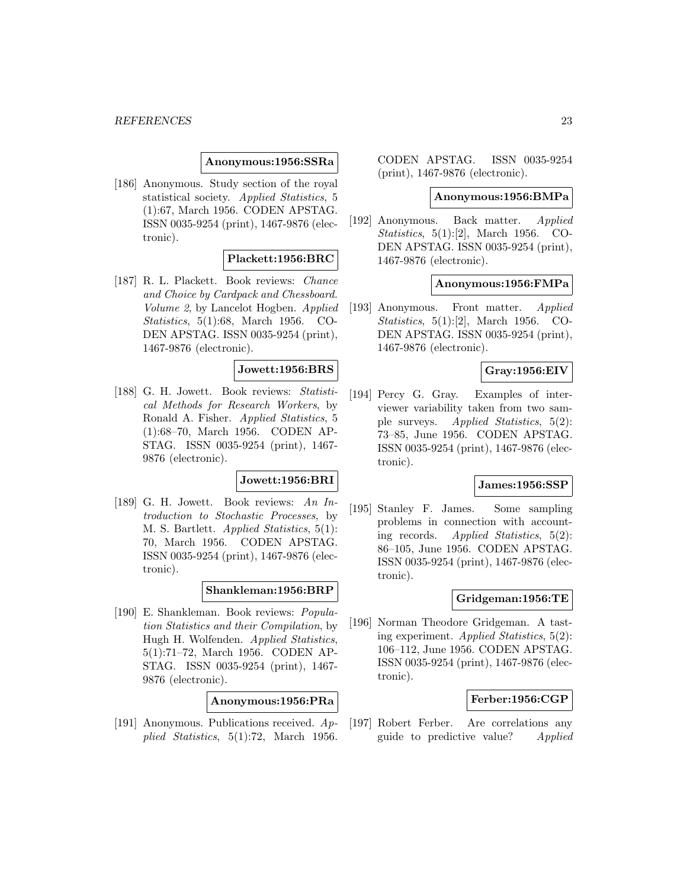**Anonymous:1956:SSRa**

[186] Anonymous. Study section of the royal statistical society. *Applied Statistics*, 5 (1):67, March 1956. CODEN APSTAG. ISSN 0035-9254 (print), 1467-9876 (electronic).

**Plackett:1956:BRC**

[187] R. L. Plackett. Book reviews: *Chance and Choice by Cardpack and Chessboard. Volume 2*, by Lancelot Hogben. *Applied Statistics*, 5(1):68, March 1956. CODEN APSTAG. ISSN 0035-9254 (print), 1467-9876 (electronic).

**Jowett:1956:BRS**

[188] G. H. Jowett. Book reviews: *Statistical Methods for Research Workers*, by Ronald A. Fisher. *Applied Statistics*, 5 (1):68–70, March 1956. CODEN APSTAG. ISSN 0035-9254 (print), 1467-9876 (electronic).

**Jowett:1956:BRI**

[189] G. H. Jowett. Book reviews: *An Introduction to Stochastic Processes*, by M. S. Bartlett. *Applied Statistics*, 5(1): 70, March 1956. CODEN APSTAG. ISSN 0035-9254 (print), 1467-9876 (electronic).

**Shankleman:1956:BRP**

[190] E. Shankleman. Book reviews: *Population Statistics and their Compilation*, by Hugh H. Wolfenden. *Applied Statistics*, 5(1):71–72, March 1956. CODEN APSTAG. ISSN 0035-9254 (print), 1467-9876 (electronic).

**Anonymous:1956:PRa**

[191] Anonymous. Publications received. *Applied Statistics*, 5(1):72, March 1956. CODEN APSTAG. ISSN 0035-9254 (print), 1467-9876 (electronic).

**Anonymous:1956:BMPa**

[192] Anonymous. Back matter. *Applied Statistics*, 5(1):[2], March 1956. CODEN APSTAG. ISSN 0035-9254 (print), 1467-9876 (electronic).

**Anonymous:1956:FMPa**

[193] Anonymous. Front matter. *Applied Statistics*, 5(1):[2], March 1956. CODEN APSTAG. ISSN 0035-9254 (print), 1467-9876 (electronic).

**Gray:1956:EIV**

[194] Percy G. Gray. Examples of interviewer variability taken from two sample surveys. *Applied Statistics*, 5(2): 73–85, June 1956. CODEN APSTAG. ISSN 0035-9254 (print), 1467-9876 (electronic).

**James:1956:SSP**

[195] Stanley F. James. Some sampling problems in connection with accounting records. *Applied Statistics*, 5(2): 86–105, June 1956. CODEN APSTAG. ISSN 0035-9254 (print), 1467-9876 (electronic).

**Gridgeman:1956:TE**

[196] Norman Theodore Gridgeman. A tasting experiment. *Applied Statistics*, 5(2): 106–112, June 1956. CODEN APSTAG. ISSN 0035-9254 (print), 1467-9876 (electronic).

**Ferber:1956:CGP**

[197] Robert Ferber. Are correlations any guide to predictive value? *Applied*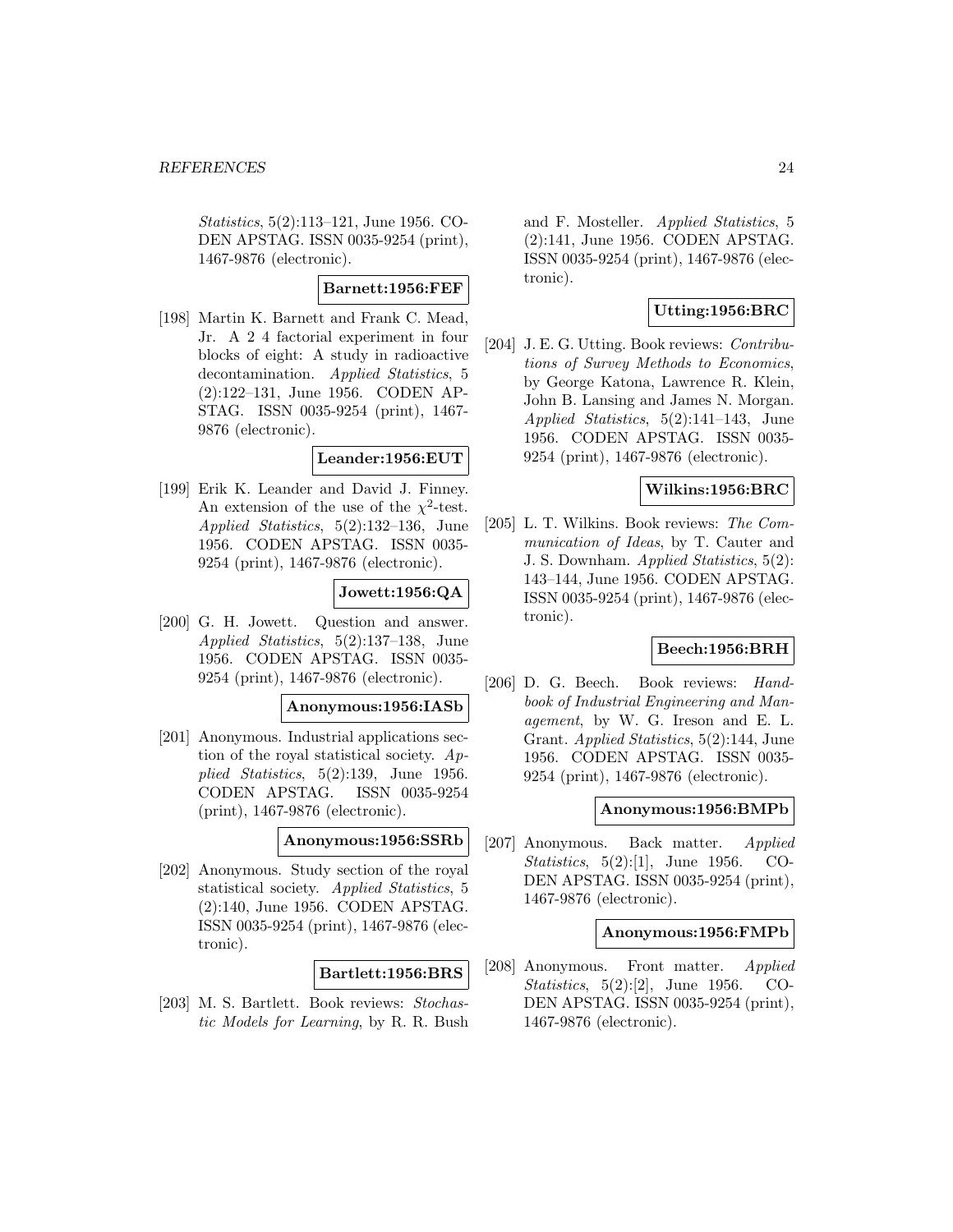*Statistics*, 5(2):113–121, June 1956. CODEN APSTAG. ISSN 0035-9254 (print), 1467-9876 (electronic).

**Barnett:1956:FEF**

[198] Martin K. Barnett and Frank C. Mead, Jr. A 2 4 factorial experiment in four blocks of eight: A study in radioactive decontamination. *Applied Statistics*, 5 (2):122–131, June 1956. CODEN APSTAG. ISSN 0035-9254 (print), 1467-9876 (electronic).

**Leander:1956:EUT**

[199] Erik K. Leander and David J. Finney. An extension of the use of the $\chi^2$-test. *Applied Statistics*, 5(2):132–136, June 1956. CODEN APSTAG. ISSN 0035-9254 (print), 1467-9876 (electronic).

**Jowett:1956:QA**

[200] G. H. Jowett. Question and answer. *Applied Statistics*, 5(2):137–138, June 1956. CODEN APSTAG. ISSN 0035-9254 (print), 1467-9876 (electronic).

**Anonymous:1956:IASb**

[201] Anonymous. Industrial applications section of the royal statistical society. *Applied Statistics*, 5(2):139, June 1956. CODEN APSTAG. ISSN 0035-9254 (print), 1467-9876 (electronic).

**Anonymous:1956:SSRb**

[202] Anonymous. Study section of the royal statistical society. *Applied Statistics*, 5 (2):140, June 1956. CODEN APSTAG. ISSN 0035-9254 (print), 1467-9876 (electronic).

**Bartlett:1956:BRS**

[203] M. S. Bartlett. Book reviews: *Stochastic Models for Learning*, by R. R. Bush and F. Mosteller. *Applied Statistics*, 5 (2):141, June 1956. CODEN APSTAG. ISSN 0035-9254 (print), 1467-9876 (electronic).

**Utting:1956:BRC**

[204] J. E. G. Utting. Book reviews: *Contributions of Survey Methods to Economics*, by George Katona, Lawrence R. Klein, John B. Lansing and James N. Morgan. *Applied Statistics*, 5(2):141–143, June 1956. CODEN APSTAG. ISSN 0035-9254 (print), 1467-9876 (electronic).

**Wilkins:1956:BRC**

[205] L. T. Wilkins. Book reviews: *The Communication of Ideas*, by T. Cauter and J. S. Downham. *Applied Statistics*, 5(2): 143–144, June 1956. CODEN APSTAG. ISSN 0035-9254 (print), 1467-9876 (electronic).

**Beech:1956:BRH**

[206] D. G. Beech. Book reviews: *Handbook of Industrial Engineering and Management*, by W. G. Ireson and E. L. Grant. *Applied Statistics*, 5(2):144, June 1956. CODEN APSTAG. ISSN 0035-9254 (print), 1467-9876 (electronic).

**Anonymous:1956:BMPb**

[207] Anonymous. Back matter. *Applied Statistics*, 5(2):[1], June 1956. CODEN APSTAG. ISSN 0035-9254 (print), 1467-9876 (electronic).

**Anonymous:1956:FMPb**

[208] Anonymous. Front matter. *Applied Statistics*, 5(2):[2], June 1956. CODEN APSTAG. ISSN 0035-9254 (print), 1467-9876 (electronic).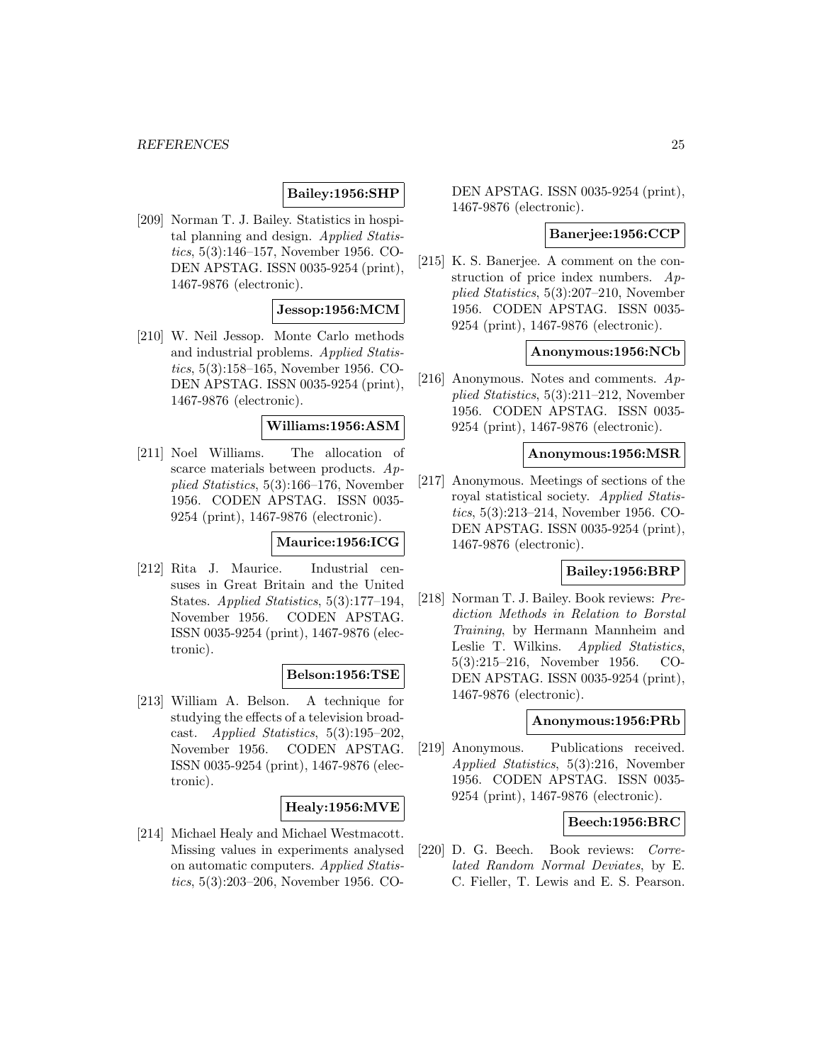**Bailey:1956:SHP**

[209] Norman T. J. Bailey. Statistics in hospital planning and design. *Applied Statistics*, 5(3):146–157, November 1956. CODEN APSTAG. ISSN 0035-9254 (print), 1467-9876 (electronic).

**Jessop:1956:MCM**

[210] W. Neil Jessop. Monte Carlo methods and industrial problems. *Applied Statistics*, 5(3):158–165, November 1956. CODEN APSTAG. ISSN 0035-9254 (print), 1467-9876 (electronic).

**Williams:1956:ASM**

[211] Noel Williams. The allocation of scarce materials between products. *Applied Statistics*, 5(3):166–176, November 1956. CODEN APSTAG. ISSN 0035-9254 (print), 1467-9876 (electronic).

**Maurice:1956:ICG**

[212] Rita J. Maurice. Industrial censuses in Great Britain and the United States. *Applied Statistics*, 5(3):177–194, November 1956. CODEN APSTAG. ISSN 0035-9254 (print), 1467-9876 (electronic).

**Belson:1956:TSE**

[213] William A. Belson. A technique for studying the effects of a television broadcast. *Applied Statistics*, 5(3):195–202, November 1956. CODEN APSTAG. ISSN 0035-9254 (print), 1467-9876 (electronic).

**Healy:1956:MVE**

[214] Michael Healy and Michael Westmacott. Missing values in experiments analysed on automatic computers. *Applied Statistics*, 5(3):203–206, November 1956. CODEN APSTAG. ISSN 0035-9254 (print), 1467-9876 (electronic).

**Banerjee:1956:CCP**

[215] K. S. Banerjee. A comment on the construction of price index numbers. *Applied Statistics*, 5(3):207–210, November 1956. CODEN APSTAG. ISSN 0035-9254 (print), 1467-9876 (electronic).

**Anonymous:1956:NCb**

[216] Anonymous. Notes and comments. *Applied Statistics*, 5(3):211–212, November 1956. CODEN APSTAG. ISSN 0035-9254 (print), 1467-9876 (electronic).

**Anonymous:1956:MSR**

[217] Anonymous. Meetings of sections of the royal statistical society. *Applied Statistics*, 5(3):213–214, November 1956. CODEN APSTAG. ISSN 0035-9254 (print), 1467-9876 (electronic).

**Bailey:1956:BRP**

[218] Norman T. J. Bailey. Book reviews: *Prediction Methods in Relation to Borstal Training*, by Hermann Mannheim and Leslie T. Wilkins. *Applied Statistics*, 5(3):215–216, November 1956. CODEN APSTAG. ISSN 0035-9254 (print), 1467-9876 (electronic).

**Anonymous:1956:PRb**

[219] Anonymous. Publications received. *Applied Statistics*, 5(3):216, November 1956. CODEN APSTAG. ISSN 0035-9254 (print), 1467-9876 (electronic).

**Beech:1956:BRC**

[220] D. G. Beech. Book reviews: *Correlated Random Normal Deviates*, by E. C. Fieller, T. Lewis and E. S. Pearson.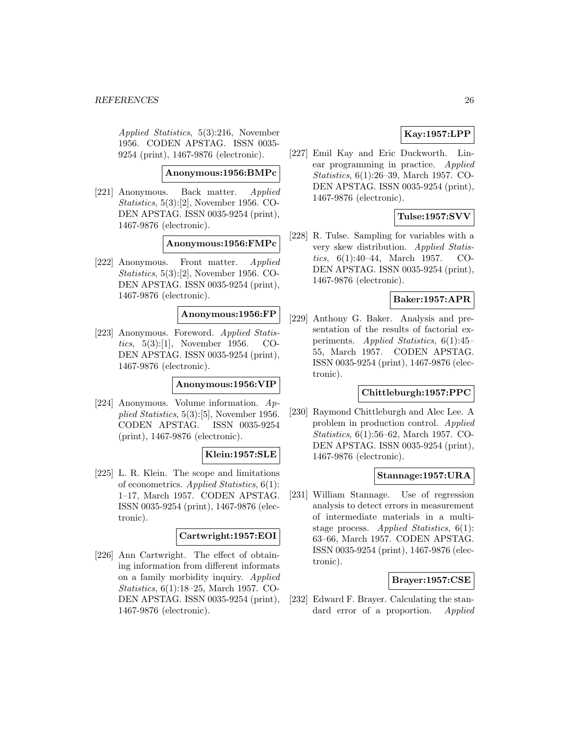Applied Statistics, 5(3):216, November 1956. CODEN APSTAG. ISSN 0035-9254 (print), 1467-9876 (electronic).

**Anonymous:1956:BMPc**

[221] Anonymous. Back matter. *Applied Statistics*, 5(3):[2], November 1956. CODEN APSTAG. ISSN 0035-9254 (print), 1467-9876 (electronic).

**Anonymous:1956:FMPc**

[222] Anonymous. Front matter. *Applied Statistics*, 5(3):[2], November 1956. CODEN APSTAG. ISSN 0035-9254 (print), 1467-9876 (electronic).

**Anonymous:1956:FP**

[223] Anonymous. Foreword. *Applied Statistics*, 5(3):[1], November 1956. CODEN APSTAG. ISSN 0035-9254 (print), 1467-9876 (electronic).

**Anonymous:1956:VIP**

[224] Anonymous. Volume information. *Applied Statistics*, 5(3):[5], November 1956. CODEN APSTAG. ISSN 0035-9254 (print), 1467-9876 (electronic).

**Klein:1957:SLE**

[225] L. R. Klein. The scope and limitations of econometrics. *Applied Statistics*, 6(1): 1–17, March 1957. CODEN APSTAG. ISSN 0035-9254 (print), 1467-9876 (electronic).

**Cartwright:1957:EOI**

[226] Ann Cartwright. The effect of obtaining information from different informats on a family morbidity inquiry. *Applied Statistics*, 6(1):18–25, March 1957. CODEN APSTAG. ISSN 0035-9254 (print), 1467-9876 (electronic).

**Kay:1957:LPP**

[227] Emil Kay and Eric Duckworth. Linear programming in practice. *Applied Statistics*, 6(1):26–39, March 1957. CODEN APSTAG. ISSN 0035-9254 (print), 1467-9876 (electronic).

**Tulse:1957:SVV**

[228] R. Tulse. Sampling for variables with a very skew distribution. *Applied Statistics*, 6(1):40–44, March 1957. CODEN APSTAG. ISSN 0035-9254 (print), 1467-9876 (electronic).

**Baker:1957:APR**

[229] Anthony G. Baker. Analysis and presentation of the results of factorial experiments. *Applied Statistics*, 6(1):45–55, March 1957. CODEN APSTAG. ISSN 0035-9254 (print), 1467-9876 (electronic).

**Chittleburgh:1957:PPC**

[230] Raymond Chittleburgh and Alec Lee. A problem in production control. *Applied Statistics*, 6(1):56–62, March 1957. CODEN APSTAG. ISSN 0035-9254 (print), 1467-9876 (electronic).

**Stannage:1957:URA**

[231] William Stannage. Use of regression analysis to detect errors in measurement of intermediate materials in a multistage process. *Applied Statistics*, 6(1): 63–66, March 1957. CODEN APSTAG. ISSN 0035-9254 (print), 1467-9876 (electronic).

**Brayer:1957:CSE**

[232] Edward F. Brayer. Calculating the standard error of a proportion. *Applied*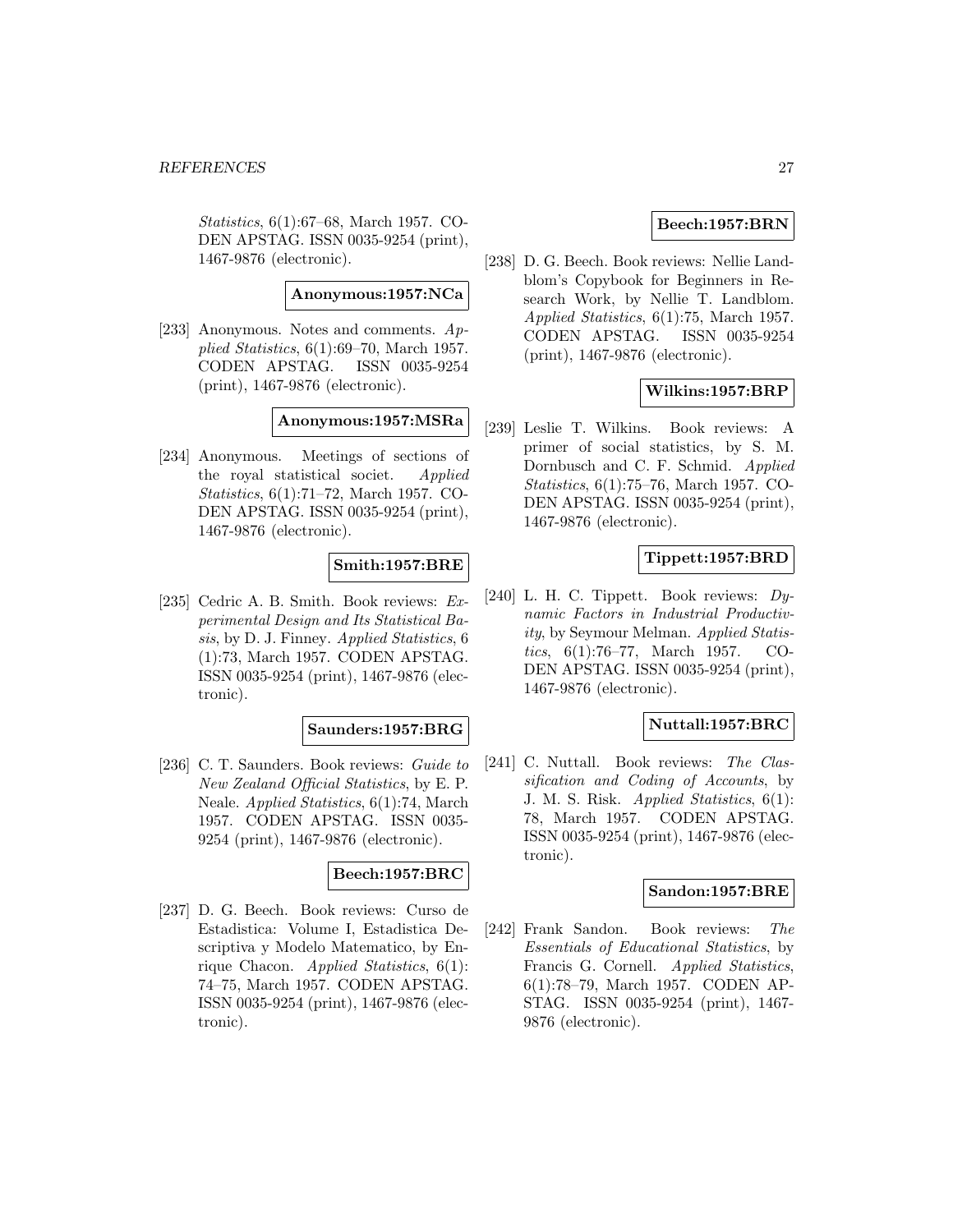*Statistics*, 6(1):67–68, March 1957. CODEN APSTAG. ISSN 0035-9254 (print), 1467-9876 (electronic).

**Anonymous:1957:NCa**

[233] Anonymous. Notes and comments. *Applied Statistics*, 6(1):69–70, March 1957. CODEN APSTAG. ISSN 0035-9254 (print), 1467-9876 (electronic).

**Anonymous:1957:MSRa**

[234] Anonymous. Meetings of sections of the royal statistical societ. *Applied Statistics*, 6(1):71–72, March 1957. CODEN APSTAG. ISSN 0035-9254 (print), 1467-9876 (electronic).

**Smith:1957:BRE**

[235] Cedric A. B. Smith. Book reviews: *Experimental Design and Its Statistical Basis*, by D. J. Finney. *Applied Statistics*, 6 (1):73, March 1957. CODEN APSTAG. ISSN 0035-9254 (print), 1467-9876 (electronic).

**Saunders:1957:BRG**

[236] C. T. Saunders. Book reviews: *Guide to New Zealand Official Statistics*, by E. P. Neale. *Applied Statistics*, 6(1):74, March 1957. CODEN APSTAG. ISSN 0035-9254 (print), 1467-9876 (electronic).

**Beech:1957:BRC**

[237] D. G. Beech. Book reviews: Curso de Estadistica: Volume I, Estadistica Descriptiva y Modelo Matematico, by Enrique Chacon. *Applied Statistics*, 6(1): 74–75, March 1957. CODEN APSTAG. ISSN 0035-9254 (print), 1467-9876 (electronic).

**Beech:1957:BRN**

[238] D. G. Beech. Book reviews: Nellie Landblom's Copybook for Beginners in Research Work, by Nellie T. Landblom. *Applied Statistics*, 6(1):75, March 1957. CODEN APSTAG. ISSN 0035-9254 (print), 1467-9876 (electronic).

**Wilkins:1957:BRP**

[239] Leslie T. Wilkins. Book reviews: A primer of social statistics, by S. M. Dornbusch and C. F. Schmid. *Applied Statistics*, 6(1):75–76, March 1957. CODEN APSTAG. ISSN 0035-9254 (print), 1467-9876 (electronic).

**Tippett:1957:BRD**

[240] L. H. C. Tippett. Book reviews: *Dynamic Factors in Industrial Productivity*, by Seymour Melman. *Applied Statistics*, 6(1):76–77, March 1957. CODEN APSTAG. ISSN 0035-9254 (print), 1467-9876 (electronic).

**Nuttall:1957:BRC**

[241] C. Nuttall. Book reviews: *The Classification and Coding of Accounts*, by J. M. S. Risk. *Applied Statistics*, 6(1): 78, March 1957. CODEN APSTAG. ISSN 0035-9254 (print), 1467-9876 (electronic).

**Sandon:1957:BRE**

[242] Frank Sandon. Book reviews: *The Essentials of Educational Statistics*, by Francis G. Cornell. *Applied Statistics*, 6(1):78–79, March 1957. CODEN APSTAG. ISSN 0035-9254 (print), 1467-9876 (electronic).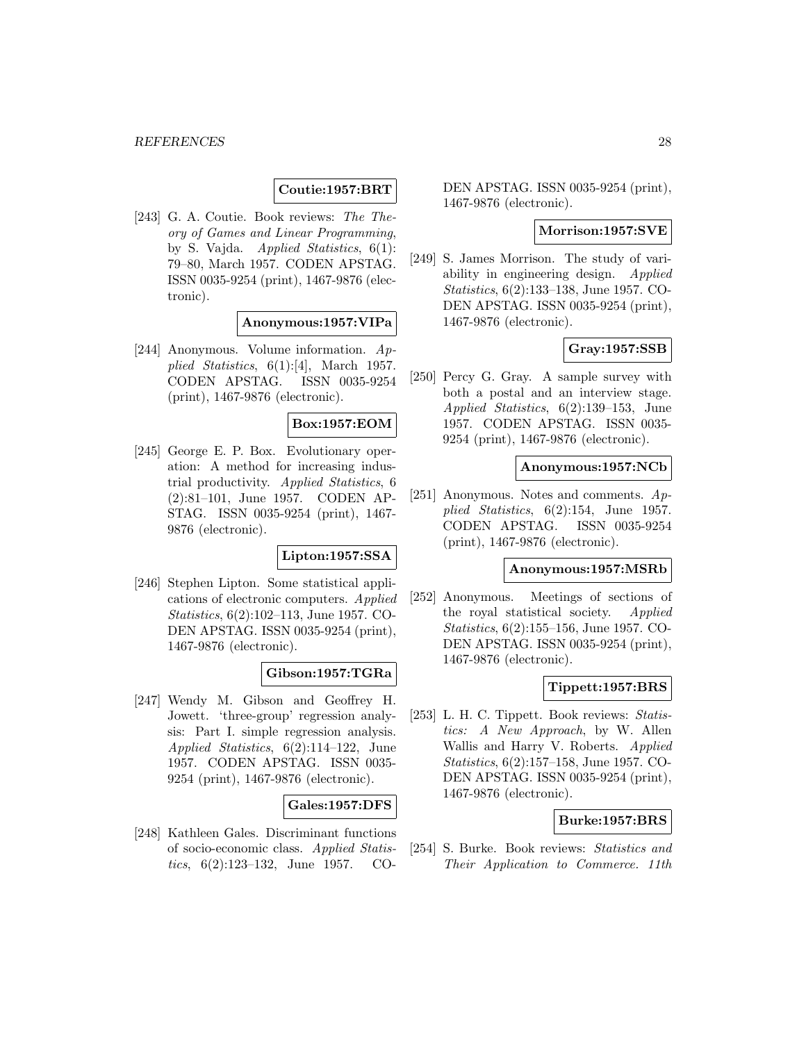**Coutie:1957:BRT**

[243] G. A. Coutie. Book reviews: *The Theory of Games and Linear Programming*, by S. Vajda. *Applied Statistics*, 6(1): 79–80, March 1957. CODEN APSTAG. ISSN 0035-9254 (print), 1467-9876 (electronic).

**Anonymous:1957:VIPa**

[244] Anonymous. Volume information. *Applied Statistics*, 6(1):[4], March 1957. CODEN APSTAG. ISSN 0035-9254 (print), 1467-9876 (electronic).

**Box:1957:EOM**

[245] George E. P. Box. Evolutionary operation: A method for increasing industrial productivity. *Applied Statistics*, 6 (2):81–101, June 1957. CODEN APSTAG. ISSN 0035-9254 (print), 1467-9876 (electronic).

**Lipton:1957:SSA**

[246] Stephen Lipton. Some statistical applications of electronic computers. *Applied Statistics*, 6(2):102–113, June 1957. CODEN APSTAG. ISSN 0035-9254 (print), 1467-9876 (electronic).

**Gibson:1957:TGRa**

[247] Wendy M. Gibson and Geoffrey H. Jowett. 'three-group' regression analysis: Part I. simple regression analysis. *Applied Statistics*, 6(2):114–122, June 1957. CODEN APSTAG. ISSN 0035-9254 (print), 1467-9876 (electronic).

**Gales:1957:DFS**

[248] Kathleen Gales. Discriminant functions of socio-economic class. *Applied Statistics*, 6(2):123–132, June 1957. CODEN APSTAG. ISSN 0035-9254 (print), 1467-9876 (electronic).

**Morrison:1957:SVE**

[249] S. James Morrison. The study of variability in engineering design. *Applied Statistics*, 6(2):133–138, June 1957. CODEN APSTAG. ISSN 0035-9254 (print), 1467-9876 (electronic).

**Gray:1957:SSB**

[250] Percy G. Gray. A sample survey with both a postal and an interview stage. *Applied Statistics*, 6(2):139–153, June 1957. CODEN APSTAG. ISSN 0035-9254 (print), 1467-9876 (electronic).

**Anonymous:1957:NCb**

[251] Anonymous. Notes and comments. *Applied Statistics*, 6(2):154, June 1957. CODEN APSTAG. ISSN 0035-9254 (print), 1467-9876 (electronic).

**Anonymous:1957:MSRb**

[252] Anonymous. Meetings of sections of the royal statistical society. *Applied Statistics*, 6(2):155–156, June 1957. CODEN APSTAG. ISSN 0035-9254 (print), 1467-9876 (electronic).

**Tippett:1957:BRS**

[253] L. H. C. Tippett. Book reviews: *Statistics: A New Approach*, by W. Allen Wallis and Harry V. Roberts. *Applied Statistics*, 6(2):157–158, June 1957. CODEN APSTAG. ISSN 0035-9254 (print), 1467-9876 (electronic).

**Burke:1957:BRS**

[254] S. Burke. Book reviews: *Statistics and Their Application to Commerce. 11th*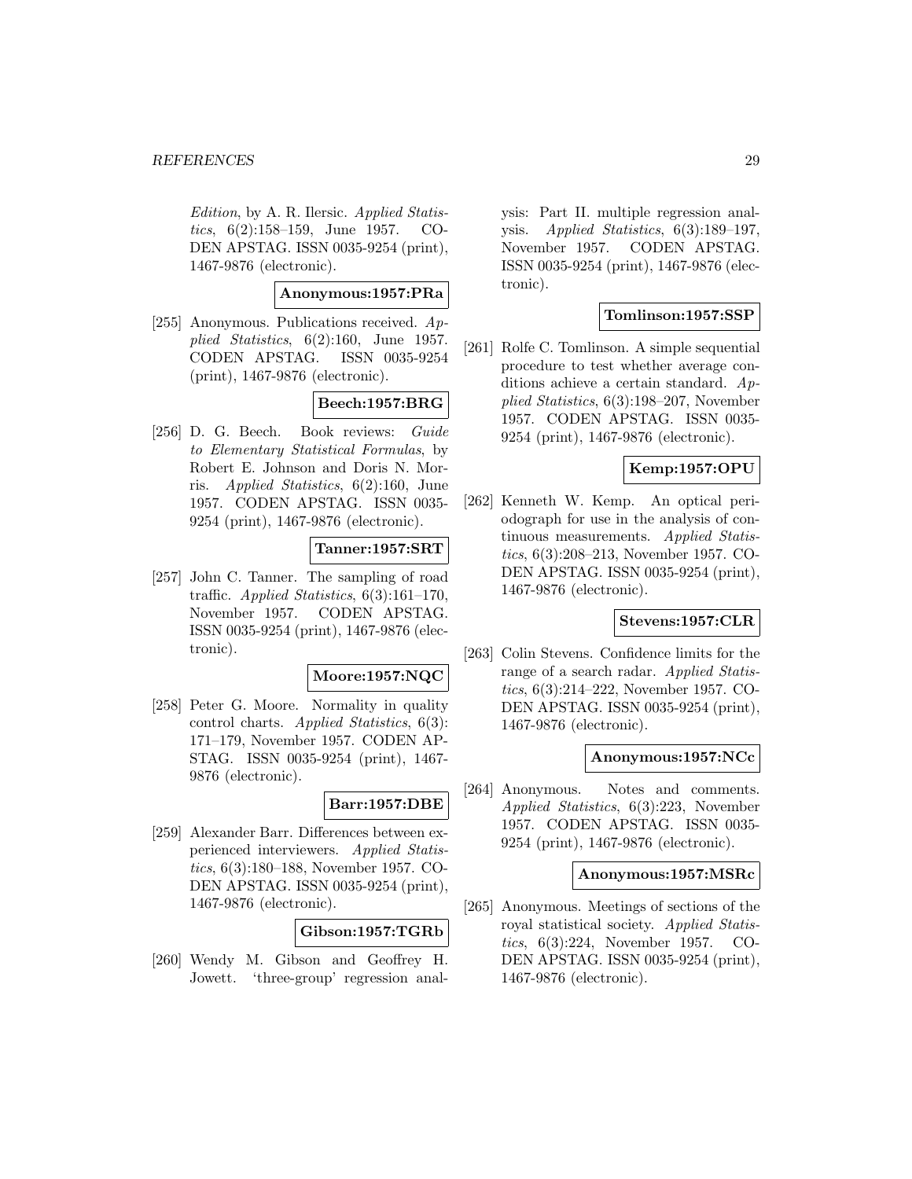*Edition*, by A. R. Ilersic. *Applied Statistics*, 6(2):158–159, June 1957. CODEN APSTAG. ISSN 0035-9254 (print), 1467-9876 (electronic).

**Anonymous:1957:PRa**

[255] Anonymous. Publications received. *Applied Statistics*, 6(2):160, June 1957. CODEN APSTAG. ISSN 0035-9254 (print), 1467-9876 (electronic).

**Beech:1957:BRG**

[256] D. G. Beech. Book reviews: *Guide to Elementary Statistical Formulas*, by Robert E. Johnson and Doris N. Morris. *Applied Statistics*, 6(2):160, June 1957. CODEN APSTAG. ISSN 0035-9254 (print), 1467-9876 (electronic).

**Tanner:1957:SRT**

[257] John C. Tanner. The sampling of road traffic. *Applied Statistics*, 6(3):161–170, November 1957. CODEN APSTAG. ISSN 0035-9254 (print), 1467-9876 (electronic).

**Moore:1957:NQC**

[258] Peter G. Moore. Normality in quality control charts. *Applied Statistics*, 6(3): 171–179, November 1957. CODEN APSTAG. ISSN 0035-9254 (print), 1467-9876 (electronic).

**Barr:1957:DBE**

[259] Alexander Barr. Differences between experienced interviewers. *Applied Statistics*, 6(3):180–188, November 1957. CODEN APSTAG. ISSN 0035-9254 (print), 1467-9876 (electronic).

**Gibson:1957:TGRb**

[260] Wendy M. Gibson and Geoffrey H. Jowett. 'three-group' regression analysis: Part II. multiple regression analysis. *Applied Statistics*, 6(3):189–197, November 1957. CODEN APSTAG. ISSN 0035-9254 (print), 1467-9876 (electronic).

**Tomlinson:1957:SSP**

[261] Rolfe C. Tomlinson. A simple sequential procedure to test whether average conditions achieve a certain standard. *Applied Statistics*, 6(3):198–207, November 1957. CODEN APSTAG. ISSN 0035-9254 (print), 1467-9876 (electronic).

**Kemp:1957:OPU**

[262] Kenneth W. Kemp. An optical periodograph for use in the analysis of continuous measurements. *Applied Statistics*, 6(3):208–213, November 1957. CODEN APSTAG. ISSN 0035-9254 (print), 1467-9876 (electronic).

**Stevens:1957:CLR**

[263] Colin Stevens. Confidence limits for the range of a search radar. *Applied Statistics*, 6(3):214–222, November 1957. CODEN APSTAG. ISSN 0035-9254 (print), 1467-9876 (electronic).

**Anonymous:1957:NCc**

[264] Anonymous. Notes and comments. *Applied Statistics*, 6(3):223, November 1957. CODEN APSTAG. ISSN 0035-9254 (print), 1467-9876 (electronic).

**Anonymous:1957:MSRc**

[265] Anonymous. Meetings of sections of the royal statistical society. *Applied Statistics*, 6(3):224, November 1957. CODEN APSTAG. ISSN 0035-9254 (print), 1467-9876 (electronic).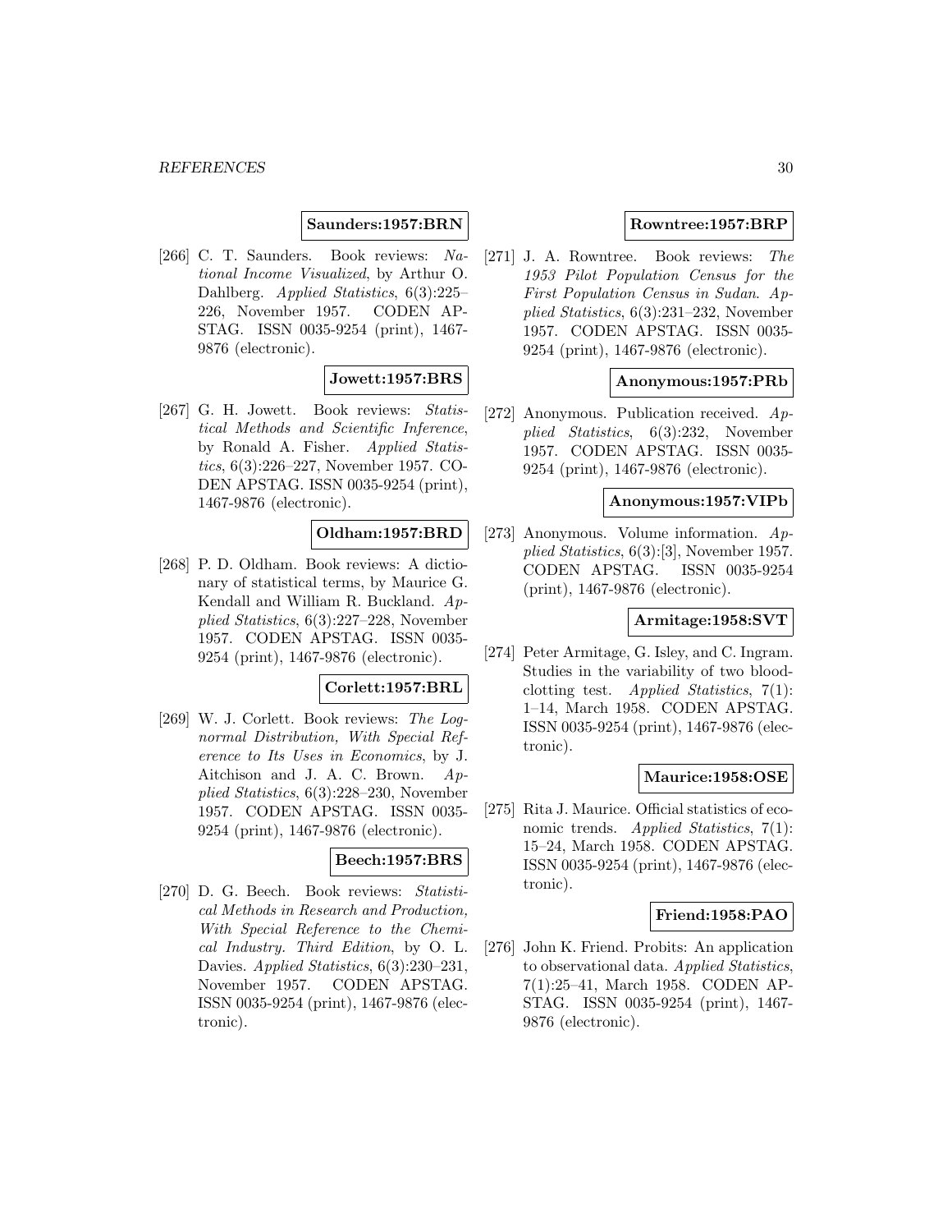**Saunders:1957:BRN**

[266] C. T. Saunders. Book reviews: *National Income Visualized*, by Arthur O. Dahlberg. *Applied Statistics*, 6(3):225–226, November 1957. CODEN APSTAG. ISSN 0035-9254 (print), 1467-9876 (electronic).

**Jowett:1957:BRS**

[267] G. H. Jowett. Book reviews: *Statistical Methods and Scientific Inference*, by Ronald A. Fisher. *Applied Statistics*, 6(3):226–227, November 1957. CODEN APSTAG. ISSN 0035-9254 (print), 1467-9876 (electronic).

**Oldham:1957:BRD**

[268] P. D. Oldham. Book reviews: A dictionary of statistical terms, by Maurice G. Kendall and William R. Buckland. *Applied Statistics*, 6(3):227–228, November 1957. CODEN APSTAG. ISSN 0035-9254 (print), 1467-9876 (electronic).

**Corlett:1957:BRL**

[269] W. J. Corlett. Book reviews: *The Lognormal Distribution, With Special Reference to Its Uses in Economics*, by J. Aitchison and J. A. C. Brown. *Applied Statistics*, 6(3):228–230, November 1957. CODEN APSTAG. ISSN 0035-9254 (print), 1467-9876 (electronic).

**Beech:1957:BRS**

[270] D. G. Beech. Book reviews: *Statistical Methods in Research and Production, With Special Reference to the Chemical Industry. Third Edition*, by O. L. Davies. *Applied Statistics*, 6(3):230–231, November 1957. CODEN APSTAG. ISSN 0035-9254 (print), 1467-9876 (electronic).

**Rowntree:1957:BRP**

[271] J. A. Rowntree. Book reviews: *The 1953 Pilot Population Census for the First Population Census in Sudan*. *Applied Statistics*, 6(3):231–232, November 1957. CODEN APSTAG. ISSN 0035-9254 (print), 1467-9876 (electronic).

**Anonymous:1957:PRb**

[272] Anonymous. Publication received. *Applied Statistics*, 6(3):232, November 1957. CODEN APSTAG. ISSN 0035-9254 (print), 1467-9876 (electronic).

**Anonymous:1957:VIPb**

[273] Anonymous. Volume information. *Applied Statistics*, 6(3):[3], November 1957. CODEN APSTAG. ISSN 0035-9254 (print), 1467-9876 (electronic).

**Armitage:1958:SVT**

[274] Peter Armitage, G. Isley, and C. Ingram. Studies in the variability of two blood-clotting test. *Applied Statistics*, 7(1): 1–14, March 1958. CODEN APSTAG. ISSN 0035-9254 (print), 1467-9876 (electronic).

**Maurice:1958:OSE**

[275] Rita J. Maurice. Official statistics of economic trends. *Applied Statistics*, 7(1): 15–24, March 1958. CODEN APSTAG. ISSN 0035-9254 (print), 1467-9876 (electronic).

**Friend:1958:PAO**

[276] John K. Friend. Probits: An application to observational data. *Applied Statistics*, 7(1):25–41, March 1958. CODEN APSTAG. ISSN 0035-9254 (print), 1467-9876 (electronic).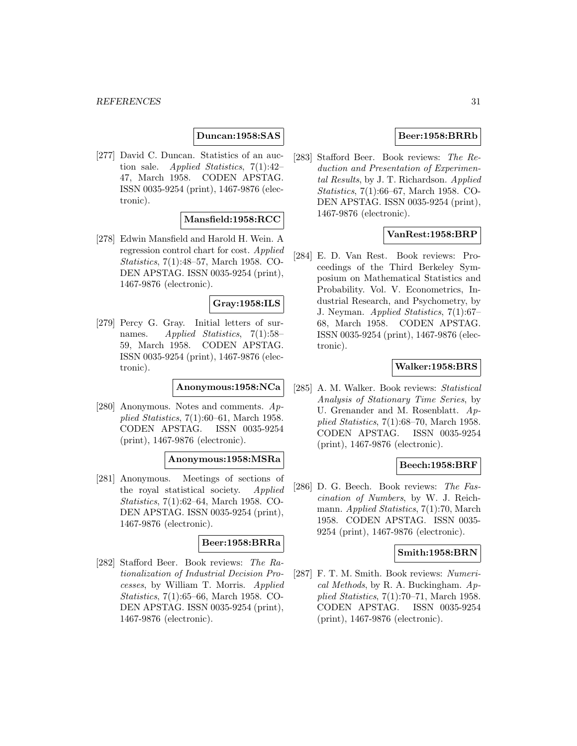**Duncan:1958:SAS**

[277] David C. Duncan. Statistics of an auction sale. *Applied Statistics*, 7(1):42–47, March 1958. CODEN APSTAG. ISSN 0035-9254 (print), 1467-9876 (electronic).

**Mansfield:1958:RCC**

[278] Edwin Mansfield and Harold H. Wein. A regression control chart for cost. *Applied Statistics*, 7(1):48–57, March 1958. CODEN APSTAG. ISSN 0035-9254 (print), 1467-9876 (electronic).

**Gray:1958:ILS**

[279] Percy G. Gray. Initial letters of surnames. *Applied Statistics*, 7(1):58–59, March 1958. CODEN APSTAG. ISSN 0035-9254 (print), 1467-9876 (electronic).

**Anonymous:1958:NCa**

[280] Anonymous. Notes and comments. *Applied Statistics*, 7(1):60–61, March 1958. CODEN APSTAG. ISSN 0035-9254 (print), 1467-9876 (electronic).

**Anonymous:1958:MSRa**

[281] Anonymous. Meetings of sections of the royal statistical society. *Applied Statistics*, 7(1):62–64, March 1958. CODEN APSTAG. ISSN 0035-9254 (print), 1467-9876 (electronic).

**Beer:1958:BRRa**

[282] Stafford Beer. Book reviews: *The Rationalization of Industrial Decision Processes*, by William T. Morris. *Applied Statistics*, 7(1):65–66, March 1958. CODEN APSTAG. ISSN 0035-9254 (print), 1467-9876 (electronic).

**Beer:1958:BRRb**

[283] Stafford Beer. Book reviews: *The Reduction and Presentation of Experimental Results*, by J. T. Richardson. *Applied Statistics*, 7(1):66–67, March 1958. CODEN APSTAG. ISSN 0035-9254 (print), 1467-9876 (electronic).

**VanRest:1958:BRP**

[284] E. D. Van Rest. Book reviews: Proceedings of the Third Berkeley Symposium on Mathematical Statistics and Probability. Vol. V. Econometrics, Industrial Research, and Psychometry, by J. Neyman. *Applied Statistics*, 7(1):67–68, March 1958. CODEN APSTAG. ISSN 0035-9254 (print), 1467-9876 (electronic).

**Walker:1958:BRS**

[285] A. M. Walker. Book reviews: *Statistical Analysis of Stationary Time Series*, by U. Grenander and M. Rosenblatt. *Applied Statistics*, 7(1):68–70, March 1958. CODEN APSTAG. ISSN 0035-9254 (print), 1467-9876 (electronic).

**Beech:1958:BRF**

[286] D. G. Beech. Book reviews: *The Fascination of Numbers*, by W. J. Reichmann. *Applied Statistics*, 7(1):70, March 1958. CODEN APSTAG. ISSN 0035-9254 (print), 1467-9876 (electronic).

**Smith:1958:BRN**

[287] F. T. M. Smith. Book reviews: *Numerical Methods*, by R. A. Buckingham. *Applied Statistics*, 7(1):70–71, March 1958. CODEN APSTAG. ISSN 0035-9254 (print), 1467-9876 (electronic).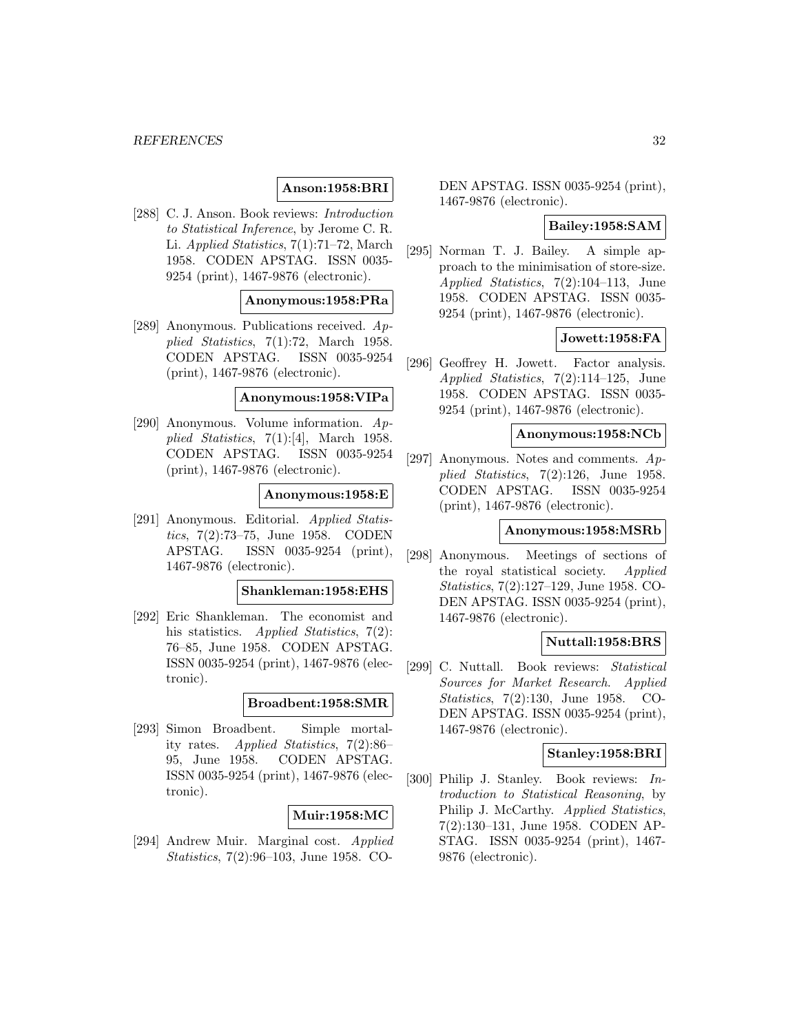**Anson:1958:BRI**

[288] C. J. Anson. Book reviews: *Introduction to Statistical Inference*, by Jerome C. R. Li. *Applied Statistics*, 7(1):71–72, March 1958. CODEN APSTAG. ISSN 0035-9254 (print), 1467-9876 (electronic).

**Anonymous:1958:PRa**

[289] Anonymous. Publications received. *Applied Statistics*, 7(1):72, March 1958. CODEN APSTAG. ISSN 0035-9254 (print), 1467-9876 (electronic).

**Anonymous:1958:VIPa**

[290] Anonymous. Volume information. *Applied Statistics*, 7(1):[4], March 1958. CODEN APSTAG. ISSN 0035-9254 (print), 1467-9876 (electronic).

**Anonymous:1958:E**

[291] Anonymous. Editorial. *Applied Statistics*, 7(2):73–75, June 1958. CODEN APSTAG. ISSN 0035-9254 (print), 1467-9876 (electronic).

**Shankleman:1958:EHS**

[292] Eric Shankleman. The economist and his statistics. *Applied Statistics*, 7(2): 76–85, June 1958. CODEN APSTAG. ISSN 0035-9254 (print), 1467-9876 (electronic).

**Broadbent:1958:SMR**

[293] Simon Broadbent. Simple mortality rates. *Applied Statistics*, 7(2):86–95, June 1958. CODEN APSTAG. ISSN 0035-9254 (print), 1467-9876 (electronic).

**Muir:1958:MC**

[294] Andrew Muir. Marginal cost. *Applied Statistics*, 7(2):96–103, June 1958. CODEN APSTAG. ISSN 0035-9254 (print), 1467-9876 (electronic).

**Bailey:1958:SAM**

[295] Norman T. J. Bailey. A simple approach to the minimisation of store-size. *Applied Statistics*, 7(2):104–113, June 1958. CODEN APSTAG. ISSN 0035-9254 (print), 1467-9876 (electronic).

**Jowett:1958:FA**

[296] Geoffrey H. Jowett. Factor analysis. *Applied Statistics*, 7(2):114–125, June 1958. CODEN APSTAG. ISSN 0035-9254 (print), 1467-9876 (electronic).

**Anonymous:1958:NCb**

[297] Anonymous. Notes and comments. *Applied Statistics*, 7(2):126, June 1958. CODEN APSTAG. ISSN 0035-9254 (print), 1467-9876 (electronic).

**Anonymous:1958:MSRb**

[298] Anonymous. Meetings of sections of the royal statistical society. *Applied Statistics*, 7(2):127–129, June 1958. CODEN APSTAG. ISSN 0035-9254 (print), 1467-9876 (electronic).

**Nuttall:1958:BRS**

[299] C. Nuttall. Book reviews: *Statistical Sources for Market Research*. *Applied Statistics*, 7(2):130, June 1958. CODEN APSTAG. ISSN 0035-9254 (print), 1467-9876 (electronic).

**Stanley:1958:BRI**

[300] Philip J. Stanley. Book reviews: *Introduction to Statistical Reasoning*, by Philip J. McCarthy. *Applied Statistics*, 7(2):130–131, June 1958. CODEN APSTAG. ISSN 0035-9254 (print), 1467-9876 (electronic).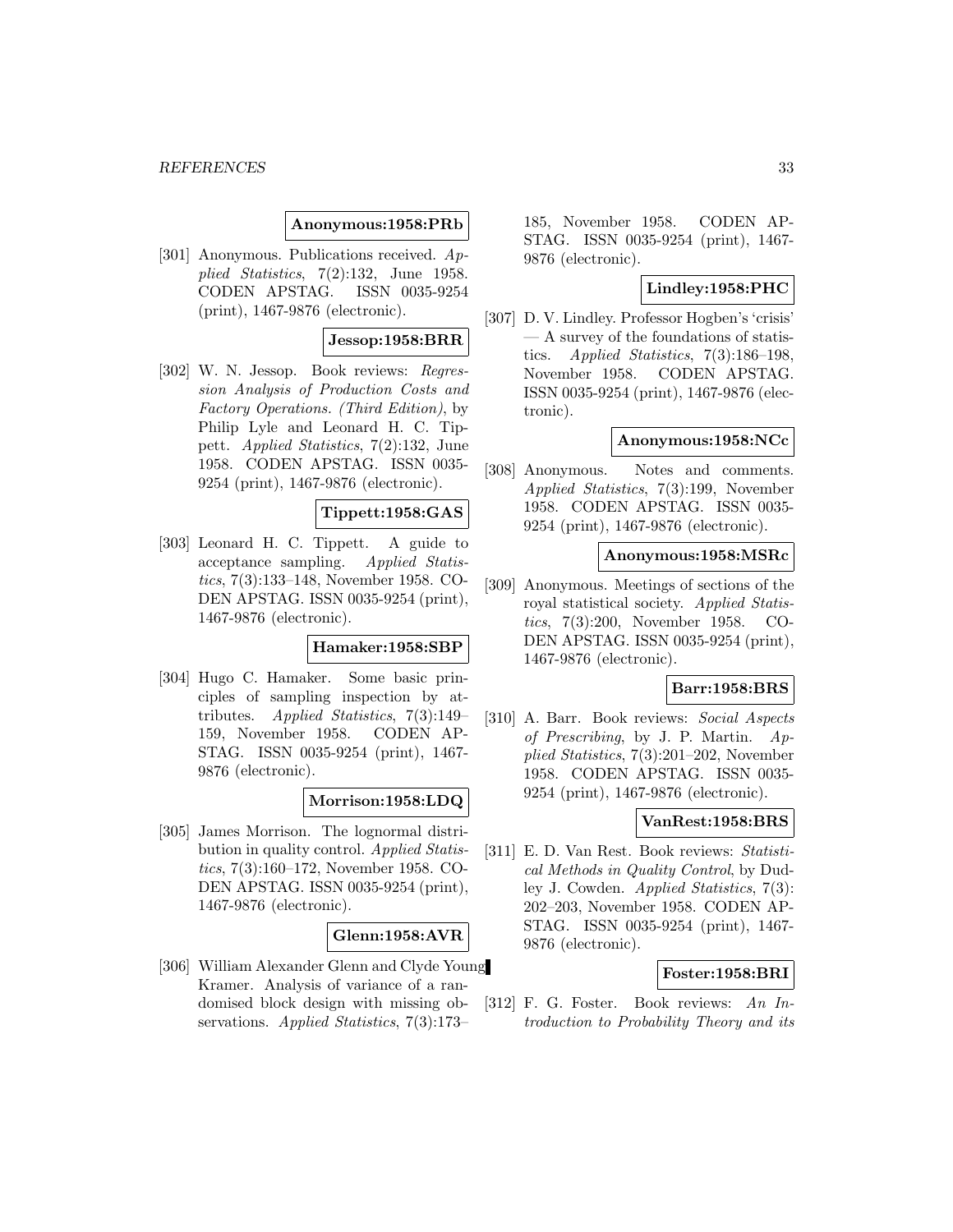**Anonymous:1958:PRb**

[301] Anonymous. Publications received. *Applied Statistics*, 7(2):132, June 1958. CODEN APSTAG. ISSN 0035-9254 (print), 1467-9876 (electronic).

**Jessop:1958:BRR**

[302] W. N. Jessop. Book reviews: *Regression Analysis of Production Costs and Factory Operations. (Third Edition)*, by Philip Lyle and Leonard H. C. Tippett. *Applied Statistics*, 7(2):132, June 1958. CODEN APSTAG. ISSN 0035-9254 (print), 1467-9876 (electronic).

**Tippett:1958:GAS**

[303] Leonard H. C. Tippett. A guide to acceptance sampling. *Applied Statistics*, 7(3):133–148, November 1958. CODEN APSTAG. ISSN 0035-9254 (print), 1467-9876 (electronic).

**Hamaker:1958:SBP**

[304] Hugo C. Hamaker. Some basic principles of sampling inspection by attributes. *Applied Statistics*, 7(3):149–159, November 1958. CODEN APSTAG. ISSN 0035-9254 (print), 1467-9876 (electronic).

**Morrison:1958:LDQ**

[305] James Morrison. The lognormal distribution in quality control. *Applied Statistics*, 7(3):160–172, November 1958. CODEN APSTAG. ISSN 0035-9254 (print), 1467-9876 (electronic).

**Glenn:1958:AVR**

[306] William Alexander Glenn and Clyde Young Kramer. Analysis of variance of a randomised block design with missing observations. *Applied Statistics*, 7(3):173–185, November 1958. CODEN APSTAG. ISSN 0035-9254 (print), 1467-9876 (electronic).

**Lindley:1958:PHC**

[307] D. V. Lindley. Professor Hogben's 'crisis' — A survey of the foundations of statistics. *Applied Statistics*, 7(3):186–198, November 1958. CODEN APSTAG. ISSN 0035-9254 (print), 1467-9876 (electronic).

**Anonymous:1958:NCc**

[308] Anonymous. Notes and comments. *Applied Statistics*, 7(3):199, November 1958. CODEN APSTAG. ISSN 0035-9254 (print), 1467-9876 (electronic).

**Anonymous:1958:MSRc**

[309] Anonymous. Meetings of sections of the royal statistical society. *Applied Statistics*, 7(3):200, November 1958. CODEN APSTAG. ISSN 0035-9254 (print), 1467-9876 (electronic).

**Barr:1958:BRS**

[310] A. Barr. Book reviews: *Social Aspects of Prescribing*, by J. P. Martin. *Applied Statistics*, 7(3):201–202, November 1958. CODEN APSTAG. ISSN 0035-9254 (print), 1467-9876 (electronic).

**VanRest:1958:BRS**

[311] E. D. Van Rest. Book reviews: *Statistical Methods in Quality Control*, by Dudley J. Cowden. *Applied Statistics*, 7(3): 202–203, November 1958. CODEN APSTAG. ISSN 0035-9254 (print), 1467-9876 (electronic).

**Foster:1958:BRI**

[312] F. G. Foster. Book reviews: *An Introduction to Probability Theory and its*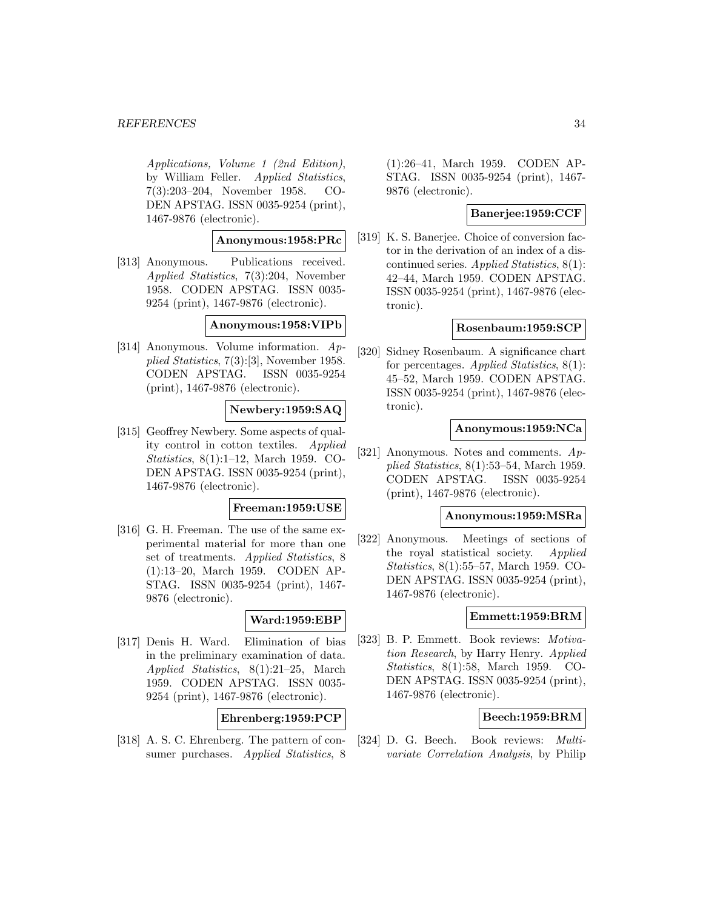*Applications, Volume 1 (2nd Edition)*, by William Feller. *Applied Statistics*, 7(3):203–204, November 1958. CODEN APSTAG. ISSN 0035-9254 (print), 1467-9876 (electronic).

**Anonymous:1958:PRc**

[313] Anonymous. Publications received. *Applied Statistics*, 7(3):204, November 1958. CODEN APSTAG. ISSN 0035-9254 (print), 1467-9876 (electronic).

**Anonymous:1958:VIPb**

[314] Anonymous. Volume information. *Applied Statistics*, 7(3):[3], November 1958. CODEN APSTAG. ISSN 0035-9254 (print), 1467-9876 (electronic).

**Newbery:1959:SAQ**

[315] Geoffrey Newbery. Some aspects of quality control in cotton textiles. *Applied Statistics*, 8(1):1–12, March 1959. CODEN APSTAG. ISSN 0035-9254 (print), 1467-9876 (electronic).

**Freeman:1959:USE**

[316] G. H. Freeman. The use of the same experimental material for more than one set of treatments. *Applied Statistics*, 8 (1):13–20, March 1959. CODEN APSTAG. ISSN 0035-9254 (print), 1467-9876 (electronic).

**Ward:1959:EBP**

[317] Denis H. Ward. Elimination of bias in the preliminary examination of data. *Applied Statistics*, 8(1):21–25, March 1959. CODEN APSTAG. ISSN 0035-9254 (print), 1467-9876 (electronic).

**Ehrenberg:1959:PCP**

[318] A. S. C. Ehrenberg. The pattern of consumer purchases. *Applied Statistics*, 8 (1):26–41, March 1959. CODEN APSTAG. ISSN 0035-9254 (print), 1467-9876 (electronic).

**Banerjee:1959:CCF**

[319] K. S. Banerjee. Choice of conversion factor in the derivation of an index of a discontinued series. *Applied Statistics*, 8(1): 42–44, March 1959. CODEN APSTAG. ISSN 0035-9254 (print), 1467-9876 (electronic).

**Rosenbaum:1959:SCP**

[320] Sidney Rosenbaum. A significance chart for percentages. *Applied Statistics*, 8(1): 45–52, March 1959. CODEN APSTAG. ISSN 0035-9254 (print), 1467-9876 (electronic).

**Anonymous:1959:NCa**

[321] Anonymous. Notes and comments. *Applied Statistics*, 8(1):53–54, March 1959. CODEN APSTAG. ISSN 0035-9254 (print), 1467-9876 (electronic).

**Anonymous:1959:MSRa**

[322] Anonymous. Meetings of sections of the royal statistical society. *Applied Statistics*, 8(1):55–57, March 1959. CODEN APSTAG. ISSN 0035-9254 (print), 1467-9876 (electronic).

**Emmett:1959:BRM**

[323] B. P. Emmett. Book reviews: *Motivation Research*, by Harry Henry. *Applied Statistics*, 8(1):58, March 1959. CODEN APSTAG. ISSN 0035-9254 (print), 1467-9876 (electronic).

**Beech:1959:BRM**

[324] D. G. Beech. Book reviews: *Multivariate Correlation Analysis*, by Philip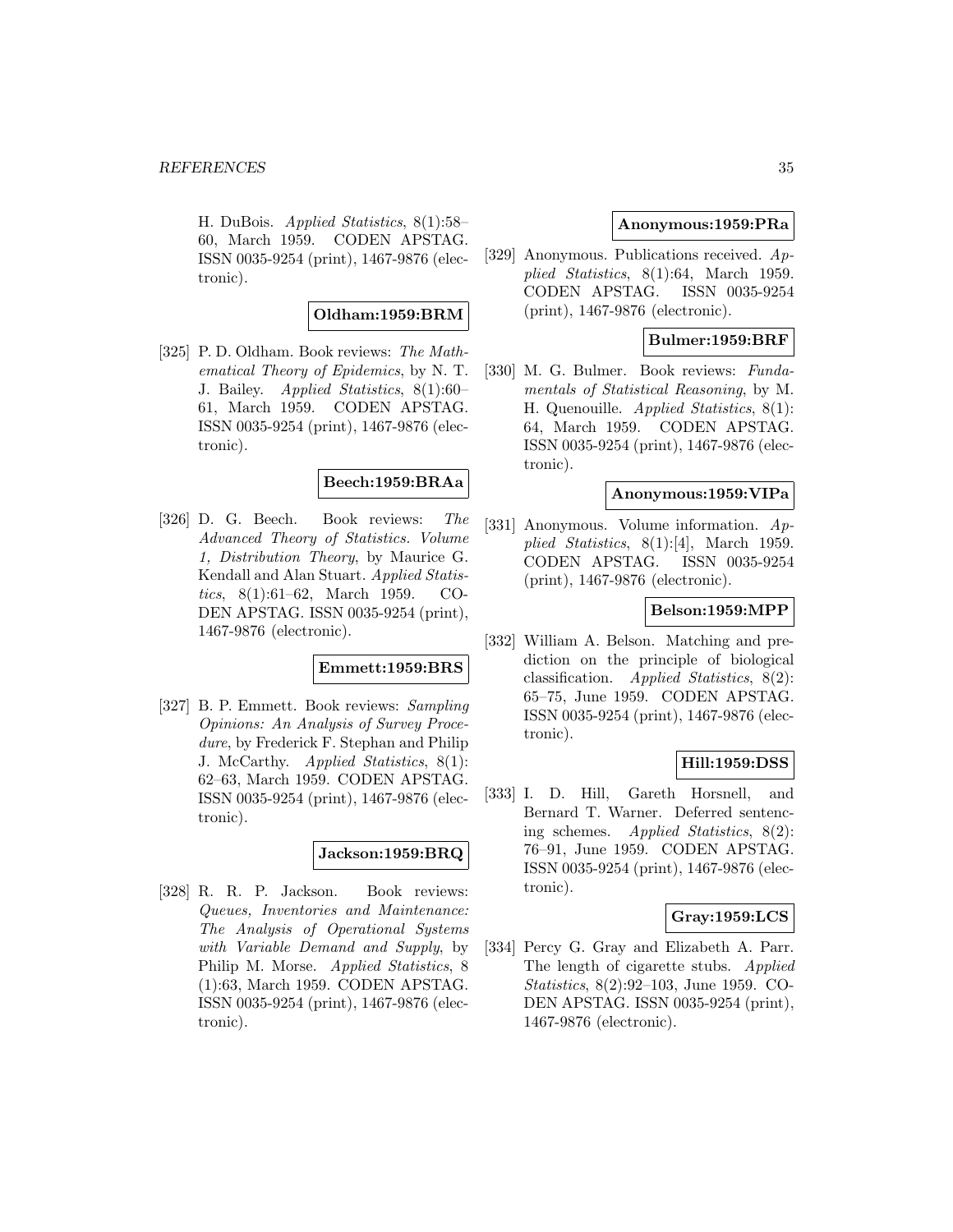H. DuBois. *Applied Statistics*, 8(1):58–60, March 1959. CODEN APSTAG. ISSN 0035-9254 (print), 1467-9876 (electronic).

**Oldham:1959:BRM**

[325] P. D. Oldham. Book reviews: *The Mathematical Theory of Epidemics*, by N. T. J. Bailey. *Applied Statistics*, 8(1):60–61, March 1959. CODEN APSTAG. ISSN 0035-9254 (print), 1467-9876 (electronic).

**Beech:1959:BRAa**

[326] D. G. Beech. Book reviews: *The Advanced Theory of Statistics. Volume 1, Distribution Theory*, by Maurice G. Kendall and Alan Stuart. *Applied Statistics*, 8(1):61–62, March 1959. CODEN APSTAG. ISSN 0035-9254 (print), 1467-9876 (electronic).

**Emmett:1959:BRS**

[327] B. P. Emmett. Book reviews: *Sampling Opinions: An Analysis of Survey Procedure*, by Frederick F. Stephan and Philip J. McCarthy. *Applied Statistics*, 8(1):62–63, March 1959. CODEN APSTAG. ISSN 0035-9254 (print), 1467-9876 (electronic).

**Jackson:1959:BRQ**

[328] R. R. P. Jackson. Book reviews: *Queues, Inventories and Maintenance: The Analysis of Operational Systems with Variable Demand and Supply*, by Philip M. Morse. *Applied Statistics*, 8 (1):63, March 1959. CODEN APSTAG. ISSN 0035-9254 (print), 1467-9876 (electronic).

**Anonymous:1959:PRa**

[329] Anonymous. Publications received. *Applied Statistics*, 8(1):64, March 1959. CODEN APSTAG. ISSN 0035-9254 (print), 1467-9876 (electronic).

**Bulmer:1959:BRF**

[330] M. G. Bulmer. Book reviews: *Fundamentals of Statistical Reasoning*, by M. H. Quenouille. *Applied Statistics*, 8(1): 64, March 1959. CODEN APSTAG. ISSN 0035-9254 (print), 1467-9876 (electronic).

**Anonymous:1959:VIPa**

[331] Anonymous. Volume information. *Applied Statistics*, 8(1):[4], March 1959. CODEN APSTAG. ISSN 0035-9254 (print), 1467-9876 (electronic).

**Belson:1959:MPP**

[332] William A. Belson. Matching and prediction on the principle of biological classification. *Applied Statistics*, 8(2): 65–75, June 1959. CODEN APSTAG. ISSN 0035-9254 (print), 1467-9876 (electronic).

**Hill:1959:DSS**

[333] I. D. Hill, Gareth Horsnell, and Bernard T. Warner. Deferred sentencing schemes. *Applied Statistics*, 8(2): 76–91, June 1959. CODEN APSTAG. ISSN 0035-9254 (print), 1467-9876 (electronic).

**Gray:1959:LCS**

[334] Percy G. Gray and Elizabeth A. Parr. The length of cigarette stubs. *Applied Statistics*, 8(2):92–103, June 1959. CODEN APSTAG. ISSN 0035-9254 (print), 1467-9876 (electronic).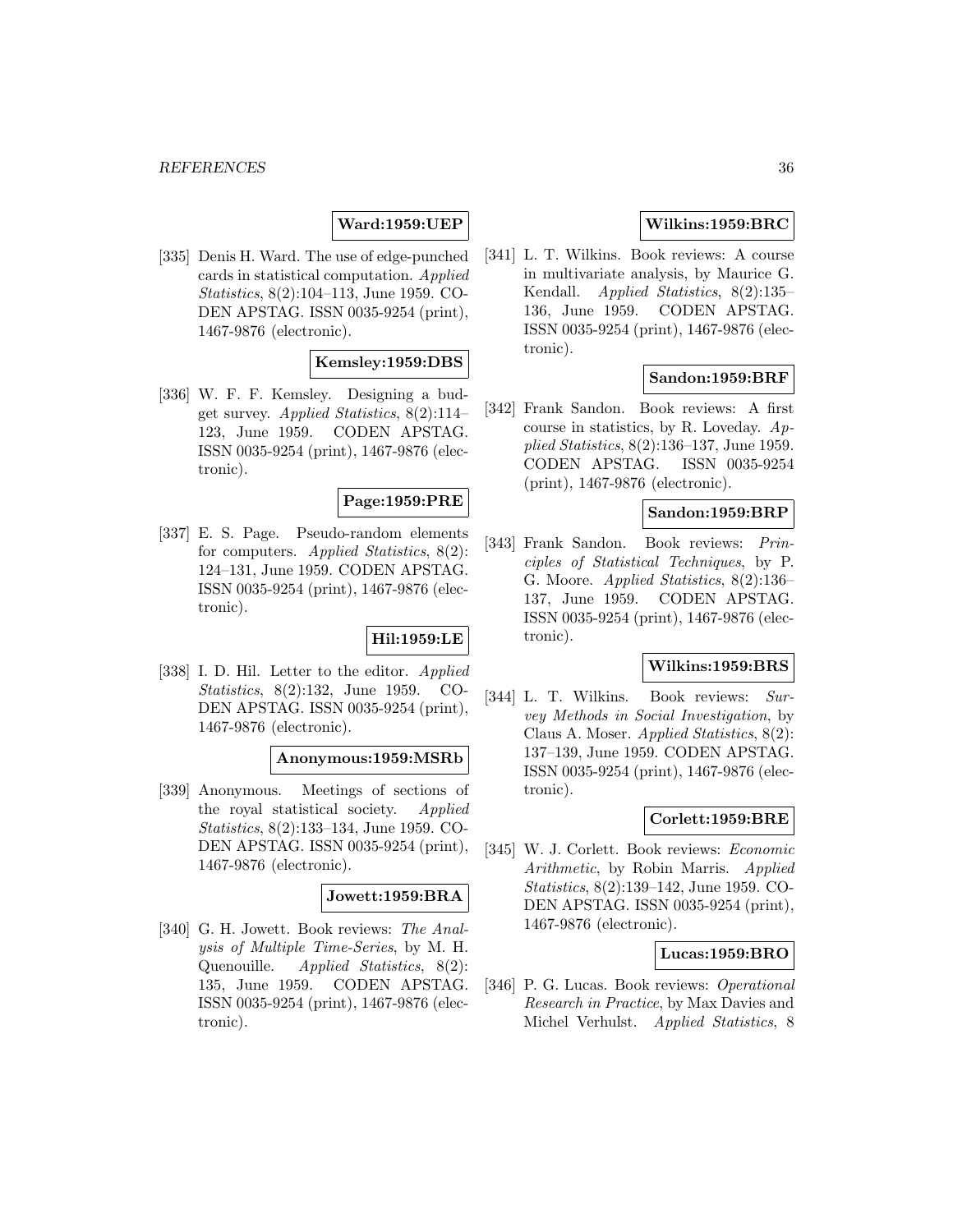**Ward:1959:UEP**

[335] Denis H. Ward. The use of edge-punched cards in statistical computation. *Applied Statistics*, 8(2):104–113, June 1959. CODEN APSTAG. ISSN 0035-9254 (print), 1467-9876 (electronic).

**Kemsley:1959:DBS**

[336] W. F. F. Kemsley. Designing a budget survey. *Applied Statistics*, 8(2):114–123, June 1959. CODEN APSTAG. ISSN 0035-9254 (print), 1467-9876 (electronic).

**Page:1959:PRE**

[337] E. S. Page. Pseudo-random elements for computers. *Applied Statistics*, 8(2):124–131, June 1959. CODEN APSTAG. ISSN 0035-9254 (print), 1467-9876 (electronic).

**Hil:1959:LE**

[338] I. D. Hil. Letter to the editor. *Applied Statistics*, 8(2):132, June 1959. CODEN APSTAG. ISSN 0035-9254 (print), 1467-9876 (electronic).

**Anonymous:1959:MSRb**

[339] Anonymous. Meetings of sections of the royal statistical society. *Applied Statistics*, 8(2):133–134, June 1959. CODEN APSTAG. ISSN 0035-9254 (print), 1467-9876 (electronic).

**Jowett:1959:BRA**

[340] G. H. Jowett. Book reviews: *The Analysis of Multiple Time-Series*, by M. H. Quenouille. *Applied Statistics*, 8(2):135, June 1959. CODEN APSTAG. ISSN 0035-9254 (print), 1467-9876 (electronic).

**Wilkins:1959:BRC**

[341] L. T. Wilkins. Book reviews: A course in multivariate analysis, by Maurice G. Kendall. *Applied Statistics*, 8(2):135–136, June 1959. CODEN APSTAG. ISSN 0035-9254 (print), 1467-9876 (electronic).

**Sandon:1959:BRF**

[342] Frank Sandon. Book reviews: A first course in statistics, by R. Loveday. *Applied Statistics*, 8(2):136–137, June 1959. CODEN APSTAG. ISSN 0035-9254 (print), 1467-9876 (electronic).

**Sandon:1959:BRP**

[343] Frank Sandon. Book reviews: *Principles of Statistical Techniques*, by P. G. Moore. *Applied Statistics*, 8(2):136–137, June 1959. CODEN APSTAG. ISSN 0035-9254 (print), 1467-9876 (electronic).

**Wilkins:1959:BRS**

[344] L. T. Wilkins. Book reviews: *Survey Methods in Social Investigation*, by Claus A. Moser. *Applied Statistics*, 8(2):137–139, June 1959. CODEN APSTAG. ISSN 0035-9254 (print), 1467-9876 (electronic).

**Corlett:1959:BRE**

[345] W. J. Corlett. Book reviews: *Economic Arithmetic*, by Robin Marris. *Applied Statistics*, 8(2):139–142, June 1959. CODEN APSTAG. ISSN 0035-9254 (print), 1467-9876 (electronic).

**Lucas:1959:BRO**

[346] P. G. Lucas. Book reviews: *Operational Research in Practice*, by Max Davies and Michel Verhulst. *Applied Statistics*, 8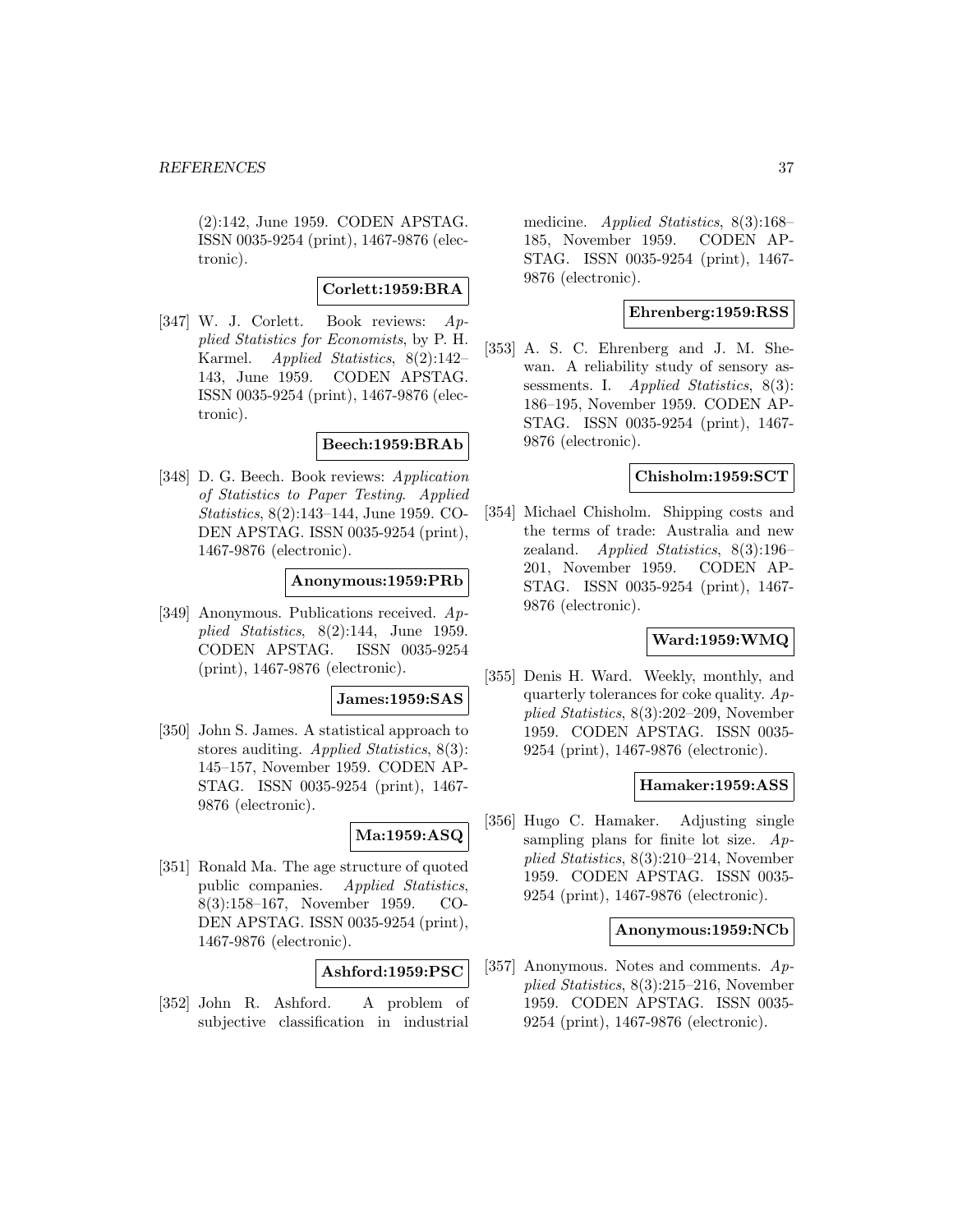(2):142, June 1959. CODEN APSTAG. ISSN 0035-9254 (print), 1467-9876 (electronic).

**Corlett:1959:BRA**

[347] W. J. Corlett. Book reviews: *Applied Statistics for Economists*, by P. H. Karmel. *Applied Statistics*, 8(2):142–143, June 1959. CODEN APSTAG. ISSN 0035-9254 (print), 1467-9876 (electronic).

**Beech:1959:BRAb**

[348] D. G. Beech. Book reviews: *Application of Statistics to Paper Testing*. *Applied Statistics*, 8(2):143–144, June 1959. CODEN APSTAG. ISSN 0035-9254 (print), 1467-9876 (electronic).

**Anonymous:1959:PRb**

[349] Anonymous. Publications received. *Applied Statistics*, 8(2):144, June 1959. CODEN APSTAG. ISSN 0035-9254 (print), 1467-9876 (electronic).

**James:1959:SAS**

[350] John S. James. A statistical approach to stores auditing. *Applied Statistics*, 8(3): 145–157, November 1959. CODEN APSTAG. ISSN 0035-9254 (print), 1467-9876 (electronic).

**Ma:1959:ASQ**

[351] Ronald Ma. The age structure of quoted public companies. *Applied Statistics*, 8(3):158–167, November 1959. CODEN APSTAG. ISSN 0035-9254 (print), 1467-9876 (electronic).

**Ashford:1959:PSC**

[352] John R. Ashford. A problem of subjective classification in industrial medicine. *Applied Statistics*, 8(3):168–185, November 1959. CODEN APSTAG. ISSN 0035-9254 (print), 1467-9876 (electronic).

**Ehrenberg:1959:RSS**

[353] A. S. C. Ehrenberg and J. M. Shewan. A reliability study of sensory assessments. I. *Applied Statistics*, 8(3): 186–195, November 1959. CODEN APSTAG. ISSN 0035-9254 (print), 1467-9876 (electronic).

**Chisholm:1959:SCT**

[354] Michael Chisholm. Shipping costs and the terms of trade: Australia and new zealand. *Applied Statistics*, 8(3):196–201, November 1959. CODEN APSTAG. ISSN 0035-9254 (print), 1467-9876 (electronic).

**Ward:1959:WMQ**

[355] Denis H. Ward. Weekly, monthly, and quarterly tolerances for coke quality. *Applied Statistics*, 8(3):202–209, November 1959. CODEN APSTAG. ISSN 0035-9254 (print), 1467-9876 (electronic).

**Hamaker:1959:ASS**

[356] Hugo C. Hamaker. Adjusting single sampling plans for finite lot size. *Applied Statistics*, 8(3):210–214, November 1959. CODEN APSTAG. ISSN 0035-9254 (print), 1467-9876 (electronic).

**Anonymous:1959:NCb**

[357] Anonymous. Notes and comments. *Applied Statistics*, 8(3):215–216, November 1959. CODEN APSTAG. ISSN 0035-9254 (print), 1467-9876 (electronic).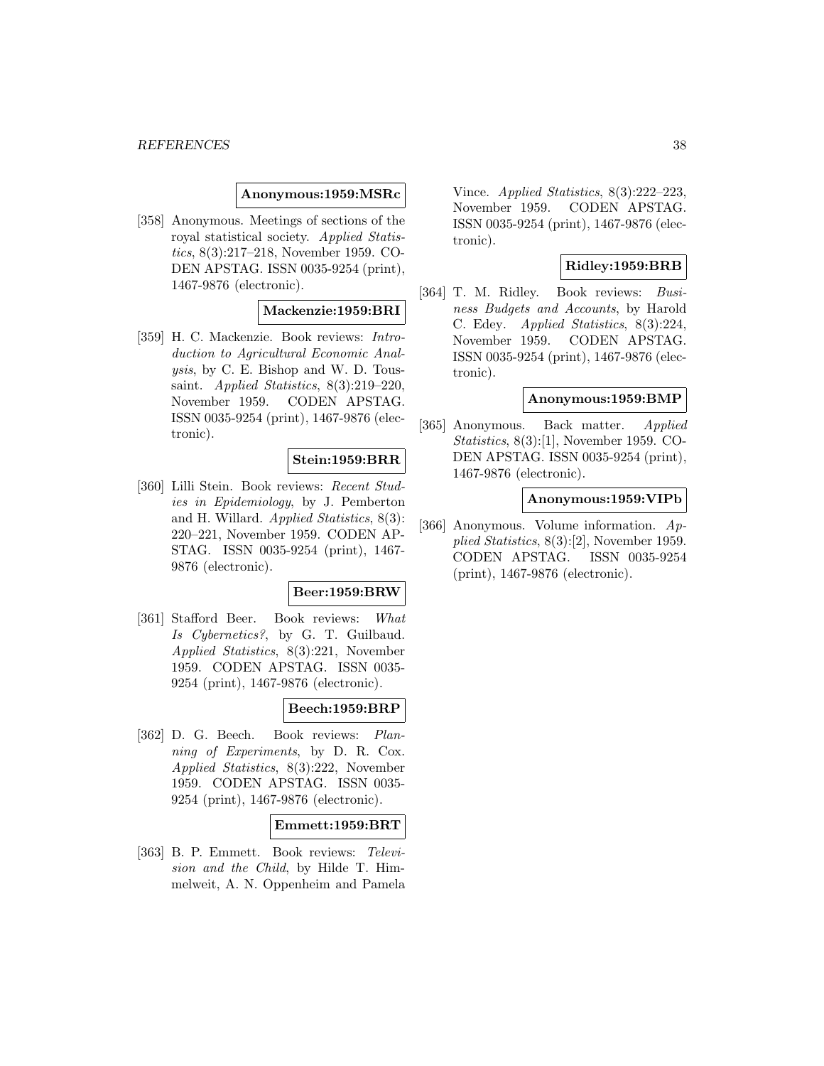**Anonymous:1959:MSRc**

[358] Anonymous. Meetings of sections of the royal statistical society. *Applied Statistics*, 8(3):217–218, November 1959. CODEN APSTAG. ISSN 0035-9254 (print), 1467-9876 (electronic).

**Mackenzie:1959:BRI**

[359] H. C. Mackenzie. Book reviews: *Introduction to Agricultural Economic Analysis*, by C. E. Bishop and W. D. Toussaint. *Applied Statistics*, 8(3):219–220, November 1959. CODEN APSTAG. ISSN 0035-9254 (print), 1467-9876 (electronic).

**Stein:1959:BRR**

[360] Lilli Stein. Book reviews: *Recent Studies in Epidemiology*, by J. Pemberton and H. Willard. *Applied Statistics*, 8(3): 220–221, November 1959. CODEN APSTAG. ISSN 0035-9254 (print), 1467-9876 (electronic).

**Beer:1959:BRW**

[361] Stafford Beer. Book reviews: *What Is Cybernetics?*, by G. T. Guilbaud. *Applied Statistics*, 8(3):221, November 1959. CODEN APSTAG. ISSN 0035-9254 (print), 1467-9876 (electronic).

**Beech:1959:BRP**

[362] D. G. Beech. Book reviews: *Planning of Experiments*, by D. R. Cox. *Applied Statistics*, 8(3):222, November 1959. CODEN APSTAG. ISSN 0035-9254 (print), 1467-9876 (electronic).

**Emmett:1959:BRT**

[363] B. P. Emmett. Book reviews: *Television and the Child*, by Hilde T. Himmelweit, A. N. Oppenheim and Pamela Vince. *Applied Statistics*, 8(3):222–223, November 1959. CODEN APSTAG. ISSN 0035-9254 (print), 1467-9876 (electronic).

**Ridley:1959:BRB**

[364] T. M. Ridley. Book reviews: *Business Budgets and Accounts*, by Harold C. Edey. *Applied Statistics*, 8(3):224, November 1959. CODEN APSTAG. ISSN 0035-9254 (print), 1467-9876 (electronic).

**Anonymous:1959:BMP**

[365] Anonymous. Back matter. *Applied Statistics*, 8(3):[1], November 1959. CODEN APSTAG. ISSN 0035-9254 (print), 1467-9876 (electronic).

**Anonymous:1959:VIPb**

[366] Anonymous. Volume information. *Applied Statistics*, 8(3):[2], November 1959. CODEN APSTAG. ISSN 0035-9254 (print), 1467-9876 (electronic).